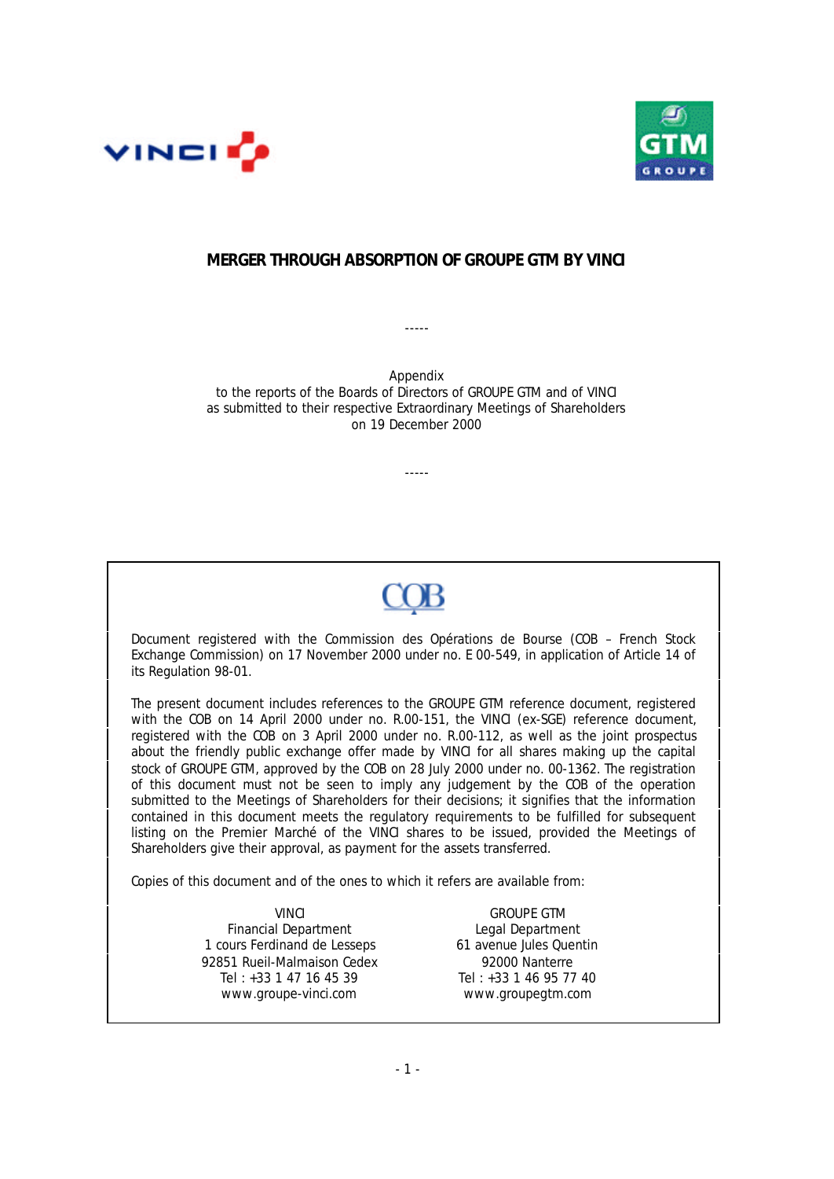# MERGER THROUGH ABSORPTION OF GROUPE GTM BY VINCI

-----

Appendix
to the reports of the Boards of Directors of GROUPE GTM and of VINCI
as submitted to their respective Extraordinary Meetings of Shareholders
on 19 December 2000

-----

COB

Document registered with the Commission des Opérations de Bourse (COB – French Stock Exchange Commission) on 17 November 2000 under no. E 00-549, in application of Article 14 of its Regulation 98-01.

The present document includes references to the GROUPE GTM reference document, registered with the COB on 14 April 2000 under no. R.00-151, the VINCI (ex-SGE) reference document, registered with the COB on 3 April 2000 under no. R.00-112, as well as the joint prospectus about the friendly public exchange offer made by VINCI for all shares making up the capital stock of GROUPE GTM, approved by the COB on 28 July 2000 under no. 00-1362. The registration of this document must not be seen to imply any judgement by the COB of the operation submitted to the Meetings of Shareholders for their decisions; it signifies that the information contained in this document meets the regulatory requirements to be fulfilled for subsequent listing on the Premier Marché of the VINCI shares to be issued, provided the Meetings of Shareholders give their approval, as payment for the assets transferred.

Copies of this document and of the ones to which it refers are available from:

VINCI
Financial Department
1 cours Ferdinand de Lesseps
92851 Rueil-Malmaison Cedex
Tel : +33 1 47 16 45 39
www.groupe-vinci.com

GROUPE GTM
Legal Department
61 avenue Jules Quentin
92000 Nanterre
Tel : +33 1 46 95 77 40
www.groupegtm.com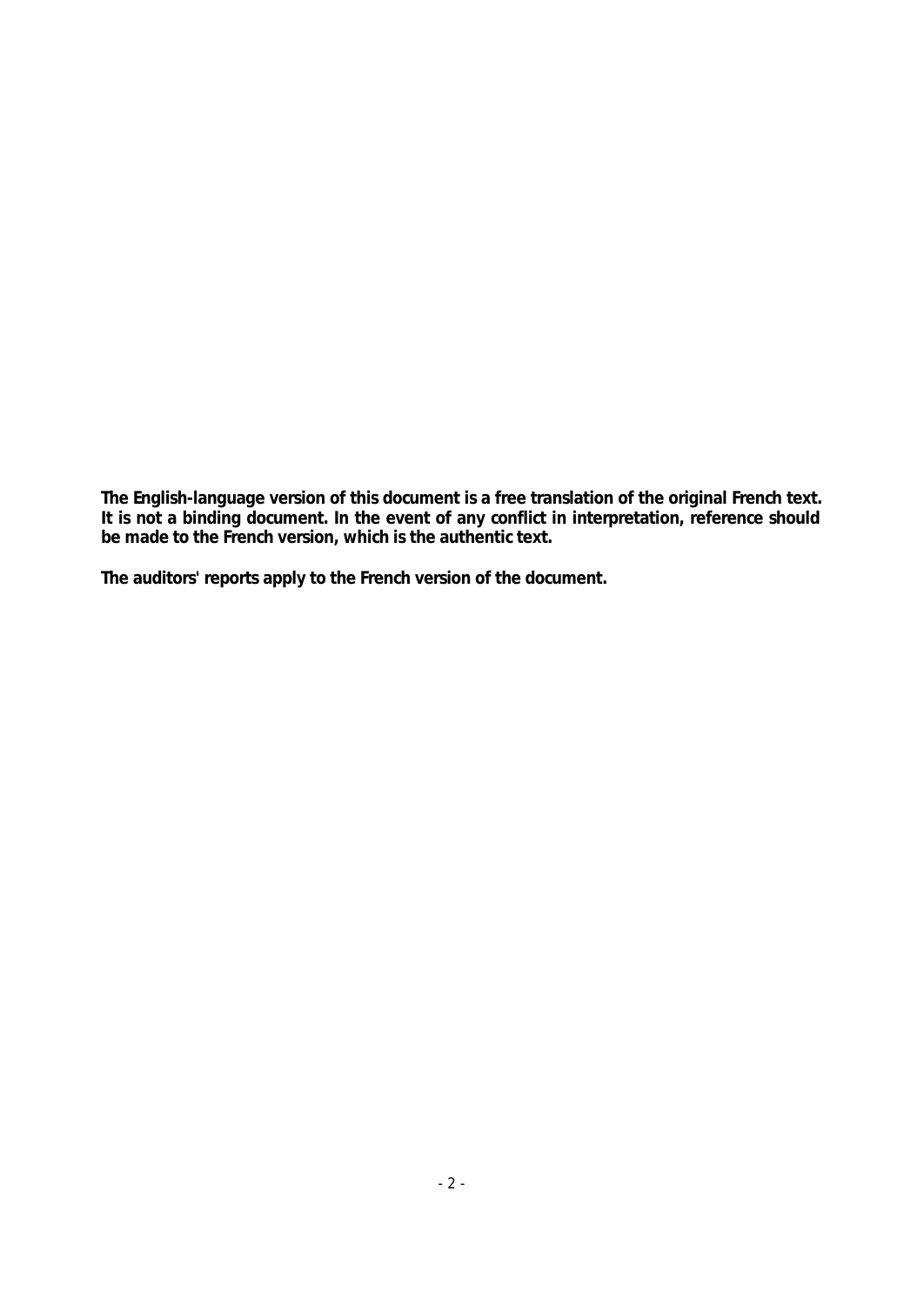**The English-language version of this document is a free translation of the original French text. It is not a binding document. In the event of any conflict in interpretation, reference should be made to the French version, which is the authentic text.**

**The auditors' reports apply to the French version of the document.**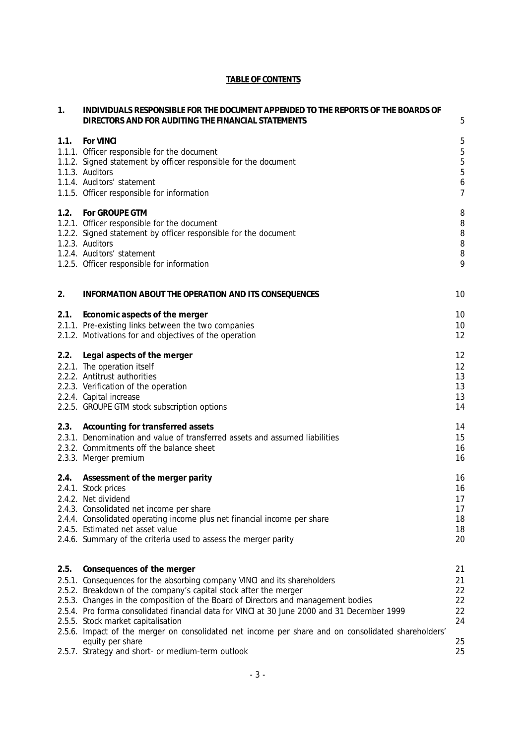# TABLE OF CONTENTS

| | | |
|---|---|---|
| **1.** | **INDIVIDUALS RESPONSIBLE FOR THE DOCUMENT APPENDED TO THE REPORTS OF THE BOARDS OF DIRECTORS AND FOR AUDITING THE FINANCIAL STATEMENTS** | 5 |
| **1.1.** | **For VINCI** | 5 |
| 1.1.1. | Officer responsible for the document | 5 |
| 1.1.2. | Signed statement by officer responsible for the document | 5 |
| 1.1.3. | Auditors | 5 |
| 1.1.4. | Auditors' statement | 6 |
| 1.1.5. | Officer responsible for information | 7 |
| **1.2.** | **For GROUPE GTM** | 8 |
| 1.2.1. | Officer responsible for the document | 8 |
| 1.2.2. | Signed statement by officer responsible for the document | 8 |
| 1.2.3. | Auditors | 8 |
| 1.2.4. | Auditors' statement | 8 |
| 1.2.5. | Officer responsible for information | 9 |
| **2.** | **INFORMATION ABOUT THE OPERATION AND ITS CONSEQUENCES** | 10 |
| **2.1.** | **Economic aspects of the merger** | 10 |
| 2.1.1. | Pre-existing links between the two companies | 10 |
| 2.1.2. | Motivations for and objectives of the operation | 12 |
| **2.2.** | **Legal aspects of the merger** | 12 |
| 2.2.1. | The operation itself | 12 |
| 2.2.2. | Antitrust authorities | 13 |
| 2.2.3. | Verification of the operation | 13 |
| 2.2.4. | Capital increase | 13 |
| 2.2.5. | GROUPE GTM stock subscription options | 14 |
| **2.3.** | **Accounting for transferred assets** | 14 |
| 2.3.1. | Denomination and value of transferred assets and assumed liabilities | 15 |
| 2.3.2. | Commitments off the balance sheet | 16 |
| 2.3.3. | Merger premium | 16 |
| **2.4.** | **Assessment of the merger parity** | 16 |
| 2.4.1. | Stock prices | 16 |
| 2.4.2. | Net dividend | 17 |
| 2.4.3. | Consolidated net income per share | 17 |
| 2.4.4. | Consolidated operating income plus net financial income per share | 18 |
| 2.4.5. | Estimated net asset value | 18 |
| 2.4.6. | Summary of the criteria used to assess the merger parity | 20 |
| **2.5.** | **Consequences of the merger** | 21 |
| 2.5.1. | Consequences for the absorbing company VINCI and its shareholders | 21 |
| 2.5.2. | Breakdown of the company's capital stock after the merger | 22 |
| 2.5.3. | Changes in the composition of the Board of Directors and management bodies | 22 |
| 2.5.4. | Pro forma consolidated financial data for VINCI at 30 June 2000 and 31 December 1999 | 22 |
| 2.5.5. | Stock market capitalisation | 24 |
| 2.5.6. | Impact of the merger on consolidated net income per share and on consolidated shareholders' equity per share | 25 |
| 2.5.7. | Strategy and short- or medium-term outlook | 25 |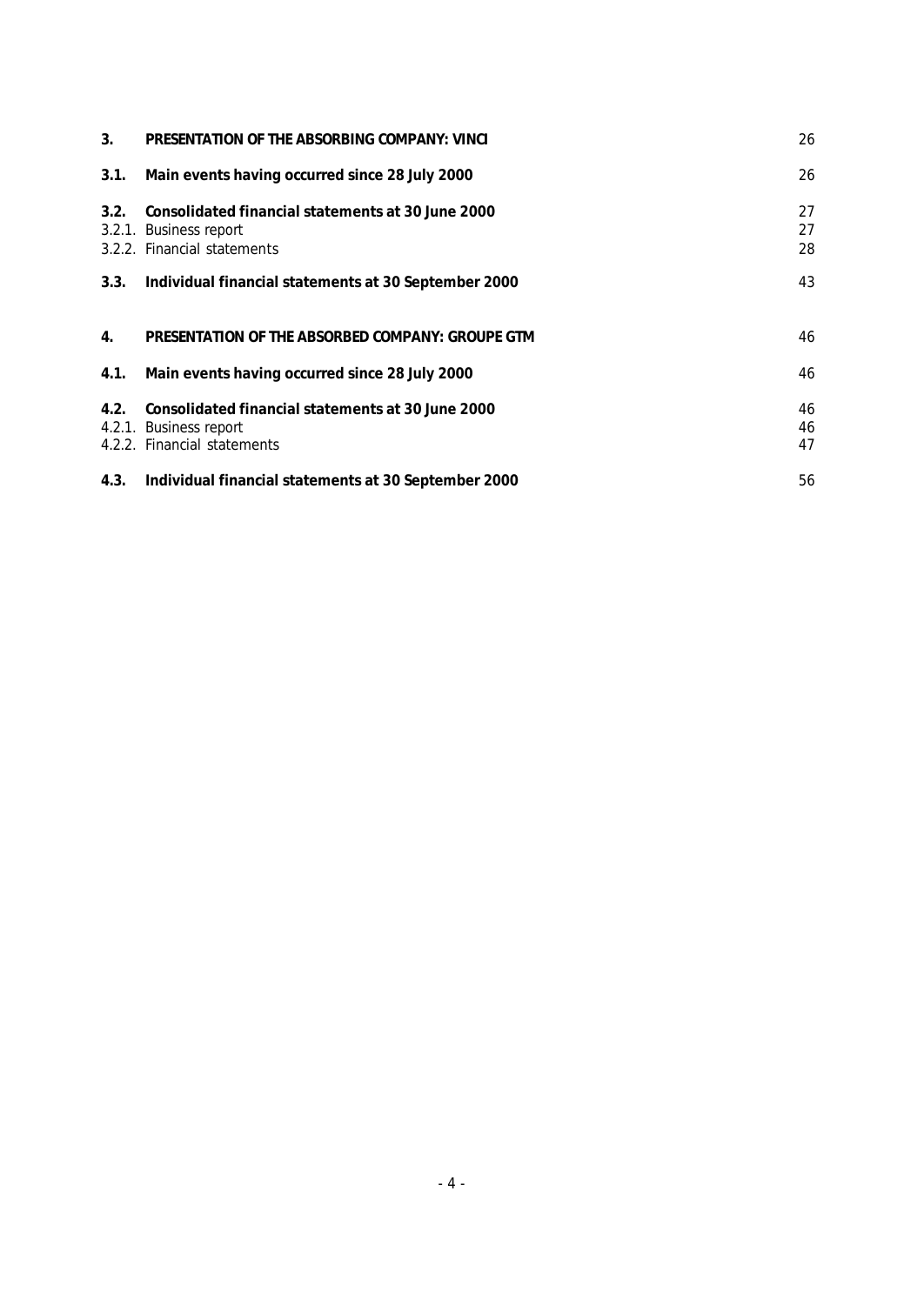| | | |
|---|---|---|
| **3.** | **PRESENTATION OF THE ABSORBING COMPANY: VINCI** | 26 |
| **3.1.** | **Main events having occurred since 28 July 2000** | 26 |
| **3.2.** | **Consolidated financial statements at 30 June 2000** | 27 |
| 3.2.1. | Business report | 27 |
| 3.2.2. | Financial statements | 28 |
| **3.3.** | **Individual financial statements at 30 September 2000** | 43 |
| **4.** | **PRESENTATION OF THE ABSORBED COMPANY: GROUPE GTM** | 46 |
| **4.1.** | **Main events having occurred since 28 July 2000** | 46 |
| **4.2.** | **Consolidated financial statements at 30 June 2000** | 46 |
| 4.2.1. | Business report | 46 |
| 4.2.2. | Financial statements | 47 |
| **4.3.** | **Individual financial statements at 30 September 2000** | 56 |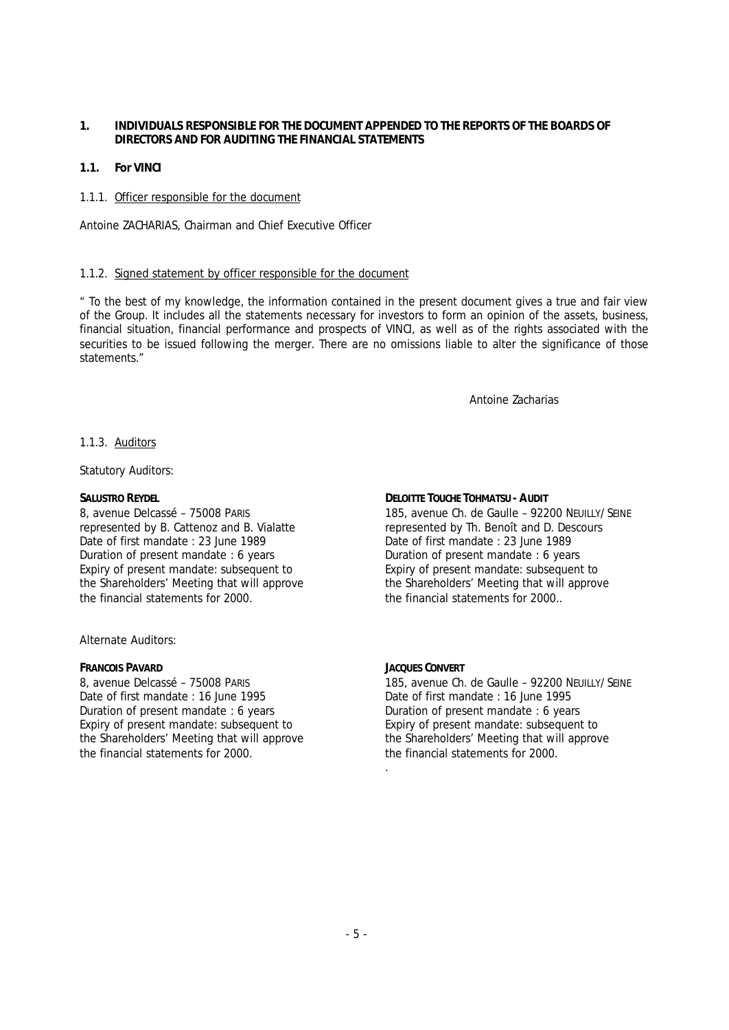# 1. INDIVIDUALS RESPONSIBLE FOR THE DOCUMENT APPENDED TO THE REPORTS OF THE BOARDS OF DIRECTORS AND FOR AUDITING THE FINANCIAL STATEMENTS

## 1.1. For VINCI

### 1.1.1. Officer responsible for the document

Antoine ZACHARIAS, Chairman and Chief Executive Officer

### 1.1.2. Signed statement by officer responsible for the document

" To the best of my knowledge, the information contained in the present document gives a true and fair view of the Group. It includes all the statements necessary for investors to form an opinion of the assets, business, financial situation, financial performance and prospects of VINCI, as well as of the rights associated with the securities to be issued following the merger. There are no omissions liable to alter the significance of those statements."

Antoine Zacharias

### 1.1.3. Auditors

Statutory Auditors:

**SALUSTRO REYDEL**
8, avenue Delcassé – 75008 PARIS
represented by B. Cattenoz and B. Vialatte
Date of first mandate : 23 June 1989
Duration of present mandate : 6 years
Expiry of present mandate: subsequent to the Shareholders' Meeting that will approve the financial statements for 2000.

**DELOITTE TOUCHE TOHMATSU - AUDIT**
185, avenue Ch. de Gaulle – 92200 NEUILLY/SEINE
represented by Th. Benoît and D. Descours
Date of first mandate : 23 June 1989
Duration of present mandate : 6 years
Expiry of present mandate: subsequent to the Shareholders' Meeting that will approve the financial statements for 2000..

Alternate Auditors:

**FRANCOIS PAVARD**
8, avenue Delcassé – 75008 PARIS
Date of first mandate : 16 June 1995
Duration of present mandate : 6 years
Expiry of present mandate: subsequent to the Shareholders' Meeting that will approve the financial statements for 2000.

**JACQUES CONVERT**
185, avenue Ch. de Gaulle – 92200 NEUILLY/SEINE
Date of first mandate : 16 June 1995
Duration of present mandate : 6 years
Expiry of present mandate: subsequent to the Shareholders' Meeting that will approve the financial statements for 2000.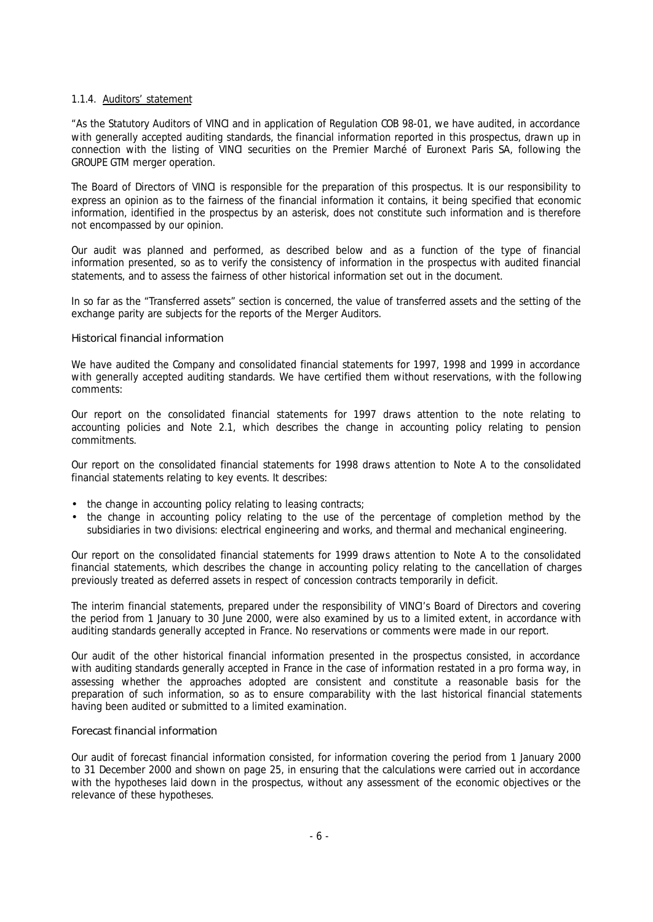#### 1.1.4. Auditors' statement

"As the Statutory Auditors of VINCI and in application of Regulation COB 98-01, we have audited, in accordance with generally accepted auditing standards, the financial information reported in this prospectus, drawn up in connection with the listing of VINCI securities on the Premier Marché of Euronext Paris SA, following the GROUPE GTM merger operation.

The Board of Directors of VINCI is responsible for the preparation of this prospectus. It is our responsibility to express an opinion as to the fairness of the financial information it contains, it being specified that economic information, identified in the prospectus by an asterisk, does not constitute such information and is therefore not encompassed by our opinion.

Our audit was planned and performed, as described below and as a function of the type of financial information presented, so as to verify the consistency of information in the prospectus with audited financial statements, and to assess the fairness of other historical information set out in the document.

In so far as the "Transferred assets" section is concerned, the value of transferred assets and the setting of the exchange parity are subjects for the reports of the Merger Auditors.

##### Historical financial information

We have audited the Company and consolidated financial statements for 1997, 1998 and 1999 in accordance with generally accepted auditing standards. We have certified them without reservations, with the following comments:

Our report on the consolidated financial statements for 1997 draws attention to the note relating to accounting policies and Note 2.1, which describes the change in accounting policy relating to pension commitments.

Our report on the consolidated financial statements for 1998 draws attention to Note A to the consolidated financial statements relating to key events. It describes:

- the change in accounting policy relating to leasing contracts;
- the change in accounting policy relating to the use of the percentage of completion method by the subsidiaries in two divisions: electrical engineering and works, and thermal and mechanical engineering.

Our report on the consolidated financial statements for 1999 draws attention to Note A to the consolidated financial statements, which describes the change in accounting policy relating to the cancellation of charges previously treated as deferred assets in respect of concession contracts temporarily in deficit.

The interim financial statements, prepared under the responsibility of VINCI's Board of Directors and covering the period from 1 January to 30 June 2000, were also examined by us to a limited extent, in accordance with auditing standards generally accepted in France. No reservations or comments were made in our report.

Our audit of the other historical financial information presented in the prospectus consisted, in accordance with auditing standards generally accepted in France in the case of information restated in a pro forma way, in assessing whether the approaches adopted are consistent and constitute a reasonable basis for the preparation of such information, so as to ensure comparability with the last historical financial statements having been audited or submitted to a limited examination.

##### Forecast financial information

Our audit of forecast financial information consisted, for information covering the period from 1 January 2000 to 31 December 2000 and shown on page 25, in ensuring that the calculations were carried out in accordance with the hypotheses laid down in the prospectus, without any assessment of the economic objectives or the relevance of these hypotheses.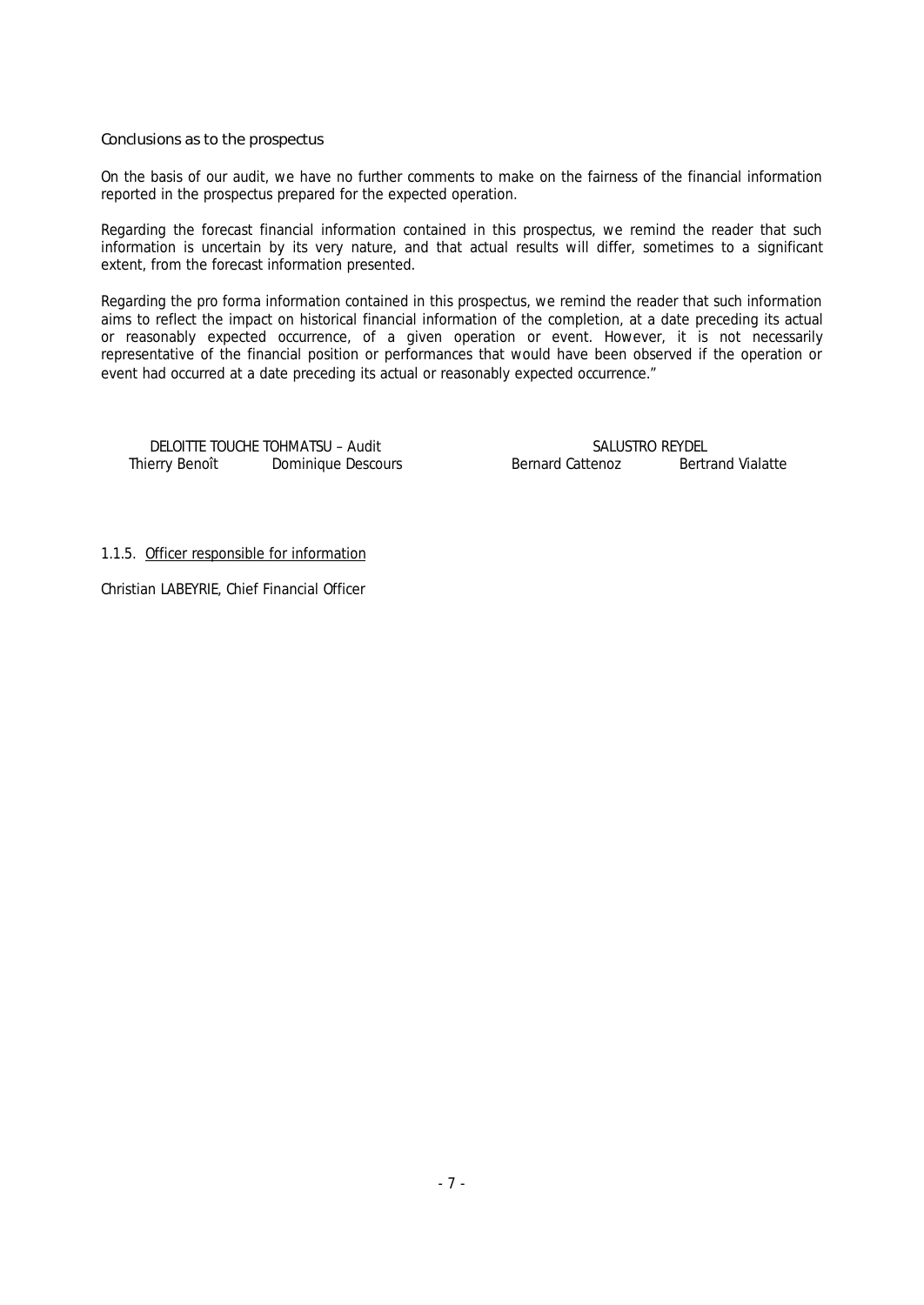Conclusions as to the prospectus

On the basis of our audit, we have no further comments to make on the fairness of the financial information reported in the prospectus prepared for the expected operation.

Regarding the forecast financial information contained in this prospectus, we remind the reader that such information is uncertain by its very nature, and that actual results will differ, sometimes to a significant extent, from the forecast information presented.

Regarding the pro forma information contained in this prospectus, we remind the reader that such information aims to reflect the impact on historical financial information of the completion, at a date preceding its actual or reasonably expected occurrence, of a given operation or event. However, it is not necessarily representative of the financial position or performances that would have been observed if the operation or event had occurred at a date preceding its actual or reasonably expected occurrence."

| DELOITTE TOUCHE TOHMATSU – Audit | | SALUSTRO REYDEL | |
|---|---|---|---|
| Thierry Benoît | Dominique Descours | Bernard Cattenoz | Bertrand Vialatte |

1.1.5. Officer responsible for information

Christian LABEYRIE, Chief Financial Officer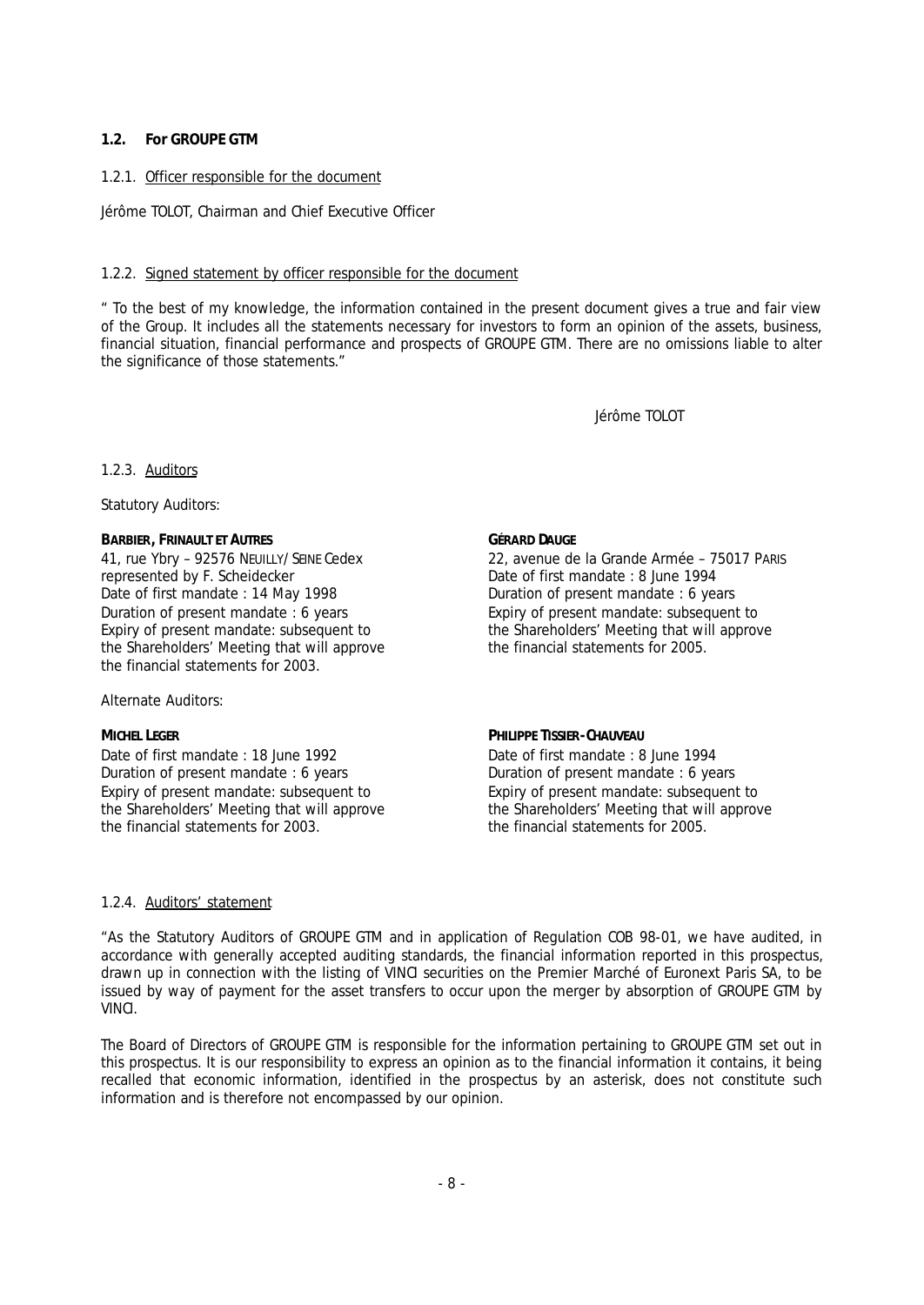### 1.2. For GROUPE GTM

#### 1.2.1. Officer responsible for the document

Jérôme TOLOT, Chairman and Chief Executive Officer

#### 1.2.2. Signed statement by officer responsible for the document

" To the best of my knowledge, the information contained in the present document gives a true and fair view of the Group. It includes all the statements necessary for investors to form an opinion of the assets, business, financial situation, financial performance and prospects of GROUPE GTM. There are no omissions liable to alter the significance of those statements."

Jérôme TOLOT

#### 1.2.3. Auditors

Statutory Auditors:

**BARBIER, FRINAULT ET AUTRES**
41, rue Ybry – 92576 NEUILLY/SEINE Cedex
represented by F. Scheidecker
Date of first mandate : 14 May 1998
Duration of present mandate : 6 years
Expiry of present mandate: subsequent to the Shareholders' Meeting that will approve the financial statements for 2003.

**GÉRARD DAUGE**
22, avenue de la Grande Armée – 75017 PARIS
Date of first mandate : 8 June 1994
Duration of present mandate : 6 years
Expiry of present mandate: subsequent to the Shareholders' Meeting that will approve the financial statements for 2005.

Alternate Auditors:

**MICHEL LEGER**
Date of first mandate : 18 June 1992
Duration of present mandate : 6 years
Expiry of present mandate: subsequent to the Shareholders' Meeting that will approve the financial statements for 2003.

**PHILIPPE TISSIER-CHAUVEAU**
Date of first mandate : 8 June 1994
Duration of present mandate : 6 years
Expiry of present mandate: subsequent to the Shareholders' Meeting that will approve the financial statements for 2005.

#### 1.2.4. Auditors' statement

"As the Statutory Auditors of GROUPE GTM and in application of Regulation COB 98-01, we have audited, in accordance with generally accepted auditing standards, the financial information reported in this prospectus, drawn up in connection with the listing of VINCI securities on the Premier Marché of Euronext Paris SA, to be issued by way of payment for the asset transfers to occur upon the merger by absorption of GROUPE GTM by VINCI.

The Board of Directors of GROUPE GTM is responsible for the information pertaining to GROUPE GTM set out in this prospectus. It is our responsibility to express an opinion as to the financial information it contains, it being recalled that economic information, identified in the prospectus by an asterisk, does not constitute such information and is therefore not encompassed by our opinion.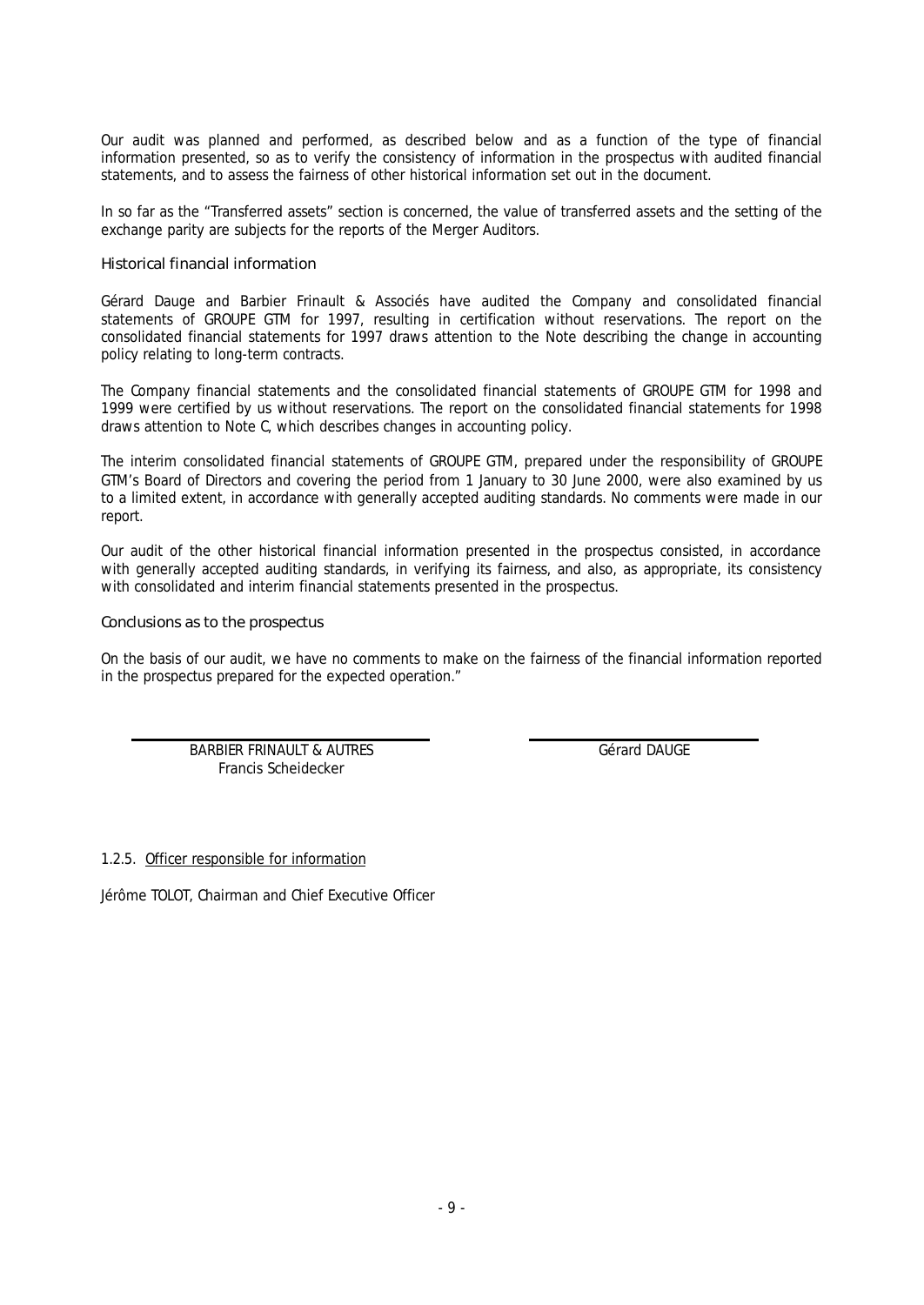Our audit was planned and performed, as described below and as a function of the type of financial information presented, so as to verify the consistency of information in the prospectus with audited financial statements, and to assess the fairness of other historical information set out in the document.

In so far as the "Transferred assets" section is concerned, the value of transferred assets and the setting of the exchange parity are subjects for the reports of the Merger Auditors.

### Historical financial information

Gérard Dauge and Barbier Frinault & Associés have audited the Company and consolidated financial statements of GROUPE GTM for 1997, resulting in certification without reservations. The report on the consolidated financial statements for 1997 draws attention to the Note describing the change in accounting policy relating to long-term contracts.

The Company financial statements and the consolidated financial statements of GROUPE GTM for 1998 and 1999 were certified by us without reservations. The report on the consolidated financial statements for 1998 draws attention to Note C, which describes changes in accounting policy.

The interim consolidated financial statements of GROUPE GTM, prepared under the responsibility of GROUPE GTM's Board of Directors and covering the period from 1 January to 30 June 2000, were also examined by us to a limited extent, in accordance with generally accepted auditing standards. No comments were made in our report.

Our audit of the other historical financial information presented in the prospectus consisted, in accordance with generally accepted auditing standards, in verifying its fairness, and also, as appropriate, its consistency with consolidated and interim financial statements presented in the prospectus.

### Conclusions as to the prospectus

On the basis of our audit, we have no comments to make on the fairness of the financial information reported in the prospectus prepared for the expected operation."

| BARBIER FRINAULT & AUTRES<br>Francis Scheidecker | Gérard DAUGE |
|---|---|

1.2.5. Officer responsible for information

Jérôme TOLOT, Chairman and Chief Executive Officer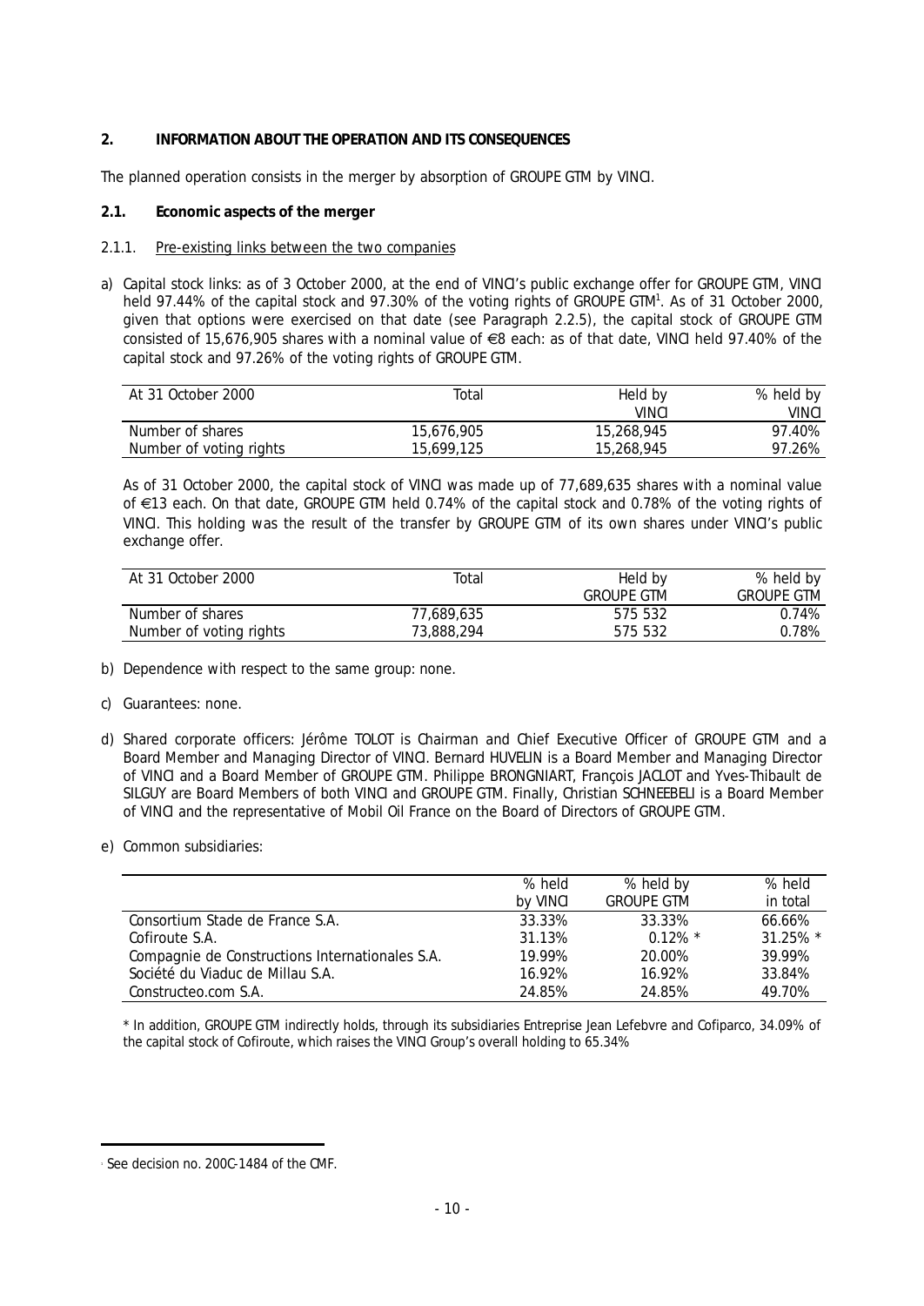## 2. INFORMATION ABOUT THE OPERATION AND ITS CONSEQUENCES

The planned operation consists in the merger by absorption of GROUPE GTM by VINCI.

### 2.1. Economic aspects of the merger

#### 2.1.1. Pre-existing links between the two companies

a) Capital stock links: as of 3 October 2000, at the end of VINCI's public exchange offer for GROUPE GTM, VINCI held 97.44% of the capital stock and 97.30% of the voting rights of GROUPE GTM[1]. As of 31 October 2000, given that options were exercised on that date (see Paragraph 2.2.5), the capital stock of GROUPE GTM consisted of 15,676,905 shares with a nominal value of €8 each: as of that date, VINCI held 97.40% of the capital stock and 97.26% of the voting rights of GROUPE GTM.

| At 31 October 2000 | Total | Held by VINCI | % held by VINCI |
|---|---|---|---|
| Number of shares | 15,676,905 | 15,268,945 | 97.40% |
| Number of voting rights | 15,699,125 | 15,268,945 | 97.26% |

As of 31 October 2000, the capital stock of VINCI was made up of 77,689,635 shares with a nominal value of €13 each. On that date, GROUPE GTM held 0.74% of the capital stock and 0.78% of the voting rights of VINCI. This holding was the result of the transfer by GROUPE GTM of its own shares under VINCI's public exchange offer.

| At 31 October 2000 | Total | Held by GROUPE GTM | % held by GROUPE GTM |
|---|---|---|---|
| Number of shares | 77,689,635 | 575 532 | 0.74% |
| Number of voting rights | 73,888,294 | 575 532 | 0.78% |

b) Dependence with respect to the same group: none.

c) Guarantees: none.

d) Shared corporate officers: Jérôme TOLOT is Chairman and Chief Executive Officer of GROUPE GTM and a Board Member and Managing Director of VINCI. Bernard HUVELIN is a Board Member and Managing Director of VINCI and a Board Member of GROUPE GTM. Philippe BRONGNIART, François JACLOT and Yves-Thibault de SILGUY are Board Members of both VINCI and GROUPE GTM. Finally, Christian SCHNEEBELI is a Board Member of VINCI and the representative of Mobil Oil France on the Board of Directors of GROUPE GTM.

e) Common subsidiaries:

| | % held by VINCI | % held by GROUPE GTM | % held in total |
|---|---|---|---|
| Consortium Stade de France S.A. | 33.33% | 33.33% | 66.66% |
| Cofiroute S.A. | 31.13% | 0.12% * | 31.25% * |
| Compagnie de Constructions Internationales S.A. | 19.99% | 20.00% | 39.99% |
| Société du Viaduc de Millau S.A. | 16.92% | 16.92% | 33.84% |
| Constructeo.com S.A. | 24.85% | 24.85% | 49.70% |

* In addition, GROUPE GTM indirectly holds, through its subsidiaries Entreprise Jean Lefebvre and Cofiparco, 34.09% of the capital stock of Cofiroute, which raises the VINCI Group's overall holding to 65.34%

[1] See decision no. 200C-1484 of the CMF.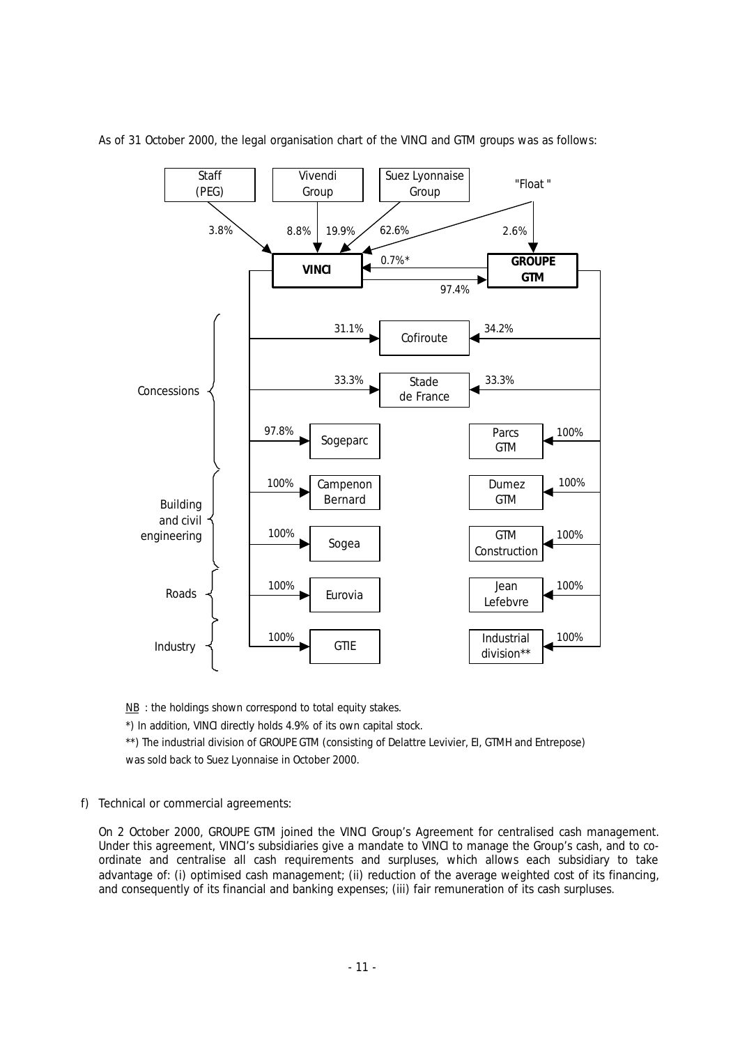As of 31 October 2000, the legal organisation chart of the VINCI and GTM groups was as follows:

**Shareholders of VINCI and GROUPE GTM**

| Shareholder | VINCI | GROUPE GTM |
|---|---|---|
| Staff (PEG) | 3.8% | |
| Vivendi Group | 8.8% | |
| Suez Lyonnaise Group | 19.9% | |
| "Float" | 62.6% | 2.6% |
| GROUPE GTM | 0.7%* | |
| VINCI | | 97.4% |

**Subsidiaries**

| Business | VINCI | Holding | GROUPE GTM | Holding |
|---|---|---|---|---|
| Concessions | Cofiroute | 31.1% | Cofiroute | 34.2% |
| Concessions | Stade de France | 33.3% | Stade de France | 33.3% |
| Concessions | Sogeparc | 97.8% | Parcs GTM | 100% |
| Building and civil engineering | Campenon Bernard | 100% | Dumez GTM | 100% |
| Building and civil engineering | Sogea | 100% | GTM Construction | 100% |
| Roads | Eurovia | 100% | Jean Lefebvre | 100% |
| Industry | GTIE | 100% | Industrial division** | 100% |

NB : the holdings shown correspond to total equity stakes.

*) In addition, VINCI directly holds 4.9% of its own capital stock.

**) The industrial division of GROUPE GTM (consisting of Delattre Levivier, EI, GTMH and Entrepose) was sold back to Suez Lyonnaise in October 2000.

f) Technical or commercial agreements:

On 2 October 2000, GROUPE GTM joined the VINCI Group's Agreement for centralised cash management. Under this agreement, VINCI's subsidiaries give a mandate to VINCI to manage the Group's cash, and to co-ordinate and centralise all cash requirements and surpluses, which allows each subsidiary to take advantage of: (i) optimised cash management; (ii) reduction of the average weighted cost of its financing, and consequently of its financial and banking expenses; (iii) fair remuneration of its cash surpluses.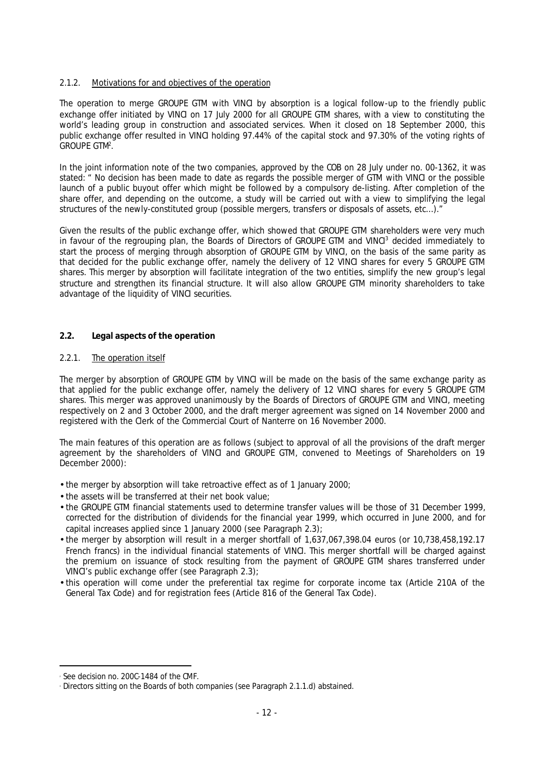#### 2.1.2. Motivations for and objectives of the operation

The operation to merge GROUPE GTM with VINCI by absorption is a logical follow-up to the friendly public exchange offer initiated by VINCI on 17 July 2000 for all GROUPE GTM shares, with a view to constituting the world's leading group in construction and associated services. When it closed on 18 September 2000, this public exchange offer resulted in VINCI holding 97.44% of the capital stock and 97.30% of the voting rights of GROUPE GTM[2].

In the joint information note of the two companies, approved by the COB on 28 July under no. 00-1362, it was stated: " No decision has been made to date as regards the possible merger of GTM with VINCI or the possible launch of a public buyout offer which might be followed by a compulsory de-listing. After completion of the share offer, and depending on the outcome, a study will be carried out with a view to simplifying the legal structures of the newly-constituted group (possible mergers, transfers or disposals of assets, etc...)."

Given the results of the public exchange offer, which showed that GROUPE GTM shareholders were very much in favour of the regrouping plan, the Boards of Directors of GROUPE GTM and VINCI[3] decided immediately to start the process of merging through absorption of GROUPE GTM by VINCI, on the basis of the same parity as that decided for the public exchange offer, namely the delivery of 12 VINCI shares for every 5 GROUPE GTM shares. This merger by absorption will facilitate integration of the two entities, simplify the new group's legal structure and strengthen its financial structure. It will also allow GROUPE GTM minority shareholders to take advantage of the liquidity of VINCI securities.

### 2.2. Legal aspects of the operation

#### 2.2.1. The operation itself

The merger by absorption of GROUPE GTM by VINCI will be made on the basis of the same exchange parity as that applied for the public exchange offer, namely the delivery of 12 VINCI shares for every 5 GROUPE GTM shares. This merger was approved unanimously by the Boards of Directors of GROUPE GTM and VINCI, meeting respectively on 2 and 3 October 2000, and the draft merger agreement was signed on 14 November 2000 and registered with the Clerk of the Commercial Court of Nanterre on 16 November 2000.

The main features of this operation are as follows (subject to approval of all the provisions of the draft merger agreement by the shareholders of VINCI and GROUPE GTM, convened to Meetings of Shareholders on 19 December 2000):

- the merger by absorption will take retroactive effect as of 1 January 2000;
- the assets will be transferred at their net book value;
- the GROUPE GTM financial statements used to determine transfer values will be those of 31 December 1999, corrected for the distribution of dividends for the financial year 1999, which occurred in June 2000, and for capital increases applied since 1 January 2000 (see Paragraph 2.3);
- the merger by absorption will result in a merger shortfall of 1,637,067,398.04 euros (or 10,738,458,192.17 French francs) in the individual financial statements of VINCI. This merger shortfall will be charged against the premium on issuance of stock resulting from the payment of GROUPE GTM shares transferred under VINCI's public exchange offer (see Paragraph 2.3);
- this operation will come under the preferential tax regime for corporate income tax (Article 210A of the General Tax Code) and for registration fees (Article 816 of the General Tax Code).

---

[2] See decision no. 200C-1484 of the CMF.

[3] Directors sitting on the Boards of both companies (see Paragraph 2.1.1.d) abstained.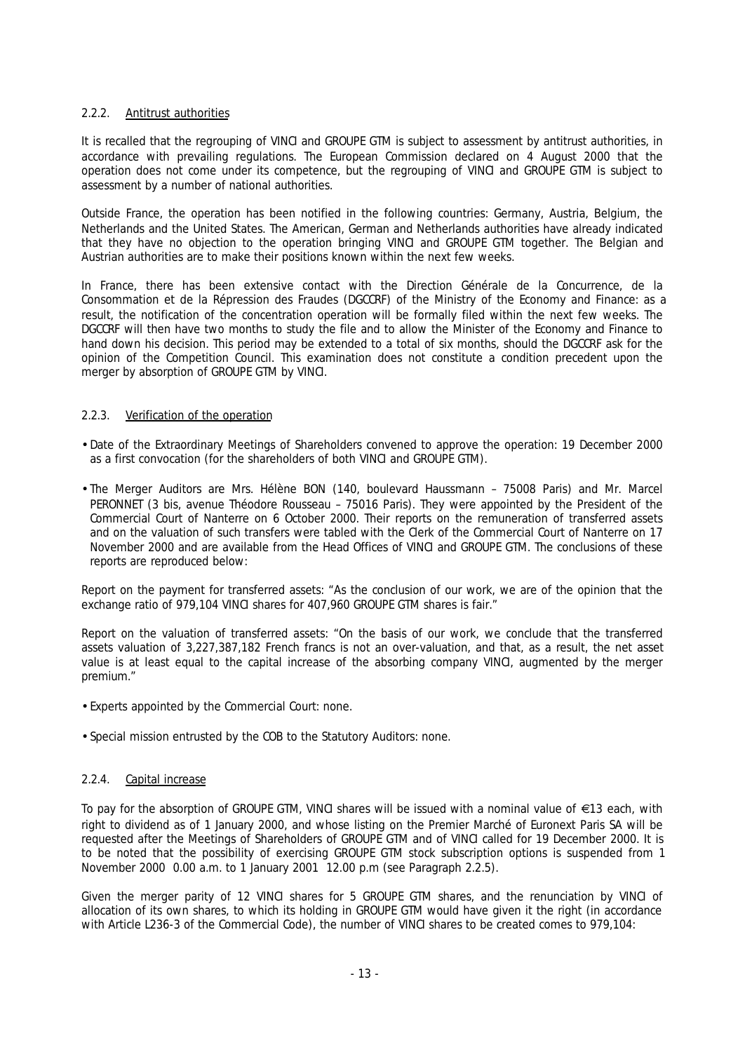### 2.2.2. Antitrust authorities

It is recalled that the regrouping of VINCI and GROUPE GTM is subject to assessment by antitrust authorities, in accordance with prevailing regulations. The European Commission declared on 4 August 2000 that the operation does not come under its competence, but the regrouping of VINCI and GROUPE GTM is subject to assessment by a number of national authorities.

Outside France, the operation has been notified in the following countries: Germany, Austria, Belgium, the Netherlands and the United States. The American, German and Netherlands authorities have already indicated that they have no objection to the operation bringing VINCI and GROUPE GTM together. The Belgian and Austrian authorities are to make their positions known within the next few weeks.

In France, there has been extensive contact with the Direction Générale de la Concurrence, de la Consommation et de la Répression des Fraudes (DGCCRF) of the Ministry of the Economy and Finance: as a result, the notification of the concentration operation will be formally filed within the next few weeks. The DGCCRF will then have two months to study the file and to allow the Minister of the Economy and Finance to hand down his decision. This period may be extended to a total of six months, should the DGCCRF ask for the opinion of the Competition Council. This examination does not constitute a condition precedent upon the merger by absorption of GROUPE GTM by VINCI.

### 2.2.3. Verification of the operation

- Date of the Extraordinary Meetings of Shareholders convened to approve the operation: 19 December 2000 as a first convocation (for the shareholders of both VINCI and GROUPE GTM).
- The Merger Auditors are Mrs. Hélène BON (140, boulevard Haussmann – 75008 Paris) and Mr. Marcel PERONNET (3 bis, avenue Théodore Rousseau – 75016 Paris). They were appointed by the President of the Commercial Court of Nanterre on 6 October 2000. Their reports on the remuneration of transferred assets and on the valuation of such transfers were tabled with the Clerk of the Commercial Court of Nanterre on 17 November 2000 and are available from the Head Offices of VINCI and GROUPE GTM. The conclusions of these reports are reproduced below:

Report on the payment for transferred assets: "As the conclusion of our work, we are of the opinion that the exchange ratio of 979,104 VINCI shares for 407,960 GROUPE GTM shares is fair."

Report on the valuation of transferred assets: "On the basis of our work, we conclude that the transferred assets valuation of 3,227,387,182 French francs is not an over-valuation, and that, as a result, the net asset value is at least equal to the capital increase of the absorbing company VINCI, augmented by the merger premium."

- Experts appointed by the Commercial Court: none.
- Special mission entrusted by the COB to the Statutory Auditors: none.

### 2.2.4. Capital increase

To pay for the absorption of GROUPE GTM, VINCI shares will be issued with a nominal value of €13 each, with right to dividend as of 1 January 2000, and whose listing on the Premier Marché of Euronext Paris SA will be requested after the Meetings of Shareholders of GROUPE GTM and of VINCI called for 19 December 2000. It is to be noted that the possibility of exercising GROUPE GTM stock subscription options is suspended from 1 November 2000 0.00 a.m. to 1 January 2001 12.00 p.m (see Paragraph 2.2.5).

Given the merger parity of 12 VINCI shares for 5 GROUPE GTM shares, and the renunciation by VINCI of allocation of its own shares, to which its holding in GROUPE GTM would have given it the right (in accordance with Article L236-3 of the Commercial Code), the number of VINCI shares to be created comes to 979,104: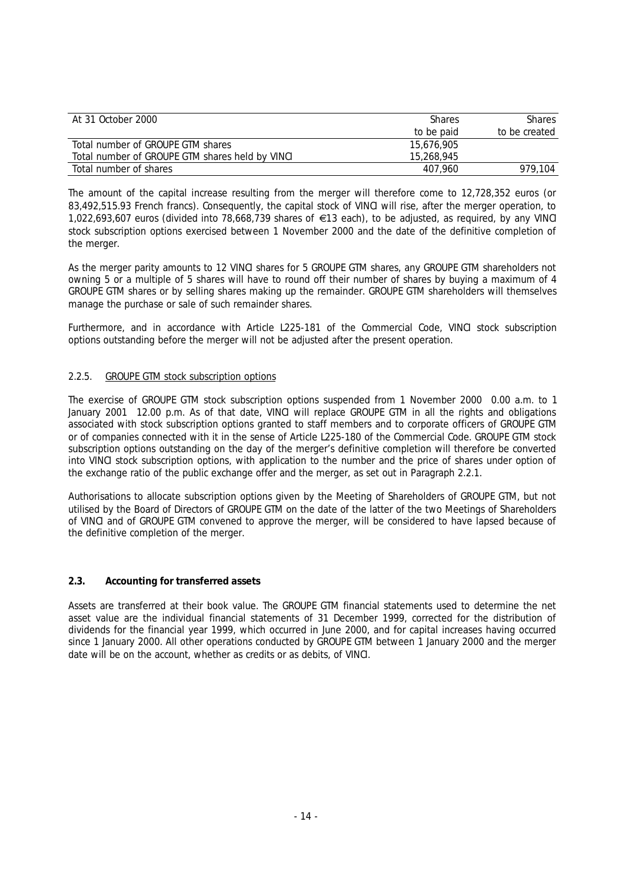| At 31 October 2000 | Shares to be paid | Shares to be created |
|---|---|---|
| Total number of GROUPE GTM shares | 15,676,905 | |
| Total number of GROUPE GTM shares held by VINCI | 15,268,945 | |
| Total number of shares | 407,960 | 979,104 |

The amount of the capital increase resulting from the merger will therefore come to 12,728,352 euros (or 83,492,515.93 French francs). Consequently, the capital stock of VINCI will rise, after the merger operation, to 1,022,693,607 euros (divided into 78,668,739 shares of €13 each), to be adjusted, as required, by any VINCI stock subscription options exercised between 1 November 2000 and the date of the definitive completion of the merger.

As the merger parity amounts to 12 VINCI shares for 5 GROUPE GTM shares, any GROUPE GTM shareholders not owning 5 or a multiple of 5 shares will have to round off their number of shares by buying a maximum of 4 GROUPE GTM shares or by selling shares making up the remainder. GROUPE GTM shareholders will themselves manage the purchase or sale of such remainder shares.

Furthermore, and in accordance with Article L225-181 of the Commercial Code, VINCI stock subscription options outstanding before the merger will not be adjusted after the present operation.

#### 2.2.5. GROUPE GTM stock subscription options

The exercise of GROUPE GTM stock subscription options suspended from 1 November 2000 0.00 a.m. to 1 January 2001 12.00 p.m. As of that date, VINCI will replace GROUPE GTM in all the rights and obligations associated with stock subscription options granted to staff members and to corporate officers of GROUPE GTM or of companies connected with it in the sense of Article L225-180 of the Commercial Code. GROUPE GTM stock subscription options outstanding on the day of the merger's definitive completion will therefore be converted into VINCI stock subscription options, with application to the number and the price of shares under option of the exchange ratio of the public exchange offer and the merger, as set out in Paragraph 2.2.1.

Authorisations to allocate subscription options given by the Meeting of Shareholders of GROUPE GTM, but not utilised by the Board of Directors of GROUPE GTM on the date of the latter of the two Meetings of Shareholders of VINCI and of GROUPE GTM convened to approve the merger, will be considered to have lapsed because of the definitive completion of the merger.

### 2.3. Accounting for transferred assets

Assets are transferred at their book value. The GROUPE GTM financial statements used to determine the net asset value are the individual financial statements of 31 December 1999, corrected for the distribution of dividends for the financial year 1999, which occurred in June 2000, and for capital increases having occurred since 1 January 2000. All other operations conducted by GROUPE GTM between 1 January 2000 and the merger date will be on the account, whether as credits or as debits, of VINCI.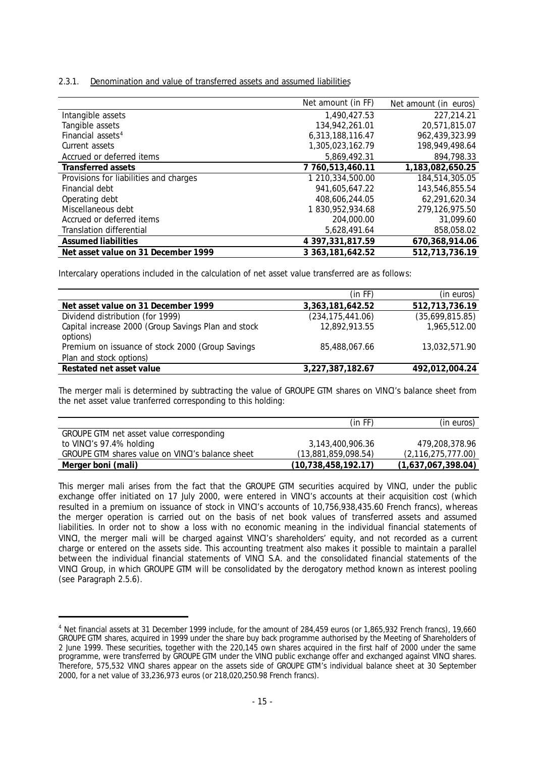2.3.1. Denomination and value of transferred assets and assumed liabilities

| | Net amount (in FF) | Net amount (in euros) |
|---|---|---|
| Intangible assets | 1,490,427.53 | 227,214.21 |
| Tangible assets | 134,942,261.01 | 20,571,815.07 |
| Financial assets[4] | 6,313,188,116.47 | 962,439,323.99 |
| Current assets | 1,305,023,162.79 | 198,949,498.64 |
| Accrued or deferred items | 5,869,492.31 | 894,798.33 |
| **Transferred assets** | **7 760,513,460.11** | **1,183,082,650.25** |
| Provisions for liabilities and charges | 1 210,334,500.00 | 184,514,305.05 |
| Financial debt | 941,605,647.22 | 143,546,855.54 |
| Operating debt | 408,606,244.05 | 62,291,620.34 |
| Miscellaneous debt | 1 830,952,934.68 | 279,126,975.50 |
| Accrued or deferred items | 204,000.00 | 31,099.60 |
| Translation differential | 5,628,491.64 | 858,058.02 |
| **Assumed liabilities** | **4 397,331,817.59** | **670,368,914.06** |
| **Net asset value on 31 December 1999** | **3 363,181,642.52** | **512,713,736.19** |

Intercalary operations included in the calculation of net asset value transferred are as follows:

| | (in FF) | (in euros) |
|---|---|---|
| **Net asset value on 31 December 1999** | **3,363,181,642.52** | **512,713,736.19** |
| Dividend distribution (for 1999) | (234,175,441.06) | (35,699,815.85) |
| Capital increase 2000 (Group Savings Plan and stock options) | 12,892,913.55 | 1,965,512.00 |
| Premium on issuance of stock 2000 (Group Savings Plan and stock options) | 85,488,067.66 | 13,032,571.90 |
| **Restated net asset value** | **3,227,387,182.67** | **492,012,004.24** |

The merger mali is determined by subtracting the value of GROUPE GTM shares on VINCI's balance sheet from the net asset value tranferred corresponding to this holding:

| | (in FF) | (in euros) |
|---|---|---|
| GROUPE GTM net asset value corresponding to VINCI's 97.4% holding | 3,143,400,906.36 | 479,208,378.96 |
| GROUPE GTM shares value on VINCI's balance sheet | (13,881,859,098.54) | (2,116,275,777.00) |
| **Merger boni (mali)** | **(10,738,458,192.17)** | **(1,637,067,398.04)** |

This merger mali arises from the fact that the GROUPE GTM securities acquired by VINCI, under the public exchange offer initiated on 17 July 2000, were entered in VINCI's accounts at their acquisition cost (which resulted in a premium on issuance of stock in VINCI's accounts of 10,756,938,435.60 French francs), whereas the merger operation is carried out on the basis of net book values of transferred assets and assumed liabilities. In order not to show a loss with no economic meaning in the individual financial statements of VINCI, the merger mali will be charged against VINCI's shareholders' equity, and not recorded as a current charge or entered on the assets side. This accounting treatment also makes it possible to maintain a parallel between the individual financial statements of VINCI S.A. and the consolidated financial statements of the VINCI Group, in which GROUPE GTM will be consolidated by the derogatory method known as interest pooling (see Paragraph 2.5.6).

[4] Net financial assets at 31 December 1999 include, for the amount of 284,459 euros (or 1,865,932 French francs), 19,660 GROUPE GTM shares, acquired in 1999 under the share buy back programme authorised by the Meeting of Shareholders of 2 June 1999. These securities, together with the 220,145 own shares acquired in the first half of 2000 under the same programme, were transferred by GROUPE GTM under the VINCI public exchange offer and exchanged against VINCI shares. Therefore, 575,532 VINCI shares appear on the assets side of GROUPE GTM's individual balance sheet at 30 September 2000, for a net value of 33,236,973 euros (or 218,020,250.98 French francs).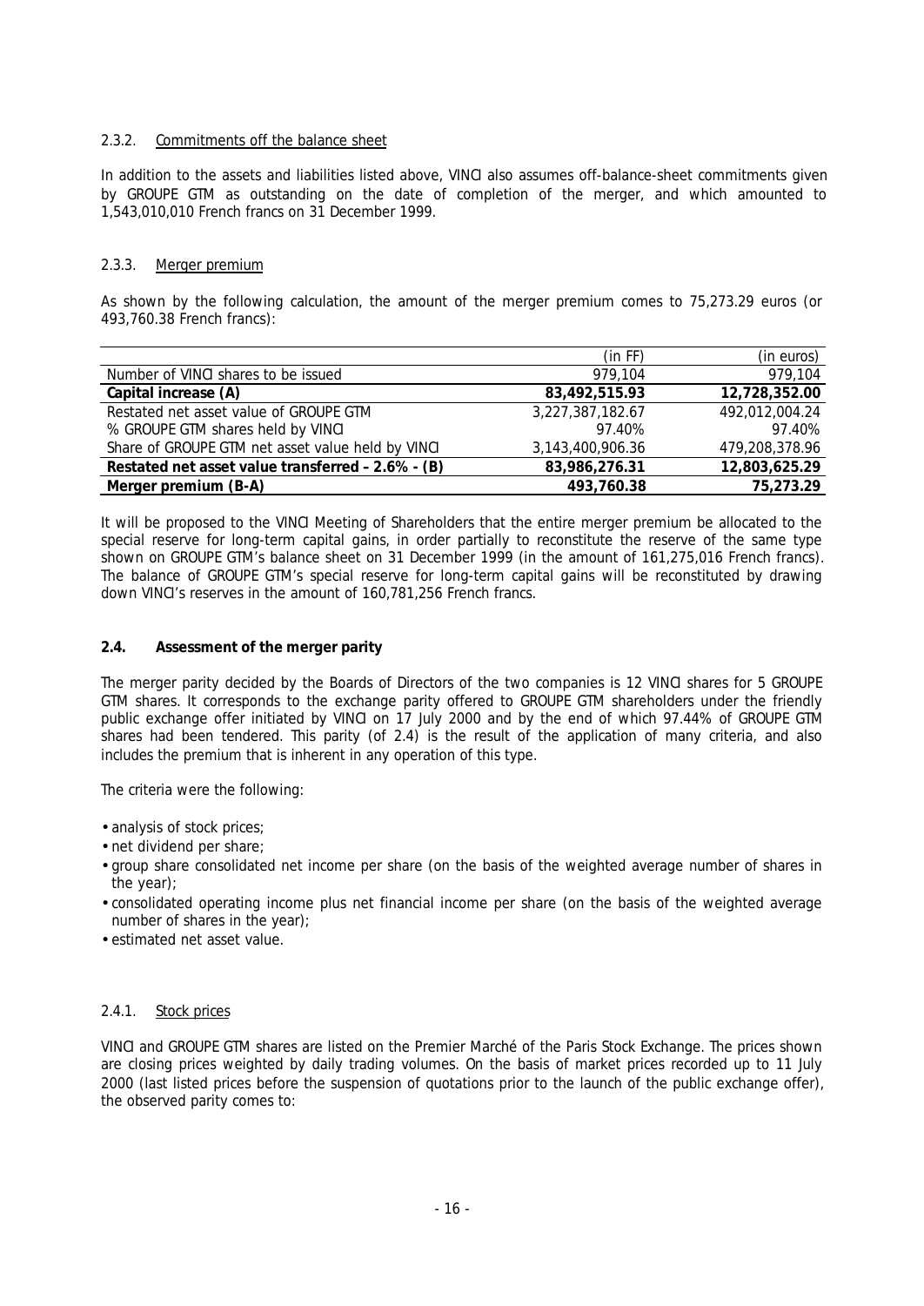#### 2.3.2. Commitments off the balance sheet

In addition to the assets and liabilities listed above, VINCI also assumes off-balance-sheet commitments given by GROUPE GTM as outstanding on the date of completion of the merger, and which amounted to 1,543,010,010 French francs on 31 December 1999.

#### 2.3.3. Merger premium

As shown by the following calculation, the amount of the merger premium comes to 75,273.29 euros (or 493,760.38 French francs):

| | (in FF) | (in euros) |
|---|---|---|
| Number of VINCI shares to be issued | 979,104 | 979,104 |
| **Capital increase (A)** | **83,492,515.93** | **12,728,352.00** |
| Restated net asset value of GROUPE GTM | 3,227,387,182.67 | 492,012,004.24 |
| % GROUPE GTM shares held by VINCI | 97.40% | 97.40% |
| Share of GROUPE GTM net asset value held by VINCI | 3,143,400,906.36 | 479,208,378.96 |
| **Restated net asset value transferred – 2.6% - (B)** | **83,986,276.31** | **12,803,625.29** |
| **Merger premium (B-A)** | **493,760.38** | **75,273.29** |

It will be proposed to the VINCI Meeting of Shareholders that the entire merger premium be allocated to the special reserve for long-term capital gains, in order partially to reconstitute the reserve of the same type shown on GROUPE GTM's balance sheet on 31 December 1999 (in the amount of 161,275,016 French francs). The balance of GROUPE GTM's special reserve for long-term capital gains will be reconstituted by drawing down VINCI's reserves in the amount of 160,781,256 French francs.

### 2.4. Assessment of the merger parity

The merger parity decided by the Boards of Directors of the two companies is 12 VINCI shares for 5 GROUPE GTM shares. It corresponds to the exchange parity offered to GROUPE GTM shareholders under the friendly public exchange offer initiated by VINCI on 17 July 2000 and by the end of which 97.44% of GROUPE GTM shares had been tendered. This parity (of 2.4) is the result of the application of many criteria, and also includes the premium that is inherent in any operation of this type.

The criteria were the following:

- analysis of stock prices;
- net dividend per share;
- group share consolidated net income per share (on the basis of the weighted average number of shares in the year);
- consolidated operating income plus net financial income per share (on the basis of the weighted average number of shares in the year);
- estimated net asset value.

#### 2.4.1. Stock prices

VINCI and GROUPE GTM shares are listed on the Premier Marché of the Paris Stock Exchange. The prices shown are closing prices weighted by daily trading volumes. On the basis of market prices recorded up to 11 July 2000 (last listed prices before the suspension of quotations prior to the launch of the public exchange offer), the observed parity comes to: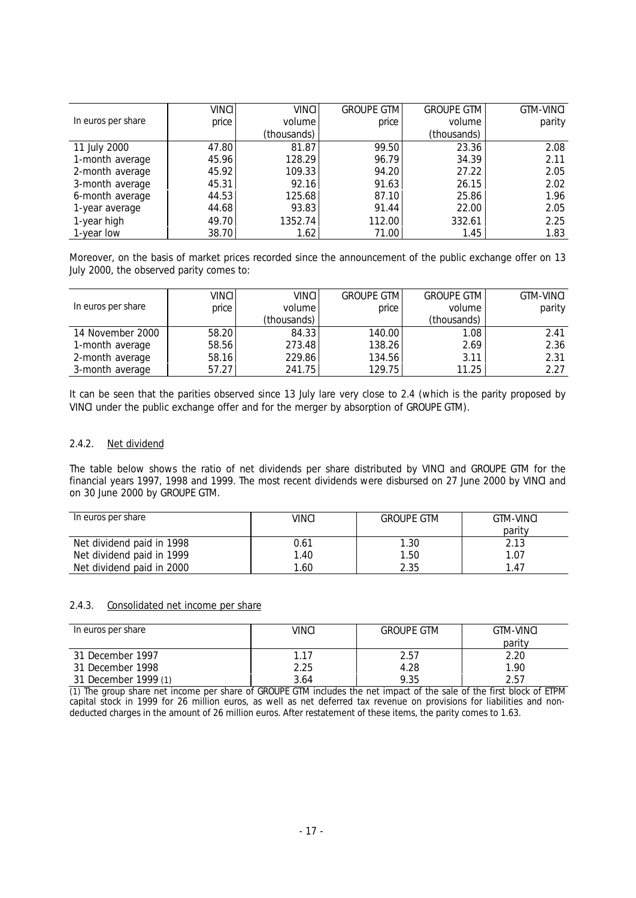| In euros per share | VINCI price | VINCI volume (thousands) | GROUPE GTM price | GROUPE GTM volume (thousands) | GTM-VINCI parity |
|---|---|---|---|---|---|
| 11 July 2000 | 47.80 | 81.87 | 99.50 | 23.36 | 2.08 |
| 1-month average | 45.96 | 128.29 | 96.79 | 34.39 | 2.11 |
| 2-month average | 45.92 | 109.33 | 94.20 | 27.22 | 2.05 |
| 3-month average | 45.31 | 92.16 | 91.63 | 26.15 | 2.02 |
| 6-month average | 44.53 | 125.68 | 87.10 | 25.86 | 1.96 |
| 1-year average | 44.68 | 93.83 | 91.44 | 22.00 | 2.05 |
| 1-year high | 49.70 | 1352.74 | 112.00 | 332.61 | 2.25 |
| 1-year low | 38.70 | 1.62 | 71.00 | 1.45 | 1.83 |

Moreover, on the basis of market prices recorded since the announcement of the public exchange offer on 13 July 2000, the observed parity comes to:

| In euros per share | VINCI price | VINCI volume (thousands) | GROUPE GTM price | GROUPE GTM volume (thousands) | GTM-VINCI parity |
|---|---|---|---|---|---|
| 14 November 2000 | 58.20 | 84.33 | 140.00 | 1.08 | 2.41 |
| 1-month average | 58.56 | 273.48 | 138.26 | 2.69 | 2.36 |
| 2-month average | 58.16 | 229.86 | 134.56 | 3.11 | 2.31 |
| 3-month average | 57.27 | 241.75 | 129.75 | 11.25 | 2.27 |

It can be seen that the parities observed since 13 July lare very close to 2.4 (which is the parity proposed by VINCI under the public exchange offer and for the merger by absorption of GROUPE GTM).

### 2.4.2. Net dividend

The table below shows the ratio of net dividends per share distributed by VINCI and GROUPE GTM for the financial years 1997, 1998 and 1999. The most recent dividends were disbursed on 27 June 2000 by VINCI and on 30 June 2000 by GROUPE GTM.

| In euros per share | VINCI | GROUPE GTM | GTM-VINCI parity |
|---|---|---|---|
| Net dividend paid in 1998 | 0.61 | 1.30 | 2.13 |
| Net dividend paid in 1999 | 1.40 | 1.50 | 1.07 |
| Net dividend paid in 2000 | 1.60 | 2.35 | 1.47 |

### 2.4.3. Consolidated net income per share

| In euros per share | VINCI | GROUPE GTM | GTM-VINCI parity |
|---|---|---|---|
| 31 December 1997 | 1.17 | 2.57 | 2.20 |
| 31 December 1998 | 2.25 | 4.28 | 1.90 |
| 31 December 1999 (1) | 3.64 | 9.35 | 2.57 |

(1) The group share net income per share of GROUPE GTM includes the net impact of the sale of the first block of ETPM capital stock in 1999 for 26 million euros, as well as net deferred tax revenue on provisions for liabilities and non-deducted charges in the amount of 26 million euros. After restatement of these items, the parity comes to 1.63.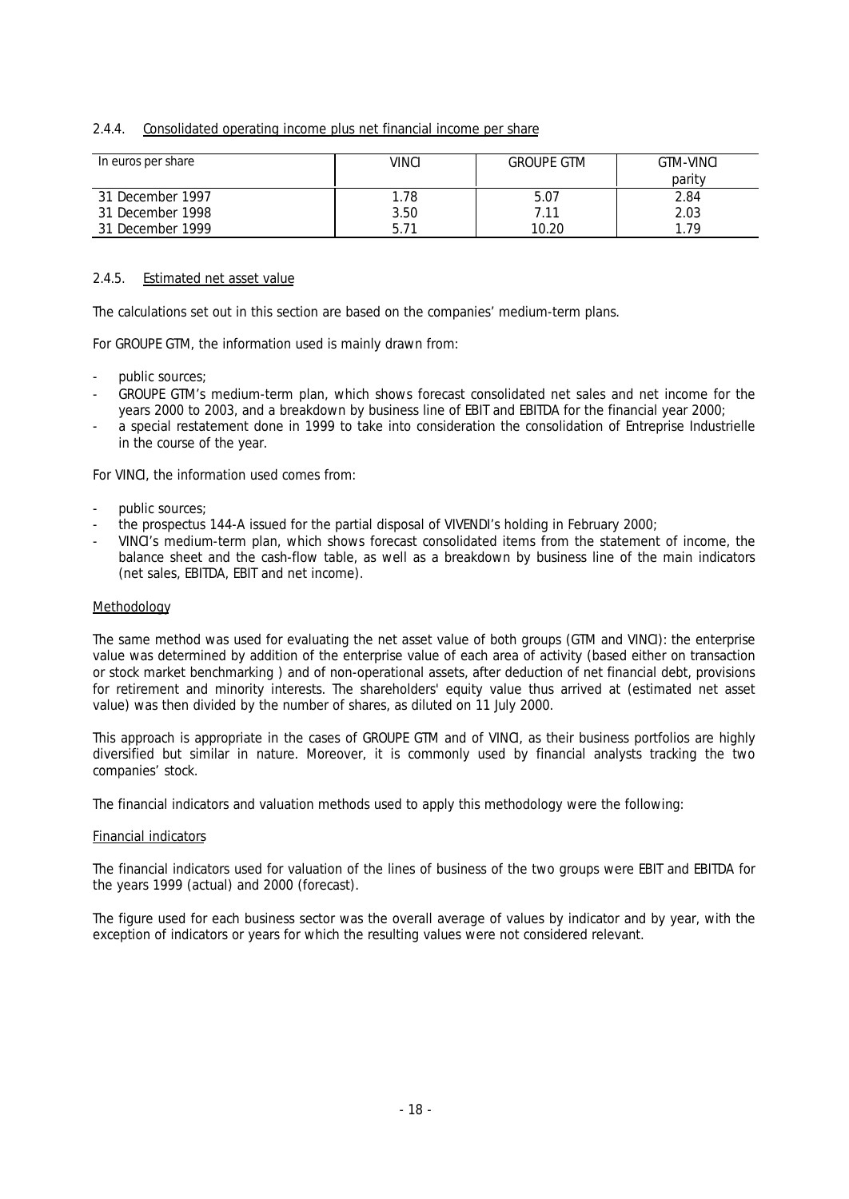### 2.4.4. Consolidated operating income plus net financial income per share

| In euros per share | VINCI | GROUPE GTM | GTM-VINCI parity |
|---|---|---|---|
| 31 December 1997 | 1.78 | 5.07 | 2.84 |
| 31 December 1998 | 3.50 | 7.11 | 2.03 |
| 31 December 1999 | 5.71 | 10.20 | 1.79 |

### 2.4.5. Estimated net asset value

The calculations set out in this section are based on the companies' medium-term plans.

For GROUPE GTM, the information used is mainly drawn from:

- public sources;
- GROUPE GTM's medium-term plan, which shows forecast consolidated net sales and net income for the years 2000 to 2003, and a breakdown by business line of EBIT and EBITDA for the financial year 2000;
- a special restatement done in 1999 to take into consideration the consolidation of Entreprise Industrielle in the course of the year.

For VINCI, the information used comes from:

- public sources;
- the prospectus 144-A issued for the partial disposal of VIVENDI's holding in February 2000;
- VINCI's medium-term plan, which shows forecast consolidated items from the statement of income, the balance sheet and the cash-flow table, as well as a breakdown by business line of the main indicators (net sales, EBITDA, EBIT and net income).

#### Methodology

The same method was used for evaluating the net asset value of both groups (GTM and VINCI): the enterprise value was determined by addition of the enterprise value of each area of activity (based either on transaction or stock market benchmarking ) and of non-operational assets, after deduction of net financial debt, provisions for retirement and minority interests. The shareholders' equity value thus arrived at (estimated net asset value) was then divided by the number of shares, as diluted on 11 July 2000.

This approach is appropriate in the cases of GROUPE GTM and of VINCI, as their business portfolios are highly diversified but similar in nature. Moreover, it is commonly used by financial analysts tracking the two companies' stock.

The financial indicators and valuation methods used to apply this methodology were the following:

#### Financial indicators

The financial indicators used for valuation of the lines of business of the two groups were EBIT and EBITDA for the years 1999 (actual) and 2000 (forecast).

The figure used for each business sector was the overall average of values by indicator and by year, with the exception of indicators or years for which the resulting values were not considered relevant.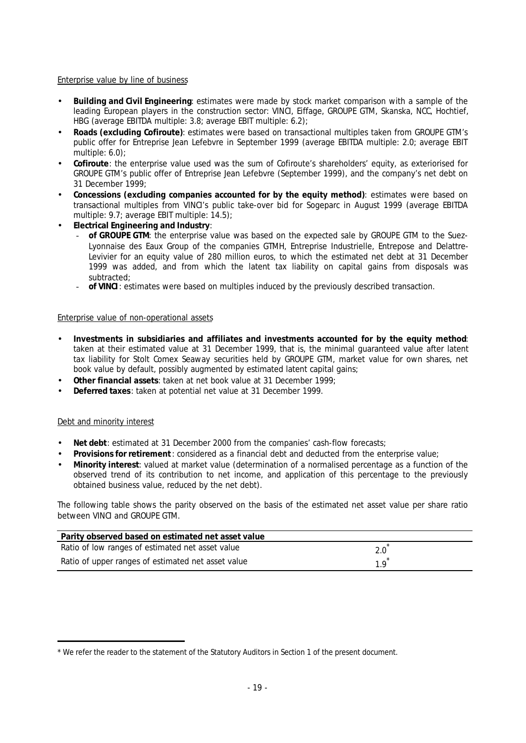Enterprise value by line of business

- **Building and Civil Engineering**: estimates were made by stock market comparison with a sample of the leading European players in the construction sector: VINCI, Eiffage, GROUPE GTM, Skanska, NCC, Hochtief, HBG (average EBITDA multiple: 3.8; average EBIT multiple: 6.2);
- **Roads (excluding Cofiroute)**: estimates were based on transactional multiples taken from GROUPE GTM's public offer for Entreprise Jean Lefebvre in September 1999 (average EBITDA multiple: 2.0; average EBIT multiple: 6.0);
- **Cofiroute**: the enterprise value used was the sum of Cofiroute's shareholders' equity, as exteriorised for GROUPE GTM's public offer of Entreprise Jean Lefebvre (September 1999), and the company's net debt on 31 December 1999;
- **Concessions (excluding companies accounted for by the equity method)**: estimates were based on transactional multiples from VINCI's public take-over bid for Sogeparc in August 1999 (average EBITDA multiple: 9.7; average EBIT multiple: 14.5);
- **Electrical Engineering and Industry**:
  - **of GROUPE GTM**: the enterprise value was based on the expected sale by GROUPE GTM to the Suez-Lyonnaise des Eaux Group of the companies GTMH, Entreprise Industrielle, Entrepose and Delattre-Levivier for an equity value of 280 million euros, to which the estimated net debt at 31 December 1999 was added, and from which the latent tax liability on capital gains from disposals was subtracted;
  - **of VINCI**: estimates were based on multiples induced by the previously described transaction.

Enterprise value of non-operational assets

- **Investments in subsidiaries and affiliates and investments accounted for by the equity method**: taken at their estimated value at 31 December 1999, that is, the minimal guaranteed value after latent tax liability for Stolt Comex Seaway securities held by GROUPE GTM, market value for own shares, net book value by default, possibly augmented by estimated latent capital gains;
- **Other financial assets**: taken at net book value at 31 December 1999;
- **Deferred taxes**: taken at potential net value at 31 December 1999.

Debt and minority interest

- **Net debt**: estimated at 31 December 2000 from the companies' cash-flow forecasts;
- **Provisions for retirement**: considered as a financial debt and deducted from the enterprise value;
- **Minority interest**: valued at market value (determination of a normalised percentage as a function of the observed trend of its contribution to net income, and application of this percentage to the previously obtained business value, reduced by the net debt).

The following table shows the parity observed on the basis of the estimated net asset value per share ratio between VINCI and GROUPE GTM.

| Parity observed based on estimated net asset value | |
|---|---|
| Ratio of low ranges of estimated net asset value | 2.0* |
| Ratio of upper ranges of estimated net asset value | 1.9* |

\* We refer the reader to the statement of the Statutory Auditors in Section 1 of the present document.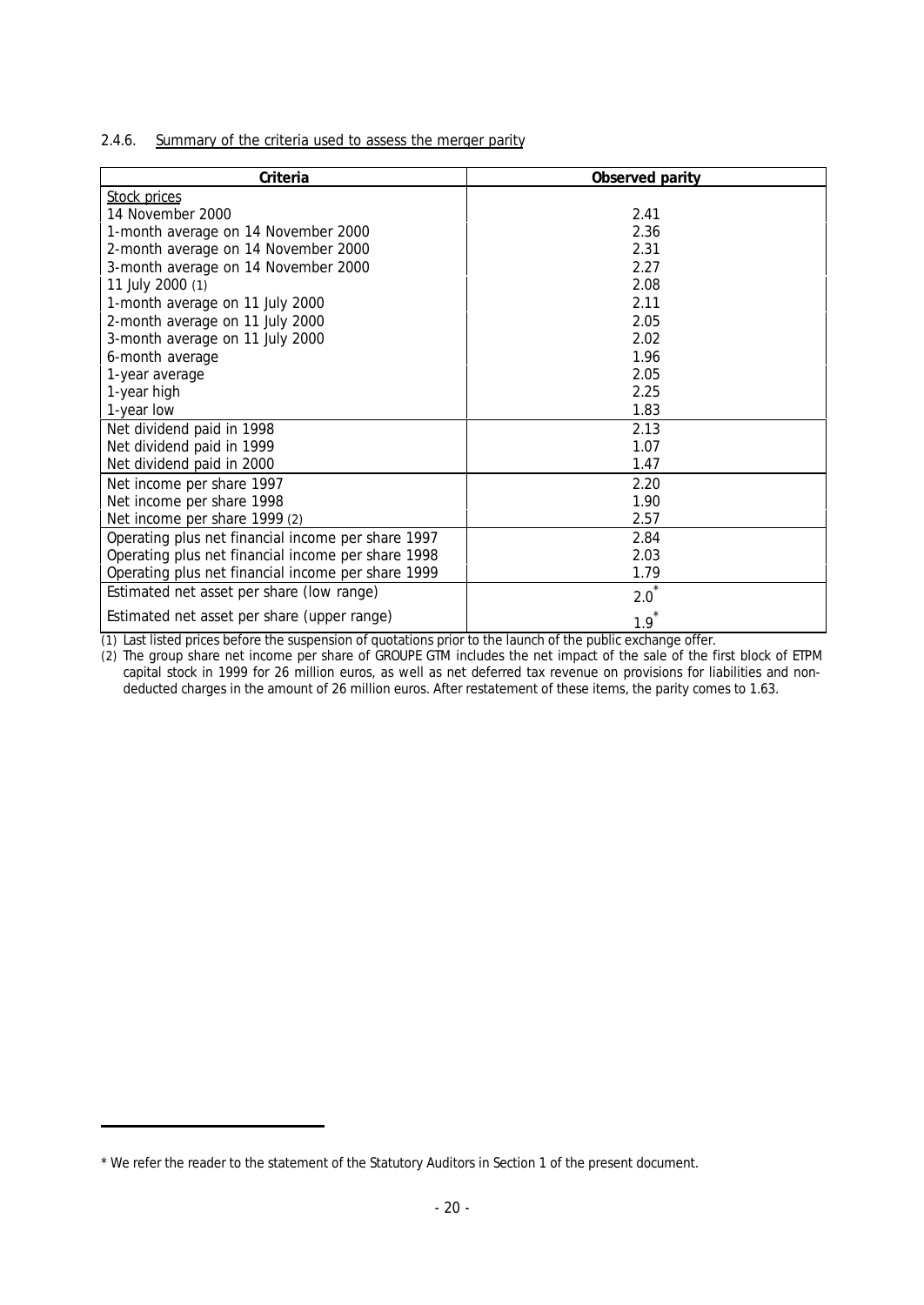2.4.6. Summary of the criteria used to assess the merger parity

| Criteria | Observed parity |
|---|---|
| Stock prices | |
| 14 November 2000 | 2.41 |
| 1-month average on 14 November 2000 | 2.36 |
| 2-month average on 14 November 2000 | 2.31 |
| 3-month average on 14 November 2000 | 2.27 |
| 11 July 2000 (1) | 2.08 |
| 1-month average on 11 July 2000 | 2.11 |
| 2-month average on 11 July 2000 | 2.05 |
| 3-month average on 11 July 2000 | 2.02 |
| 6-month average | 1.96 |
| 1-year average | 2.05 |
| 1-year high | 2.25 |
| 1-year low | 1.83 |
| Net dividend paid in 1998 | 2.13 |
| Net dividend paid in 1999 | 1.07 |
| Net dividend paid in 2000 | 1.47 |
| Net income per share 1997 | 2.20 |
| Net income per share 1998 | 1.90 |
| Net income per share 1999 (2) | 2.57 |
| Operating plus net financial income per share 1997 | 2.84 |
| Operating plus net financial income per share 1998 | 2.03 |
| Operating plus net financial income per share 1999 | 1.79 |
| Estimated net asset per share (low range) | 2.0* |
| Estimated net asset per share (upper range) | 1.9* |

(1) Last listed prices before the suspension of quotations prior to the launch of the public exchange offer.

(2) The group share net income per share of GROUPE GTM includes the net impact of the sale of the first block of ETPM capital stock in 1999 for 26 million euros, as well as net deferred tax revenue on provisions for liabilities and non-deducted charges in the amount of 26 million euros. After restatement of these items, the parity comes to 1.63.

* We refer the reader to the statement of the Statutory Auditors in Section 1 of the present document.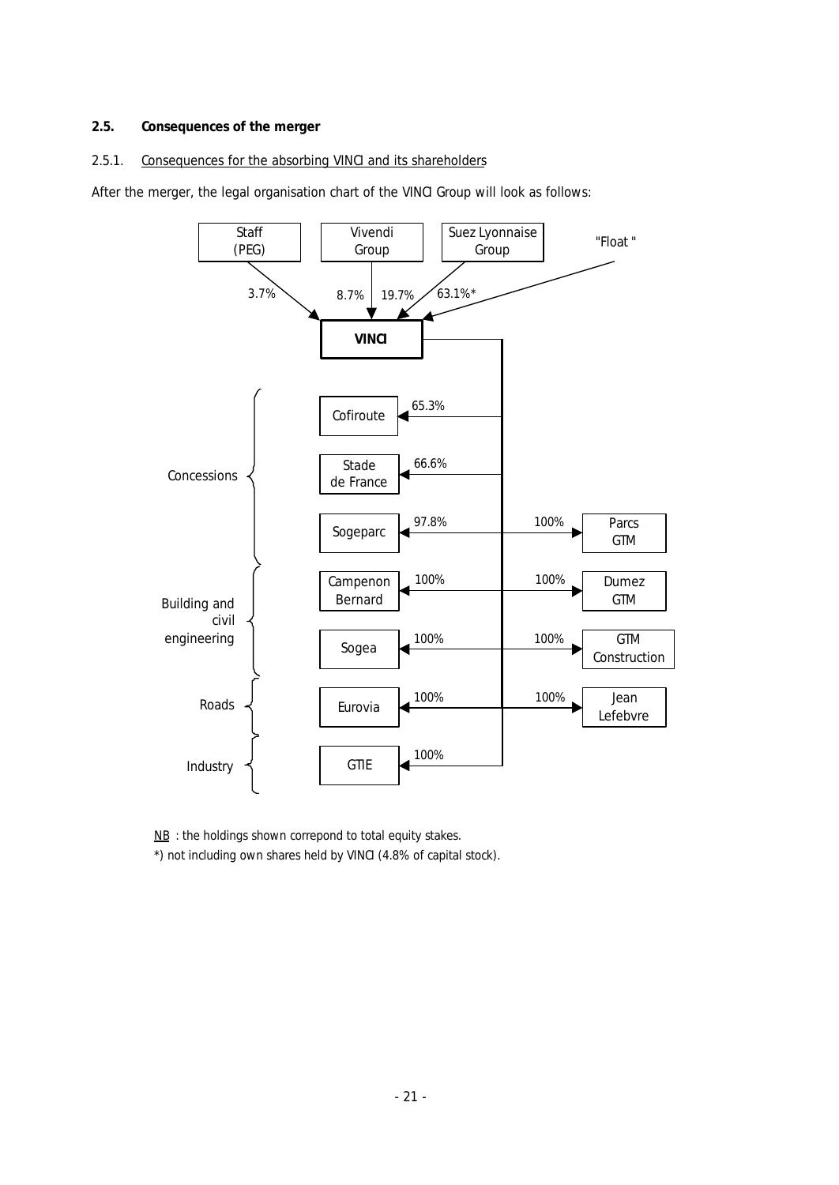### 2.5. Consequences of the merger

#### 2.5.1. Consequences for the absorbing VINCI and its shareholders

After the merger, the legal organisation chart of the VINCI Group will look as follows:

**Shareholders of VINCI:**

| Shareholder | Holding |
| --- | --- |
| Staff (PEG) | 3.7% |
| Vivendi Group | 8.7% |
| Suez Lyonnaise Group | 19.7% |
| "Float" | 63.1%* |

**VINCI holdings:**

| Business | Company | Holding | Company | Holding |
| --- | --- | --- | --- | --- |
| Concessions | Cofiroute | 65.3% | | |
| Concessions | Stade de France | 66.6% | | |
| Concessions | Sogeparc | 97.8% | Parcs GTM | 100% |
| Building and civil engineering | Campenon Bernard | 100% | Dumez GTM | 100% |
| Building and civil engineering | Sogea | 100% | GTM Construction | 100% |
| Roads | Eurovia | 100% | Jean Lefebvre | 100% |
| Industry | GTIE | 100% | | |

NB : the holdings shown correpond to total equity stakes.

*) not including own shares held by VINCI (4.8% of capital stock).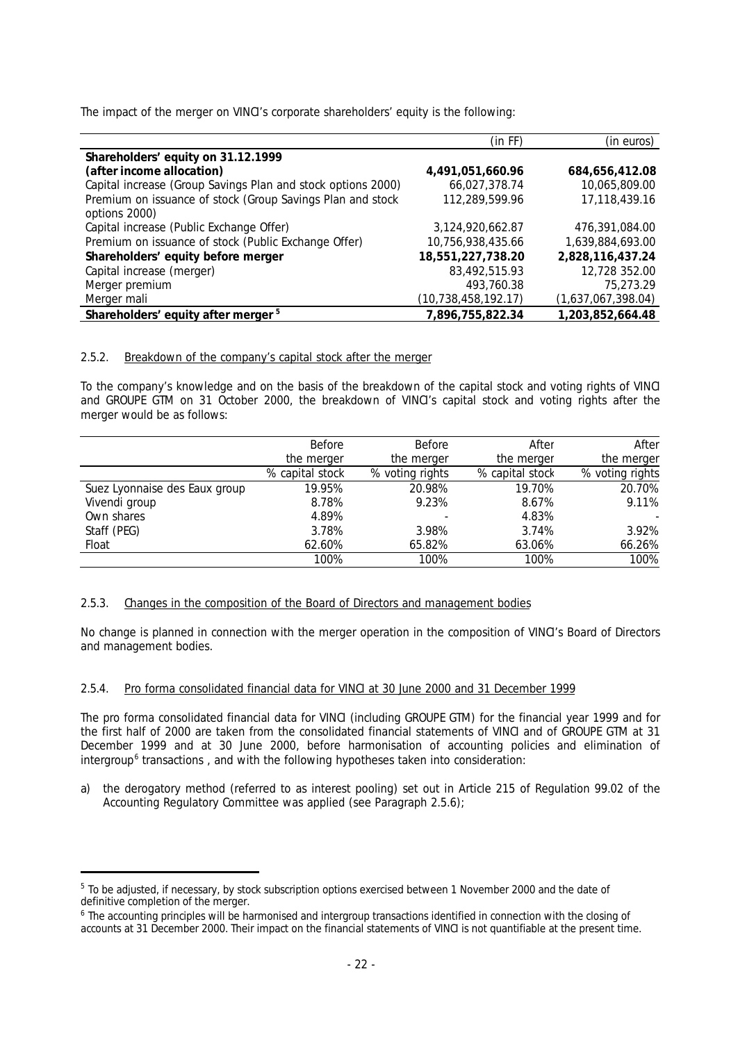The impact of the merger on VINCI's corporate shareholders' equity is the following:

| | (in FF) | (in euros) |
|---|---|---|
| **Shareholders' equity on 31.12.1999 (after income allocation)** | **4,491,051,660.96** | **684,656,412.08** |
| Capital increase (Group Savings Plan and stock options 2000) | 66,027,378.74 | 10,065,809.00 |
| Premium on issuance of stock (Group Savings Plan and stock options 2000) | 112,289,599.96 | 17,118,439.16 |
| Capital increase (Public Exchange Offer) | 3,124,920,662.87 | 476,391,084.00 |
| Premium on issuance of stock (Public Exchange Offer) | 10,756,938,435.66 | 1,639,884,693.00 |
| **Shareholders' equity before merger** | **18,551,227,738.20** | **2,828,116,437.24** |
| Capital increase (merger) | 83,492,515.93 | 12,728 352.00 |
| Merger premium | 493,760.38 | 75,273.29 |
| Merger mali | (10,738,458,192.17) | (1,637,067,398.04) |
| **Shareholders' equity after merger [5]** | **7,896,755,822.34** | **1,203,852,664.48** |

### 2.5.2. Breakdown of the company's capital stock after the merger

To the company's knowledge and on the basis of the breakdown of the capital stock and voting rights of VINCI and GROUPE GTM on 31 October 2000, the breakdown of VINCI's capital stock and voting rights after the merger would be as follows:

| | Before the merger | Before the merger | After the merger | After the merger |
|---|---|---|---|---|
| | % capital stock | % voting rights | % capital stock | % voting rights |
| Suez Lyonnaise des Eaux group | 19.95% | 20.98% | 19.70% | 20.70% |
| Vivendi group | 8.78% | 9.23% | 8.67% | 9.11% |
| Own shares | 4.89% | - | 4.83% | - |
| Staff (PEG) | 3.78% | 3.98% | 3.74% | 3.92% |
| Float | 62.60% | 65.82% | 63.06% | 66.26% |
| | 100% | 100% | 100% | 100% |

### 2.5.3. Changes in the composition of the Board of Directors and management bodies

No change is planned in connection with the merger operation in the composition of VINCI's Board of Directors and management bodies.

### 2.5.4. Pro forma consolidated financial data for VINCI at 30 June 2000 and 31 December 1999

The pro forma consolidated financial data for VINCI (including GROUPE GTM) for the financial year 1999 and for the first half of 2000 are taken from the consolidated financial statements of VINCI and of GROUPE GTM at 31 December 1999 and at 30 June 2000, before harmonisation of accounting policies and elimination of intergroup[6] transactions , and with the following hypotheses taken into consideration:

a) the derogatory method (referred to as interest pooling) set out in Article 215 of Regulation 99.02 of the Accounting Regulatory Committee was applied (see Paragraph 2.5.6);

---

[5] To be adjusted, if necessary, by stock subscription options exercised between 1 November 2000 and the date of definitive completion of the merger.

[6] The accounting principles will be harmonised and intergroup transactions identified in connection with the closing of accounts at 31 December 2000. Their impact on the financial statements of VINCI is not quantifiable at the present time.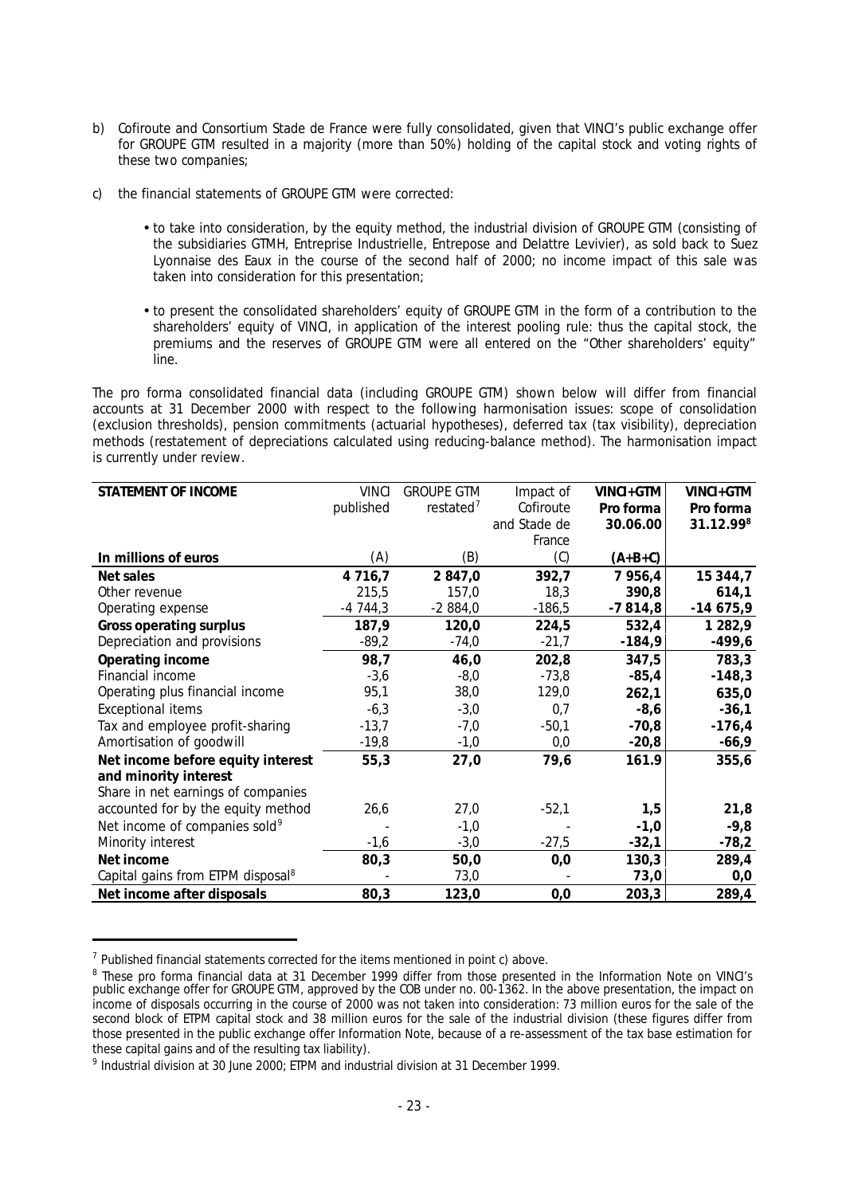b) Cofiroute and Consortium Stade de France were fully consolidated, given that VINCI's public exchange offer for GROUPE GTM resulted in a majority (more than 50%) holding of the capital stock and voting rights of these two companies;

c) the financial statements of GROUPE GTM were corrected:

- to take into consideration, by the equity method, the industrial division of GROUPE GTM (consisting of the subsidiaries GTMH, Entreprise Industrielle, Entrepose and Delattre Levivier), as sold back to Suez Lyonnaise des Eaux in the course of the second half of 2000; no income impact of this sale was taken into consideration for this presentation;
- to present the consolidated shareholders' equity of GROUPE GTM in the form of a contribution to the shareholders' equity of VINCI, in application of the interest pooling rule: thus the capital stock, the premiums and the reserves of GROUPE GTM were all entered on the "Other shareholders' equity" line.

The pro forma consolidated financial data (including GROUPE GTM) shown below will differ from financial accounts at 31 December 2000 with respect to the following harmonisation issues: scope of consolidation (exclusion thresholds), pension commitments (actuarial hypotheses), deferred tax (tax visibility), depreciation methods (restatement of depreciations calculated using reducing-balance method). The harmonisation impact is currently under review.

| **STATEMENT OF INCOME** | VINCI published | GROUPE GTM restated[7] | Impact of Cofiroute and Stade de France | **VINCI+GTM Pro forma 30.06.00** | **VINCI+GTM Pro forma 31.12.99[8]** |
|---|---|---|---|---|---|
| **In millions of euros** | (A) | (B) | (C) | **(A+B+C)** | |
| **Net sales** | **4 716,7** | **2 847,0** | **392,7** | **7 956,4** | **15 344,7** |
| Other revenue | 215,5 | 157,0 | 18,3 | **390,8** | **614,1** |
| Operating expense | -4 744,3 | -2 884,0 | -186,5 | **-7 814,8** | **-14 675,9** |
| **Gross operating surplus** | **187,9** | **120,0** | **224,5** | **532,4** | **1 282,9** |
| Depreciation and provisions | -89,2 | -74,0 | -21,7 | **-184,9** | **-499,6** |
| **Operating income** | **98,7** | **46,0** | **202,8** | **347,5** | **783,3** |
| Financial income | -3,6 | -8,0 | -73,8 | **-85,4** | **-148,3** |
| Operating plus financial income | 95,1 | 38,0 | 129,0 | **262,1** | **635,0** |
| Exceptional items | -6,3 | -3,0 | 0,7 | **-8,6** | **-36,1** |
| Tax and employee profit-sharing | -13,7 | -7,0 | -50,1 | **-70,8** | **-176,4** |
| Amortisation of goodwill | -19,8 | -1,0 | 0,0 | **-20,8** | **-66,9** |
| **Net income before equity interest and minority interest** | **55,3** | **27,0** | **79,6** | **161.9** | **355,6** |
| Share in net earnings of companies accounted for by the equity method | 26,6 | 27,0 | -52,1 | **1,5** | **21,8** |
| Net income of companies sold[9] | - | -1,0 | - | **-1,0** | **-9,8** |
| Minority interest | -1,6 | -3,0 | -27,5 | **-32,1** | **-78,2** |
| **Net income** | **80,3** | **50,0** | **0,0** | **130,3** | **289,4** |
| Capital gains from ETPM disposal[8] | - | 73,0 | - | **73,0** | **0,0** |
| **Net income after disposals** | **80,3** | **123,0** | **0,0** | **203,3** | **289,4** |

[7] Published financial statements corrected for the items mentioned in point c) above.

[8] These pro forma financial data at 31 December 1999 differ from those presented in the Information Note on VINCI's public exchange offer for GROUPE GTM, approved by the COB under no. 00-1362. In the above presentation, the impact on income of disposals occurring in the course of 2000 was not taken into consideration: 73 million euros for the sale of the second block of ETPM capital stock and 38 million euros for the sale of the industrial division (these figures differ from those presented in the public exchange offer Information Note, because of a re-assessment of the tax base estimation for these capital gains and of the resulting tax liability).

[9] Industrial division at 30 June 2000; ETPM and industrial division at 31 December 1999.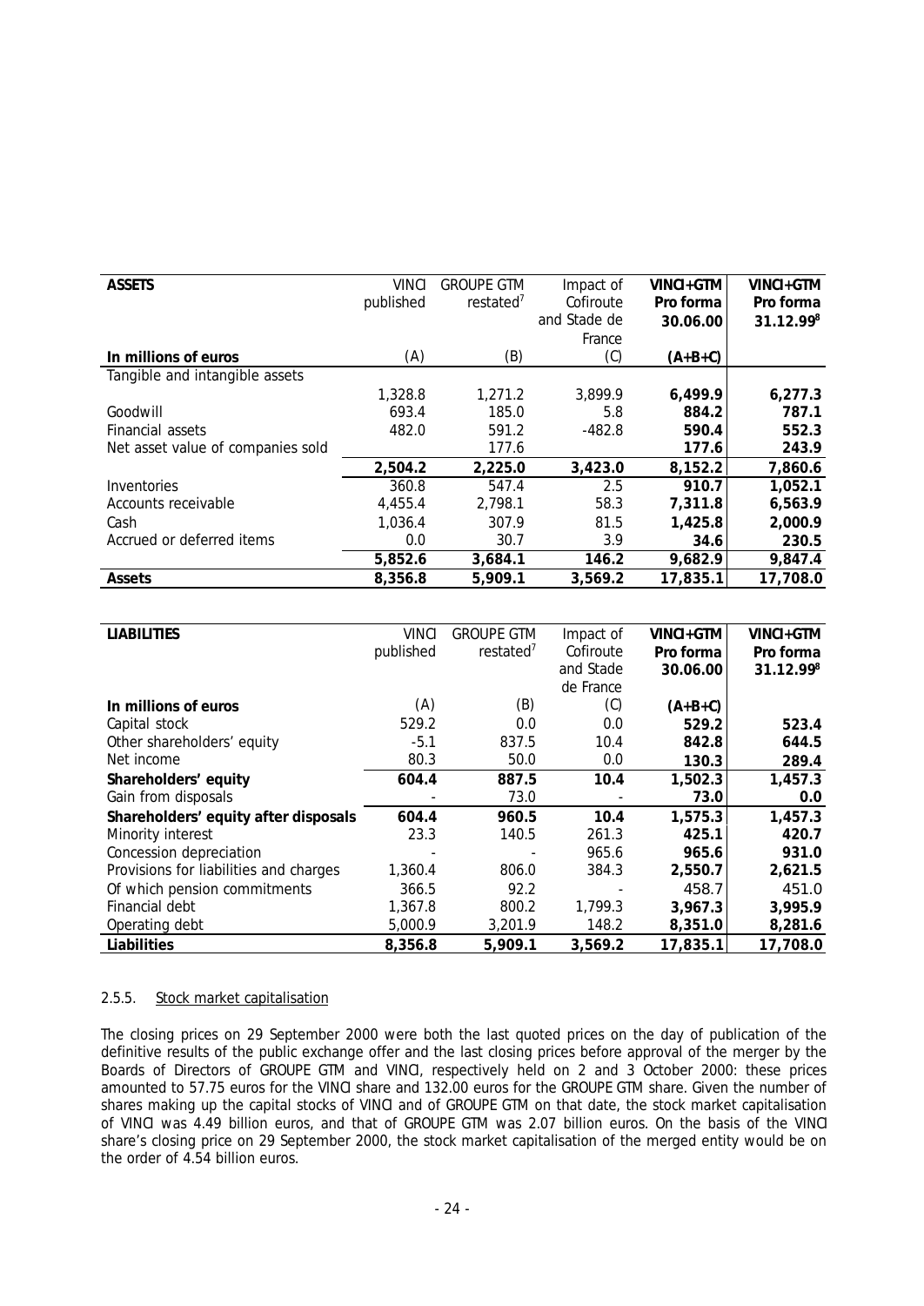| **ASSETS** | VINCI published | GROUPE GTM restated[7] | Impact of Cofiroute and Stade de France | **VINCI+GTM Pro forma 30.06.00** | **VINCI+GTM Pro forma 31.12.99[8]** |
|---|---|---|---|---|---|
| **In millions of euros** | (A) | (B) | (C) | **(A+B+C)** | |
| Tangible and intangible assets | 1,328.8 | 1,271.2 | 3,899.9 | **6,499.9** | **6,277.3** |
| Goodwill | 693.4 | 185.0 | 5.8 | **884.2** | **787.1** |
| Financial assets | 482.0 | 591.2 | -482.8 | **590.4** | **552.3** |
| Net asset value of companies sold | | 177.6 | | **177.6** | **243.9** |
| | **2,504.2** | **2,225.0** | **3,423.0** | **8,152.2** | **7,860.6** |
| Inventories | 360.8 | 547.4 | 2.5 | **910.7** | **1,052.1** |
| Accounts receivable | 4,455.4 | 2,798.1 | 58.3 | **7,311.8** | **6,563.9** |
| Cash | 1,036.4 | 307.9 | 81.5 | **1,425.8** | **2,000.9** |
| Accrued or deferred items | 0.0 | 30.7 | 3.9 | **34.6** | **230.5** |
| | **5,852.6** | **3,684.1** | **146.2** | **9,682.9** | **9,847.4** |
| **Assets** | **8,356.8** | **5,909.1** | **3,569.2** | **17,835.1** | **17,708.0** |

| **LIABILITIES** | VINCI published | GROUPE GTM restated[7] | Impact of Cofiroute and Stade de France | **VINCI+GTM Pro forma 30.06.00** | **VINCI+GTM Pro forma 31.12.99[8]** |
|---|---|---|---|---|---|
| **In millions of euros** | (A) | (B) | (C) | **(A+B+C)** | |
| Capital stock | 529.2 | 0.0 | 0.0 | **529.2** | **523.4** |
| Other shareholders' equity | -5.1 | 837.5 | 10.4 | **842.8** | **644.5** |
| Net income | 80.3 | 50.0 | 0.0 | **130.3** | **289.4** |
| **Shareholders' equity** | **604.4** | **887.5** | **10.4** | **1,502.3** | **1,457.3** |
| Gain from disposals | - | 73.0 | - | **73.0** | **0.0** |
| **Shareholders' equity after disposals** | **604.4** | **960.5** | **10.4** | **1,575.3** | **1,457.3** |
| Minority interest | 23.3 | 140.5 | 261.3 | **425.1** | **420.7** |
| Concession depreciation | - | - | 965.6 | **965.6** | **931.0** |
| Provisions for liabilities and charges | 1,360.4 | 806.0 | 384.3 | **2,550.7** | **2,621.5** |
| Of which pension commitments | 366.5 | 92.2 | - | 458.7 | 451.0 |
| Financial debt | 1,367.8 | 800.2 | 1,799.3 | **3,967.3** | **3,995.9** |
| Operating debt | 5,000.9 | 3,201.9 | 148.2 | **8,351.0** | **8,281.6** |
| **Liabilities** | **8,356.8** | **5,909.1** | **3,569.2** | **17,835.1** | **17,708.0** |

#### 2.5.5. Stock market capitalisation

The closing prices on 29 September 2000 were both the last quoted prices on the day of publication of the definitive results of the public exchange offer and the last closing prices before approval of the merger by the Boards of Directors of GROUPE GTM and VINCI, respectively held on 2 and 3 October 2000: these prices amounted to 57.75 euros for the VINCI share and 132.00 euros for the GROUPE GTM share. Given the number of shares making up the capital stocks of VINCI and of GROUPE GTM on that date, the stock market capitalisation of VINCI was 4.49 billion euros, and that of GROUPE GTM was 2.07 billion euros. On the basis of the VINCI share's closing price on 29 September 2000, the stock market capitalisation of the merged entity would be on the order of 4.54 billion euros.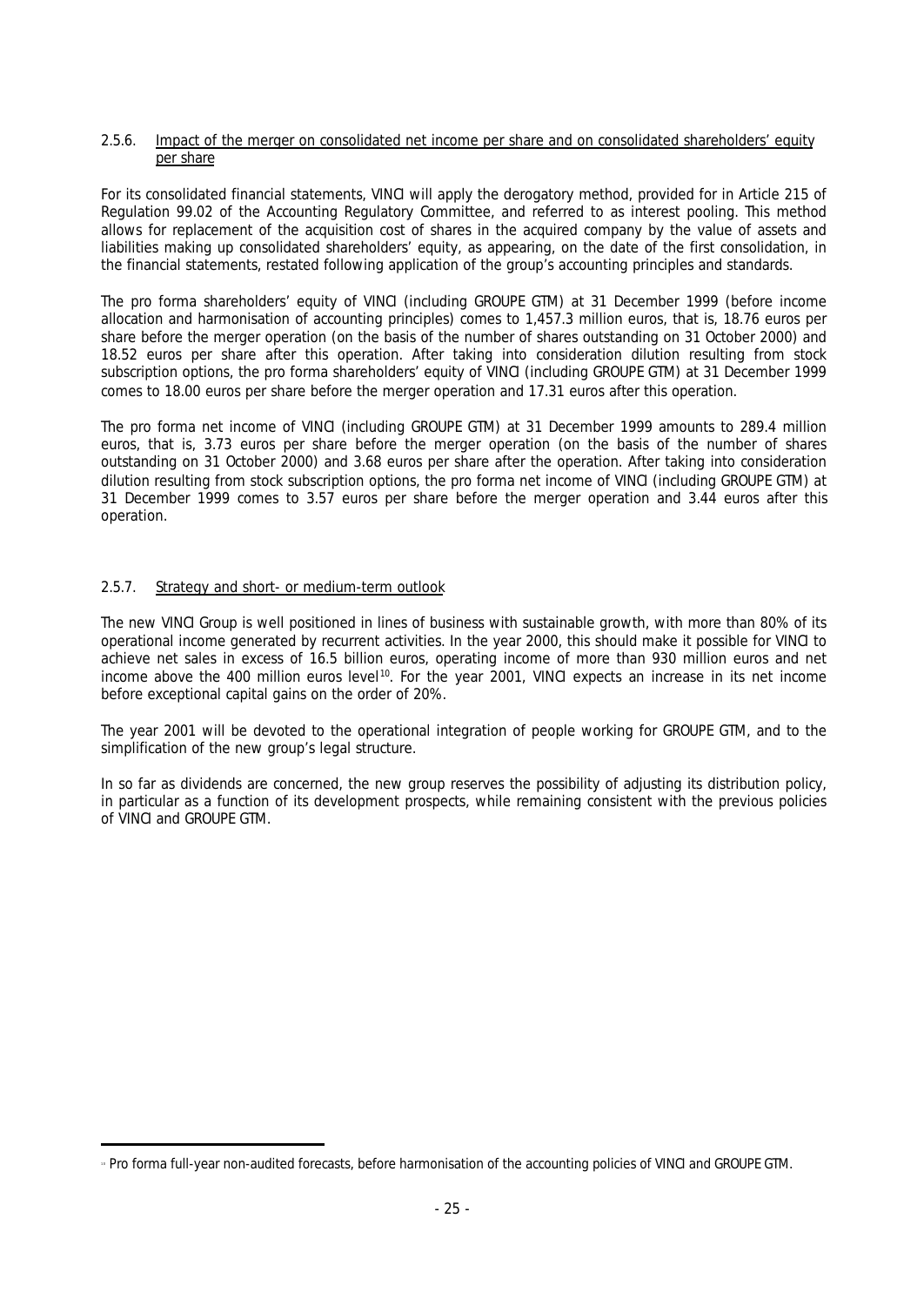2.5.6. Impact of the merger on consolidated net income per share and on consolidated shareholders' equity per share

For its consolidated financial statements, VINCI will apply the derogatory method, provided for in Article 215 of Regulation 99.02 of the Accounting Regulatory Committee, and referred to as interest pooling. This method allows for replacement of the acquisition cost of shares in the acquired company by the value of assets and liabilities making up consolidated shareholders' equity, as appearing, on the date of the first consolidation, in the financial statements, restated following application of the group's accounting principles and standards.

The pro forma shareholders' equity of VINCI (including GROUPE GTM) at 31 December 1999 (before income allocation and harmonisation of accounting principles) comes to 1,457.3 million euros, that is, 18.76 euros per share before the merger operation (on the basis of the number of shares outstanding on 31 October 2000) and 18.52 euros per share after this operation. After taking into consideration dilution resulting from stock subscription options, the pro forma shareholders' equity of VINCI (including GROUPE GTM) at 31 December 1999 comes to 18.00 euros per share before the merger operation and 17.31 euros after this operation.

The pro forma net income of VINCI (including GROUPE GTM) at 31 December 1999 amounts to 289.4 million euros, that is, 3.73 euros per share before the merger operation (on the basis of the number of shares outstanding on 31 October 2000) and 3.68 euros per share after the operation. After taking into consideration dilution resulting from stock subscription options, the pro forma net income of VINCI (including GROUPE GTM) at 31 December 1999 comes to 3.57 euros per share before the merger operation and 3.44 euros after this operation.

2.5.7. Strategy and short- or medium-term outlook

The new VINCI Group is well positioned in lines of business with sustainable growth, with more than 80% of its operational income generated by recurrent activities. In the year 2000, this should make it possible for VINCI to achieve net sales in excess of 16.5 billion euros, operating income of more than 930 million euros and net income above the 400 million euros level[10]. For the year 2001, VINCI expects an increase in its net income before exceptional capital gains on the order of 20%.

The year 2001 will be devoted to the operational integration of people working for GROUPE GTM, and to the simplification of the new group's legal structure.

In so far as dividends are concerned, the new group reserves the possibility of adjusting its distribution policy, in particular as a function of its development prospects, while remaining consistent with the previous policies of VINCI and GROUPE GTM.

[10] Pro forma full-year non-audited forecasts, before harmonisation of the accounting policies of VINCI and GROUPE GTM.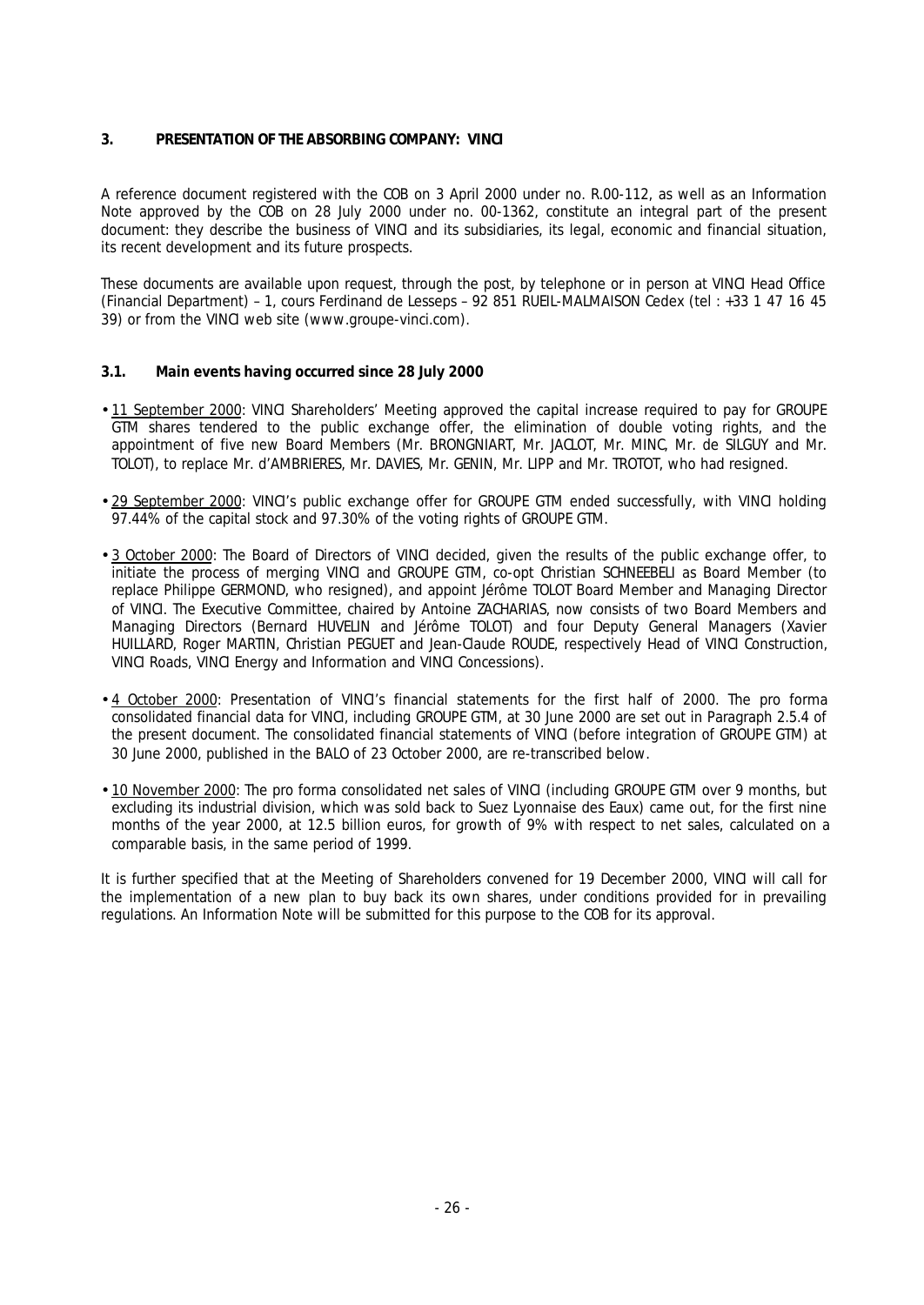## 3. PRESENTATION OF THE ABSORBING COMPANY: VINCI

A reference document registered with the COB on 3 April 2000 under no. R.00-112, as well as an Information Note approved by the COB on 28 July 2000 under no. 00-1362, constitute an integral part of the present document: they describe the business of VINCI and its subsidiaries, its legal, economic and financial situation, its recent development and its future prospects.

These documents are available upon request, through the post, by telephone or in person at VINCI Head Office (Financial Department) – 1, cours Ferdinand de Lesseps – 92 851 RUEIL-MALMAISON Cedex (tel : +33 1 47 16 45 39) or from the VINCI web site (www.groupe-vinci.com).

### 3.1. Main events having occurred since 28 July 2000

- 11 September 2000: VINCI Shareholders' Meeting approved the capital increase required to pay for GROUPE GTM shares tendered to the public exchange offer, the elimination of double voting rights, and the appointment of five new Board Members (Mr. BRONGNIART, Mr. JACLOT, Mr. MINC, Mr. de SILGUY and Mr. TOLOT), to replace Mr. d'AMBRIERES, Mr. DAVIES, Mr. GENIN, Mr. LIPP and Mr. TROTOT, who had resigned.
- 29 September 2000: VINCI's public exchange offer for GROUPE GTM ended successfully, with VINCI holding 97.44% of the capital stock and 97.30% of the voting rights of GROUPE GTM.
- 3 October 2000: The Board of Directors of VINCI decided, given the results of the public exchange offer, to initiate the process of merging VINCI and GROUPE GTM, co-opt Christian SCHNEEBELI as Board Member (to replace Philippe GERMOND, who resigned), and appoint Jérôme TOLOT Board Member and Managing Director of VINCI. The Executive Committee, chaired by Antoine ZACHARIAS, now consists of two Board Members and Managing Directors (Bernard HUVELIN and Jérôme TOLOT) and four Deputy General Managers (Xavier HUILLARD, Roger MARTIN, Christian PEGUET and Jean-Claude ROUDE, respectively Head of VINCI Construction, VINCI Roads, VINCI Energy and Information and VINCI Concessions).
- 4 October 2000: Presentation of VINCI's financial statements for the first half of 2000. The pro forma consolidated financial data for VINCI, including GROUPE GTM, at 30 June 2000 are set out in Paragraph 2.5.4 of the present document. The consolidated financial statements of VINCI (before integration of GROUPE GTM) at 30 June 2000, published in the BALO of 23 October 2000, are re-transcribed below.
- 10 November 2000: The pro forma consolidated net sales of VINCI (including GROUPE GTM over 9 months, but excluding its industrial division, which was sold back to Suez Lyonnaise des Eaux) came out, for the first nine months of the year 2000, at 12.5 billion euros, for growth of 9% with respect to net sales, calculated on a comparable basis, in the same period of 1999.

It is further specified that at the Meeting of Shareholders convened for 19 December 2000, VINCI will call for the implementation of a new plan to buy back its own shares, under conditions provided for in prevailing regulations. An Information Note will be submitted for this purpose to the COB for its approval.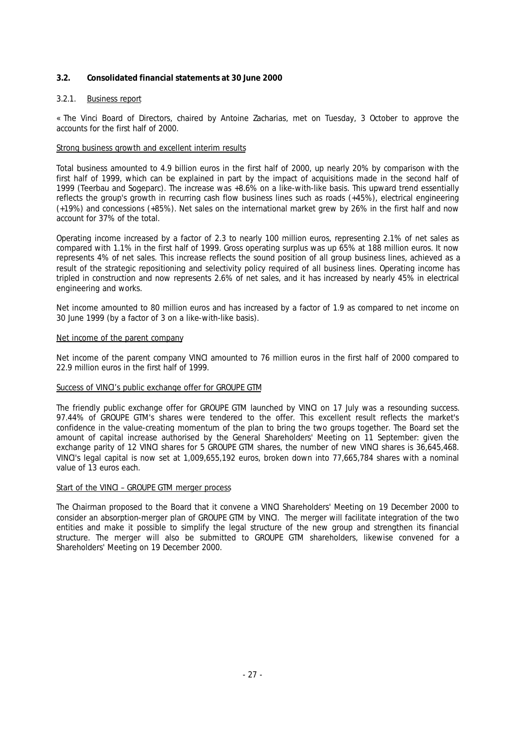### 3.2. Consolidated financial statements at 30 June 2000

#### 3.2.1. Business report

« The Vinci Board of Directors, chaired by Antoine Zacharias, met on Tuesday, 3 October to approve the accounts for the first half of 2000.

Strong business growth and excellent interim results

Total business amounted to 4.9 billion euros in the first half of 2000, up nearly 20% by comparison with the first half of 1999, which can be explained in part by the impact of acquisitions made in the second half of 1999 (Teerbau and Sogeparc). The increase was +8.6% on a like-with-like basis. This upward trend essentially reflects the group's growth in recurring cash flow business lines such as roads (+45%), electrical engineering (+19%) and concessions (+85%). Net sales on the international market grew by 26% in the first half and now account for 37% of the total.

Operating income increased by a factor of 2.3 to nearly 100 million euros, representing 2.1% of net sales as compared with 1.1% in the first half of 1999. Gross operating surplus was up 65% at 188 million euros. It now represents 4% of net sales. This increase reflects the sound position of all group business lines, achieved as a result of the strategic repositioning and selectivity policy required of all business lines. Operating income has tripled in construction and now represents 2.6% of net sales, and it has increased by nearly 45% in electrical engineering and works.

Net income amounted to 80 million euros and has increased by a factor of 1.9 as compared to net income on 30 June 1999 (by a factor of 3 on a like-with-like basis).

Net income of the parent company

Net income of the parent company VINCI amounted to 76 million euros in the first half of 2000 compared to 22.9 million euros in the first half of 1999.

Success of VINCI's public exchange offer for GROUPE GTM

The friendly public exchange offer for GROUPE GTM launched by VINCI on 17 July was a resounding success. 97.44% of GROUPE GTM's shares were tendered to the offer. This excellent result reflects the market's confidence in the value-creating momentum of the plan to bring the two groups together. The Board set the amount of capital increase authorised by the General Shareholders' Meeting on 11 September: given the exchange parity of 12 VINCI shares for 5 GROUPE GTM shares, the number of new VINCI shares is 36,645,468. VINCI's legal capital is now set at 1,009,655,192 euros, broken down into 77,665,784 shares with a nominal value of 13 euros each.

Start of the VINCI – GROUPE GTM merger process

The Chairman proposed to the Board that it convene a VINCI Shareholders' Meeting on 19 December 2000 to consider an absorption-merger plan of GROUPE GTM by VINCI. The merger will facilitate integration of the two entities and make it possible to simplify the legal structure of the new group and strengthen its financial structure. The merger will also be submitted to GROUPE GTM shareholders, likewise convened for a Shareholders' Meeting on 19 December 2000.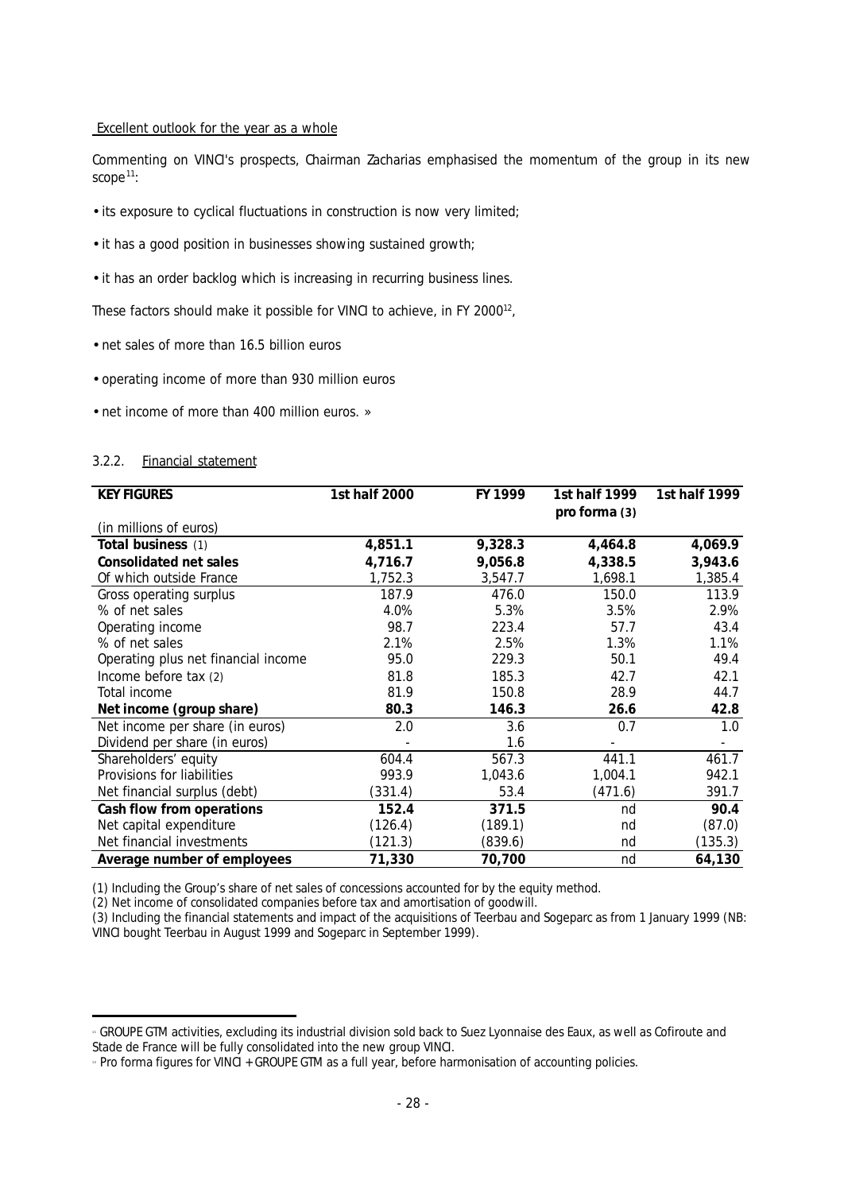Excellent outlook for the year as a whole

Commenting on VINCI's prospects, Chairman Zacharias emphasised the momentum of the group in its new scope[11]:

- its exposure to cyclical fluctuations in construction is now very limited;
- it has a good position in businesses showing sustained growth;
- it has an order backlog which is increasing in recurring business lines.

These factors should make it possible for VINCI to achieve, in FY 2000[12],

- net sales of more than 16.5 billion euros
- operating income of more than 930 million euros
- net income of more than 400 million euros. »

### 3.2.2. Financial statement

| KEY FIGURES | 1st half 2000 | FY 1999 | 1st half 1999 pro forma (3) | 1st half 1999 |
|---|---|---|---|---|
| (in millions of euros) | | | | |
| **Total business** (1) | **4,851.1** | **9,328.3** | **4,464.8** | **4,069.9** |
| **Consolidated net sales** | **4,716.7** | **9,056.8** | **4,338.5** | **3,943.6** |
| Of which outside France | 1,752.3 | 3,547.7 | 1,698.1 | 1,385.4 |
| Gross operating surplus | 187.9 | 476.0 | 150.0 | 113.9 |
| % of net sales | 4.0% | 5.3% | 3.5% | 2.9% |
| Operating income | 98.7 | 223.4 | 57.7 | 43.4 |
| % of net sales | 2.1% | 2.5% | 1.3% | 1.1% |
| Operating plus net financial income | 95.0 | 229.3 | 50.1 | 49.4 |
| Income before tax (2) | 81.8 | 185.3 | 42.7 | 42.1 |
| Total income | 81.9 | 150.8 | 28.9 | 44.7 |
| **Net income (group share)** | **80.3** | **146.3** | **26.6** | **42.8** |
| Net income per share (in euros) | 2.0 | 3.6 | 0.7 | 1.0 |
| Dividend per share (in euros) | - | 1.6 | - | - |
| Shareholders' equity | 604.4 | 567.3 | 441.1 | 461.7 |
| Provisions for liabilities | 993.9 | 1,043.6 | 1,004.1 | 942.1 |
| Net financial surplus (debt) | (331.4) | 53.4 | (471.6) | 391.7 |
| **Cash flow from operations** | **152.4** | **371.5** | nd | **90.4** |
| Net capital expenditure | (126.4) | (189.1) | nd | (87.0) |
| Net financial investments | (121.3) | (839.6) | nd | (135.3) |
| **Average number of employees** | **71,330** | **70,700** | nd | **64,130** |

(1) Including the Group's share of net sales of concessions accounted for by the equity method.

(2) Net income of consolidated companies before tax and amortisation of goodwill.

(3) Including the financial statements and impact of the acquisitions of Teerbau and Sogeparc as from 1 January 1999 (NB: VINCI bought Teerbau in August 1999 and Sogeparc in September 1999).

[11] GROUPE GTM activities, excluding its industrial division sold back to Suez Lyonnaise des Eaux, as well as Cofiroute and Stade de France will be fully consolidated into the new group VINCI.

[12] Pro forma figures for VINCI + GROUPE GTM as a full year, before harmonisation of accounting policies.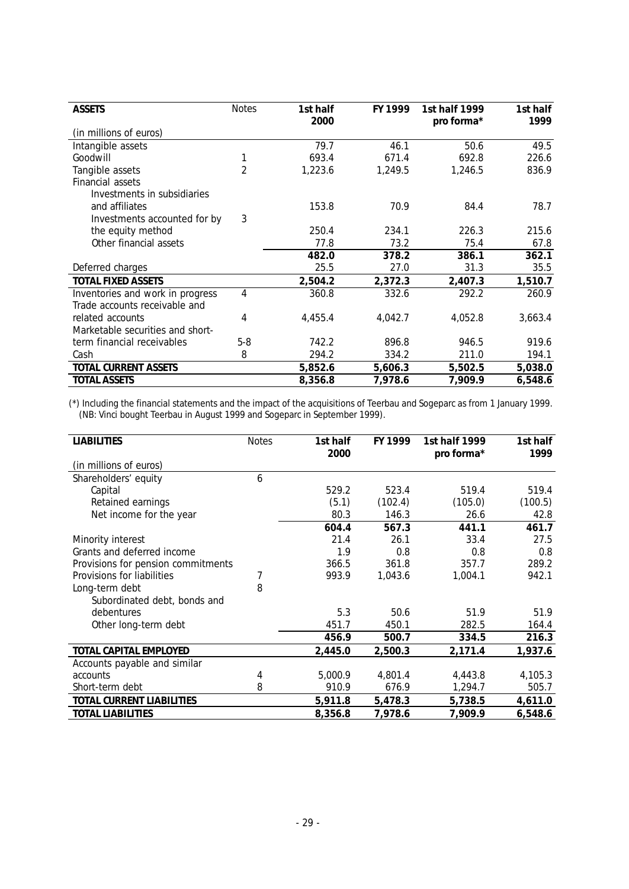| ASSETS | Notes | 1st half 2000 | FY 1999 | 1st half 1999 pro forma* | 1st half 1999 |
|---|---|---|---|---|---|
| (in millions of euros) | | | | | |
| Intangible assets | | 79.7 | 46.1 | 50.6 | 49.5 |
| Goodwill | 1 | 693.4 | 671.4 | 692.8 | 226.6 |
| Tangible assets | 2 | 1,223.6 | 1,249.5 | 1,246.5 | 836.9 |
| Financial assets | | | | | |
| Investments in subsidiaries and affiliates | | 153.8 | 70.9 | 84.4 | 78.7 |
| Investments accounted for by the equity method | 3 | 250.4 | 234.1 | 226.3 | 215.6 |
| Other financial assets | | 77.8 | 73.2 | 75.4 | 67.8 |
| | | **482.0** | **378.2** | **386.1** | **362.1** |
| Deferred charges | | 25.5 | 27.0 | 31.3 | 35.5 |
| **TOTAL FIXED ASSETS** | | **2,504.2** | **2,372.3** | **2,407.3** | **1,510.7** |
| Inventories and work in progress | 4 | 360.8 | 332.6 | 292.2 | 260.9 |
| Trade accounts receivable and related accounts | 4 | 4,455.4 | 4,042.7 | 4,052.8 | 3,663.4 |
| Marketable securities and short-term financial receivables | 5-8 | 742.2 | 896.8 | 946.5 | 919.6 |
| Cash | 8 | 294.2 | 334.2 | 211.0 | 194.1 |
| **TOTAL CURRENT ASSETS** | | **5,852.6** | **5,606.3** | **5,502.5** | **5,038.0** |
| **TOTAL ASSETS** | | **8,356.8** | **7,978.6** | **7,909.9** | **6,548.6** |

(*) Including the financial statements and the impact of the acquisitions of Teerbau and Sogeparc as from 1 January 1999. (NB: Vinci bought Teerbau in August 1999 and Sogeparc in September 1999).

| LIABILITIES | Notes | 1st half 2000 | FY 1999 | 1st half 1999 pro forma* | 1st half 1999 |
|---|---|---|---|---|---|
| (in millions of euros) | | | | | |
| Shareholders' equity | 6 | | | | |
| Capital | | 529.2 | 523.4 | 519.4 | 519.4 |
| Retained earnings | | (5.1) | (102.4) | (105.0) | (100.5) |
| Net income for the year | | 80.3 | 146.3 | 26.6 | 42.8 |
| | | **604.4** | **567.3** | **441.1** | **461.7** |
| Minority interest | | 21.4 | 26.1 | 33.4 | 27.5 |
| Grants and deferred income | | 1.9 | 0.8 | 0.8 | 0.8 |
| Provisions for pension commitments | | 366.5 | 361.8 | 357.7 | 289.2 |
| Provisions for liabilities | 7 | 993.9 | 1,043.6 | 1,004.1 | 942.1 |
| Long-term debt | 8 | | | | |
| Subordinated debt, bonds and debentures | | 5.3 | 50.6 | 51.9 | 51.9 |
| Other long-term debt | | 451.7 | 450.1 | 282.5 | 164.4 |
| | | **456.9** | **500.7** | **334.5** | **216.3** |
| **TOTAL CAPITAL EMPLOYED** | | **2,445.0** | **2,500.3** | **2,171.4** | **1,937.6** |
| Accounts payable and similar accounts | 4 | 5,000.9 | 4,801.4 | 4,443.8 | 4,105.3 |
| Short-term debt | 8 | 910.9 | 676.9 | 1,294.7 | 505.7 |
| **TOTAL CURRENT LIABILITIES** | | **5,911.8** | **5,478.3** | **5,738.5** | **4,611.0** |
| **TOTAL LIABILITIES** | | **8,356.8** | **7,978.6** | **7,909.9** | **6,548.6** |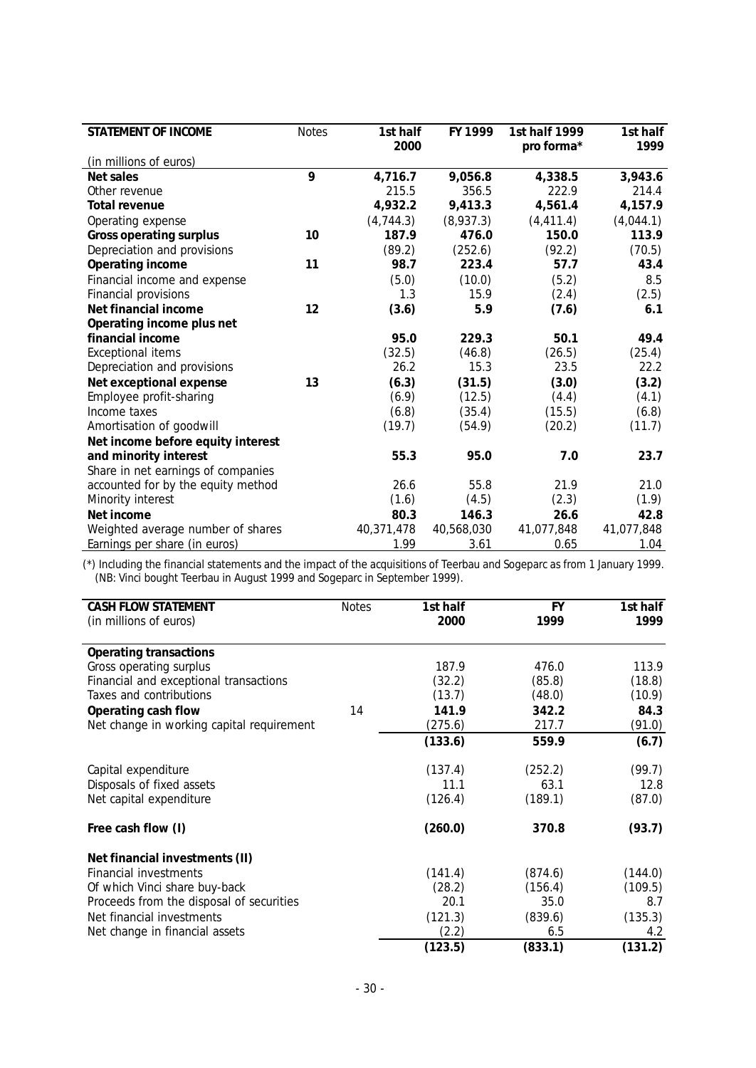| STATEMENT OF INCOME | Notes | 1st half 2000 | FY 1999 | 1st half 1999 pro forma* | 1st half 1999 |
|---|---|---|---|---|---|
| (in millions of euros) | | | | | |
| **Net sales** | **9** | **4,716.7** | **9,056.8** | **4,338.5** | **3,943.6** |
| Other revenue | | 215.5 | 356.5 | 222.9 | 214.4 |
| **Total revenue** | | **4,932.2** | **9,413.3** | **4,561.4** | **4,157.9** |
| Operating expense | | (4,744.3) | (8,937.3) | (4,411.4) | (4,044.1) |
| **Gross operating surplus** | **10** | **187.9** | **476.0** | **150.0** | **113.9** |
| Depreciation and provisions | | (89.2) | (252.6) | (92.2) | (70.5) |
| **Operating income** | **11** | **98.7** | **223.4** | **57.7** | **43.4** |
| Financial income and expense | | (5.0) | (10.0) | (5.2) | 8.5 |
| Financial provisions | | 1.3 | 15.9 | (2.4) | (2.5) |
| **Net financial income** | **12** | **(3.6)** | **5.9** | **(7.6)** | **6.1** |
| **Operating income plus net financial income** | | **95.0** | **229.3** | **50.1** | **49.4** |
| Exceptional items | | (32.5) | (46.8) | (26.5) | (25.4) |
| Depreciation and provisions | | 26.2 | 15.3 | 23.5 | 22.2 |
| **Net exceptional expense** | **13** | **(6.3)** | **(31.5)** | **(3.0)** | **(3.2)** |
| Employee profit-sharing | | (6.9) | (12.5) | (4.4) | (4.1) |
| Income taxes | | (6.8) | (35.4) | (15.5) | (6.8) |
| Amortisation of goodwill | | (19.7) | (54.9) | (20.2) | (11.7) |
| **Net income before equity interest and minority interest** | | **55.3** | **95.0** | **7.0** | **23.7** |
| Share in net earnings of companies accounted for by the equity method | | 26.6 | 55.8 | 21.9 | 21.0 |
| Minority interest | | (1.6) | (4.5) | (2.3) | (1.9) |
| **Net income** | | **80.3** | **146.3** | **26.6** | **42.8** |
| Weighted average number of shares | | 40,371,478 | 40,568,030 | 41,077,848 | 41,077,848 |
| Earnings per share (in euros) | | 1.99 | 3.61 | 0.65 | 1.04 |

(*) Including the financial statements and the impact of the acquisitions of Teerbau and Sogeparc as from 1 January 1999. (NB: Vinci bought Teerbau in August 1999 and Sogeparc in September 1999).

| CASH FLOW STATEMENT (in millions of euros) | Notes | 1st half 2000 | FY 1999 | 1st half 1999 |
|---|---|---|---|---|
| **Operating transactions** | | | | |
| Gross operating surplus | | 187.9 | 476.0 | 113.9 |
| Financial and exceptional transactions | | (32.2) | (85.8) | (18.8) |
| Taxes and contributions | | (13.7) | (48.0) | (10.9) |
| **Operating cash flow** | 14 | **141.9** | **342.2** | **84.3** |
| Net change in working capital requirement | | (275.6) | 217.7 | (91.0) |
| | | **(133.6)** | **559.9** | **(6.7)** |
| Capital expenditure | | (137.4) | (252.2) | (99.7) |
| Disposals of fixed assets | | 11.1 | 63.1 | 12.8 |
| Net capital expenditure | | (126.4) | (189.1) | (87.0) |
| **Free cash flow (I)** | | **(260.0)** | **370.8** | **(93.7)** |
| **Net financial investments (II)** | | | | |
| Financial investments | | (141.4) | (874.6) | (144.0) |
| Of which Vinci share buy-back | | (28.2) | (156.4) | (109.5) |
| Proceeds from the disposal of securities | | 20.1 | 35.0 | 8.7 |
| Net financial investments | | (121.3) | (839.6) | (135.3) |
| Net change in financial assets | | (2.2) | 6.5 | 4.2 |
| | | **(123.5)** | **(833.1)** | **(131.2)** |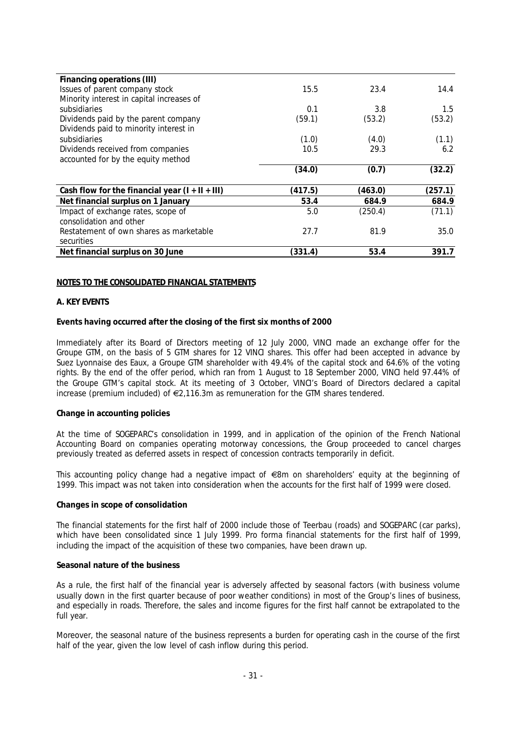| | | | |
|---|---|---|---|
| **Financing operations (III)** | | | |
| Issues of parent company stock | 15.5 | 23.4 | 14.4 |
| Minority interest in capital increases of subsidiaries | 0.1 | 3.8 | 1.5 |
| Dividends paid by the parent company | (59.1) | (53.2) | (53.2) |
| Dividends paid to minority interest in subsidiaries | (1.0) | (4.0) | (1.1) |
| Dividends received from companies accounted for by the equity method | 10.5 | 29.3 | 6.2 |
| | **(34.0)** | **(0.7)** | **(32.2)** |
| **Cash flow for the financial year (I + II + III)** | **(417.5)** | **(463.0)** | **(257.1)** |
| **Net financial surplus on 1 January** | **53.4** | **684.9** | **684.9** |
| Impact of exchange rates, scope of consolidation and other | 5.0 | (250.4) | (71.1) |
| Restatement of own shares as marketable securities | 27.7 | 81.9 | 35.0 |
| **Net financial surplus on 30 June** | **(331.4)** | **53.4** | **391.7** |

## NOTES TO THE CONSOLIDATED FINANCIAL STATEMENTS

### A. KEY EVENTS

**Events having occurred after the closing of the first six months of 2000**

Immediately after its Board of Directors meeting of 12 July 2000, VINCI made an exchange offer for the Groupe GTM, on the basis of 5 GTM shares for 12 VINCI shares. This offer had been accepted in advance by Suez Lyonnaise des Eaux, a Groupe GTM shareholder with 49.4% of the capital stock and 64.6% of the voting rights. By the end of the offer period, which ran from 1 August to 18 September 2000, VINCI held 97.44% of the Groupe GTM's capital stock. At its meeting of 3 October, VINCI's Board of Directors declared a capital increase (premium included) of €2,116.3m as remuneration for the GTM shares tendered.

**Change in accounting policies**

At the time of SOGEPARC's consolidation in 1999, and in application of the opinion of the French National Accounting Board on companies operating motorway concessions, the Group proceeded to cancel charges previously treated as deferred assets in respect of concession contracts temporarily in deficit.

This accounting policy change had a negative impact of €8m on shareholders' equity at the beginning of 1999. This impact was not taken into consideration when the accounts for the first half of 1999 were closed.

**Changes in scope of consolidation**

The financial statements for the first half of 2000 include those of Teerbau (roads) and SOGEPARC (car parks), which have been consolidated since 1 July 1999. Pro forma financial statements for the first half of 1999, including the impact of the acquisition of these two companies, have been drawn up.

**Seasonal nature of the business**

As a rule, the first half of the financial year is adversely affected by seasonal factors (with business volume usually down in the first quarter because of poor weather conditions) in most of the Group's lines of business, and especially in roads. Therefore, the sales and income figures for the first half cannot be extrapolated to the full year.

Moreover, the seasonal nature of the business represents a burden for operating cash in the course of the first half of the year, given the low level of cash inflow during this period.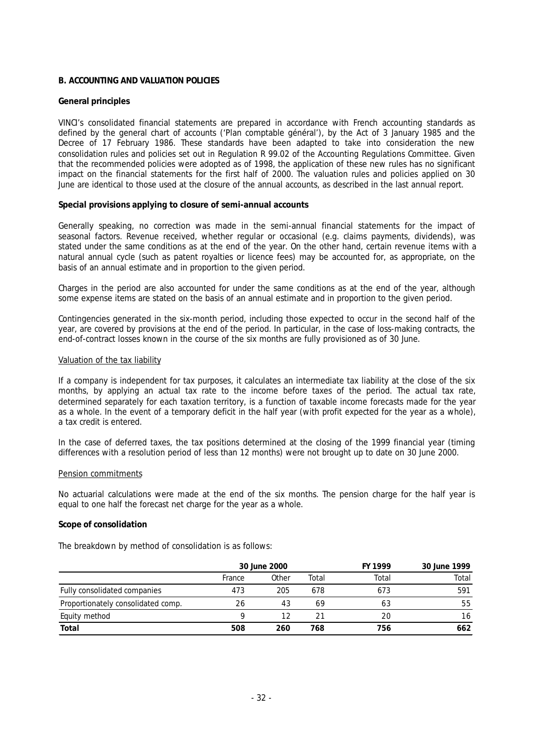## B. ACCOUNTING AND VALUATION POLICIES

### General principles

VINCI's consolidated financial statements are prepared in accordance with French accounting standards as defined by the general chart of accounts ('Plan comptable général'), by the Act of 3 January 1985 and the Decree of 17 February 1986. These standards have been adapted to take into consideration the new consolidation rules and policies set out in Regulation R 99.02 of the Accounting Regulations Committee. Given that the recommended policies were adopted as of 1998, the application of these new rules has no significant impact on the financial statements for the first half of 2000. The valuation rules and policies applied on 30 June are identical to those used at the closure of the annual accounts, as described in the last annual report.

### Special provisions applying to closure of semi-annual accounts

Generally speaking, no correction was made in the semi-annual financial statements for the impact of seasonal factors. Revenue received, whether regular or occasional (e.g. claims payments, dividends), was stated under the same conditions as at the end of the year. On the other hand, certain revenue items with a natural annual cycle (such as patent royalties or licence fees) may be accounted for, as appropriate, on the basis of an annual estimate and in proportion to the given period.

Charges in the period are also accounted for under the same conditions as at the end of the year, although some expense items are stated on the basis of an annual estimate and in proportion to the given period.

Contingencies generated in the six-month period, including those expected to occur in the second half of the year, are covered by provisions at the end of the period. In particular, in the case of loss-making contracts, the end-of-contract losses known in the course of the six months are fully provisioned as of 30 June.

#### Valuation of the tax liability

If a company is independent for tax purposes, it calculates an intermediate tax liability at the close of the six months, by applying an actual tax rate to the income before taxes of the period. The actual tax rate, determined separately for each taxation territory, is a function of taxable income forecasts made for the year as a whole. In the event of a temporary deficit in the half year (with profit expected for the year as a whole), a tax credit is entered.

In the case of deferred taxes, the tax positions determined at the closing of the 1999 financial year (timing differences with a resolution period of less than 12 months) were not brought up to date on 30 June 2000.

#### Pension commitments

No actuarial calculations were made at the end of the six months. The pension charge for the half year is equal to one half the forecast net charge for the year as a whole.

### Scope of consolidation

The breakdown by method of consolidation is as follows:

| | 30 June 2000 | | | FY 1999 | 30 June 1999 |
|---|---|---|---|---|---|
| | France | Other | Total | Total | Total |
| Fully consolidated companies | 473 | 205 | 678 | 673 | 591 |
| Proportionately consolidated comp. | 26 | 43 | 69 | 63 | 55 |
| Equity method | 9 | 12 | 21 | 20 | 16 |
| **Total** | **508** | **260** | **768** | **756** | **662** |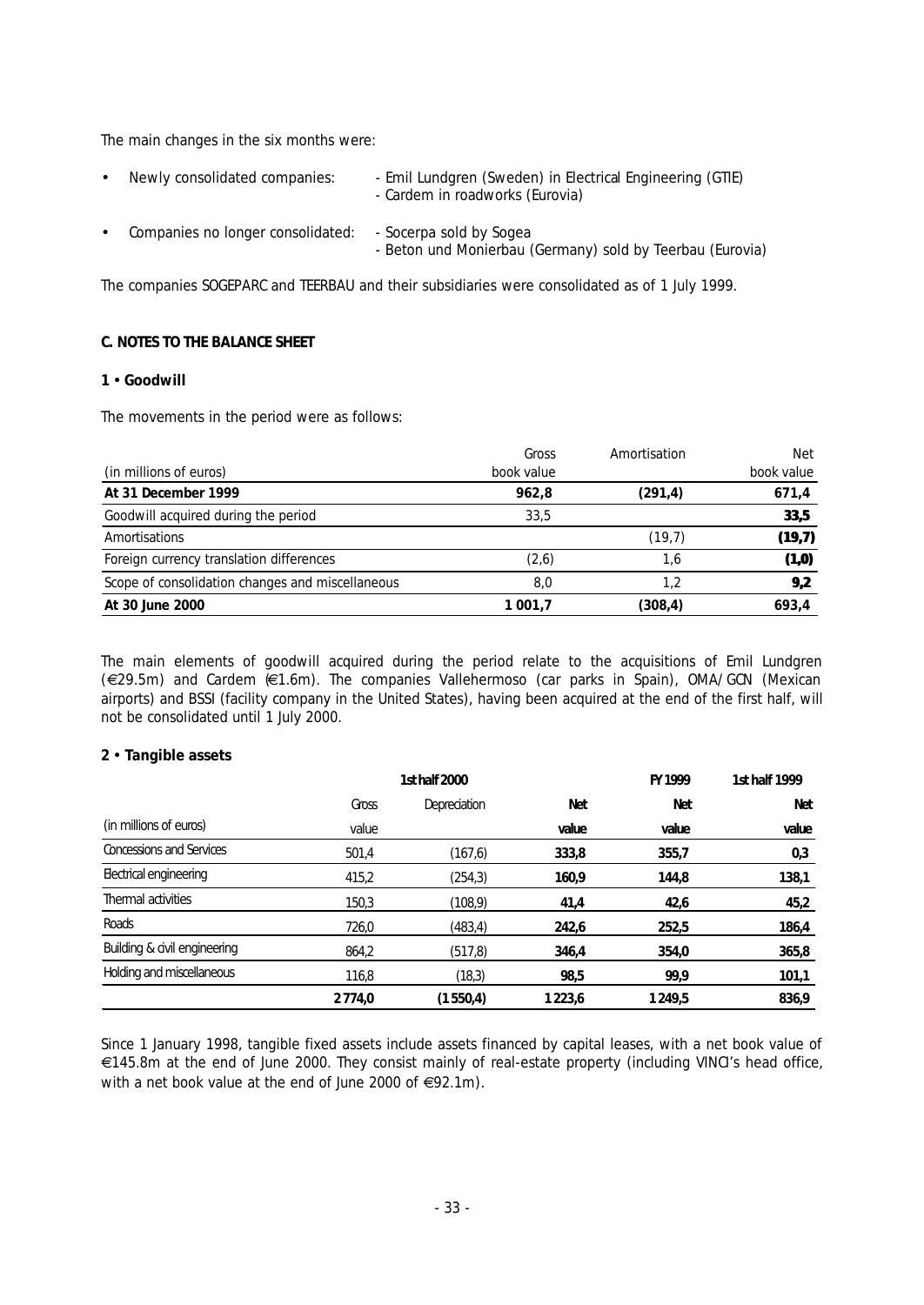The main changes in the six months were:

- Newly consolidated companies:
  - Emil Lundgren (Sweden) in Electrical Engineering (GTIE)
  - Cardem in roadworks (Eurovia)
- Companies no longer consolidated:
  - Socerpa sold by Sogea
  - Beton und Monierbau (Germany) sold by Teerbau (Eurovia)

The companies SOGEPARC and TEERBAU and their subsidiaries were consolidated as of 1 July 1999.

## C. NOTES TO THE BALANCE SHEET

### 1 • Goodwill

The movements in the period were as follows:

| (in millions of euros) | Gross book value | Amortisation | Net book value |
|---|---|---|---|
| **At 31 December 1999** | **962,8** | **(291,4)** | **671,4** |
| Goodwill acquired during the period | 33,5 | | **33,5** |
| Amortisations | | (19,7) | **(19,7)** |
| Foreign currency translation differences | (2,6) | 1,6 | **(1,0)** |
| Scope of consolidation changes and miscellaneous | 8,0 | 1,2 | **9,2** |
| **At 30 June 2000** | **1 001,7** | **(308,4)** | **693,4** |

The main elements of goodwill acquired during the period relate to the acquisitions of Emil Lundgren (€29.5m) and Cardem (€1.6m). The companies Vallehermoso (car parks in Spain), OMA/GCN (Mexican airports) and BSSI (facility company in the United States), having been acquired at the end of the first half, will not be consolidated until 1 July 2000.

### 2 • Tangible assets

| | 1st half 2000 | | | FY 1999 | 1st half 1999 |
|---|---|---|---|---|---|
| (in millions of euros) | Gross value | Depreciation | **Net value** | **Net value** | **Net value** |
| Concessions and Services | 501,4 | (167,6) | **333,8** | **355,7** | **0,3** |
| Electrical engineering | 415,2 | (254,3) | **160,9** | **144,8** | **138,1** |
| Thermal activities | 150,3 | (108,9) | **41,4** | **42,6** | **45,2** |
| Roads | 726,0 | (483,4) | **242,6** | **252,5** | **186,4** |
| Building & civil engineering | 864,2 | (517,8) | **346,4** | **354,0** | **365,8** |
| Holding and miscellaneous | 116,8 | (18,3) | **98,5** | **99,9** | **101,1** |
| | **2 774,0** | **(1 550,4)** | **1 223,6** | **1 249,5** | **836,9** |

Since 1 January 1998, tangible fixed assets include assets financed by capital leases, with a net book value of €145.8m at the end of June 2000. They consist mainly of real-estate property (including VINCI's head office, with a net book value at the end of June 2000 of €92.1m).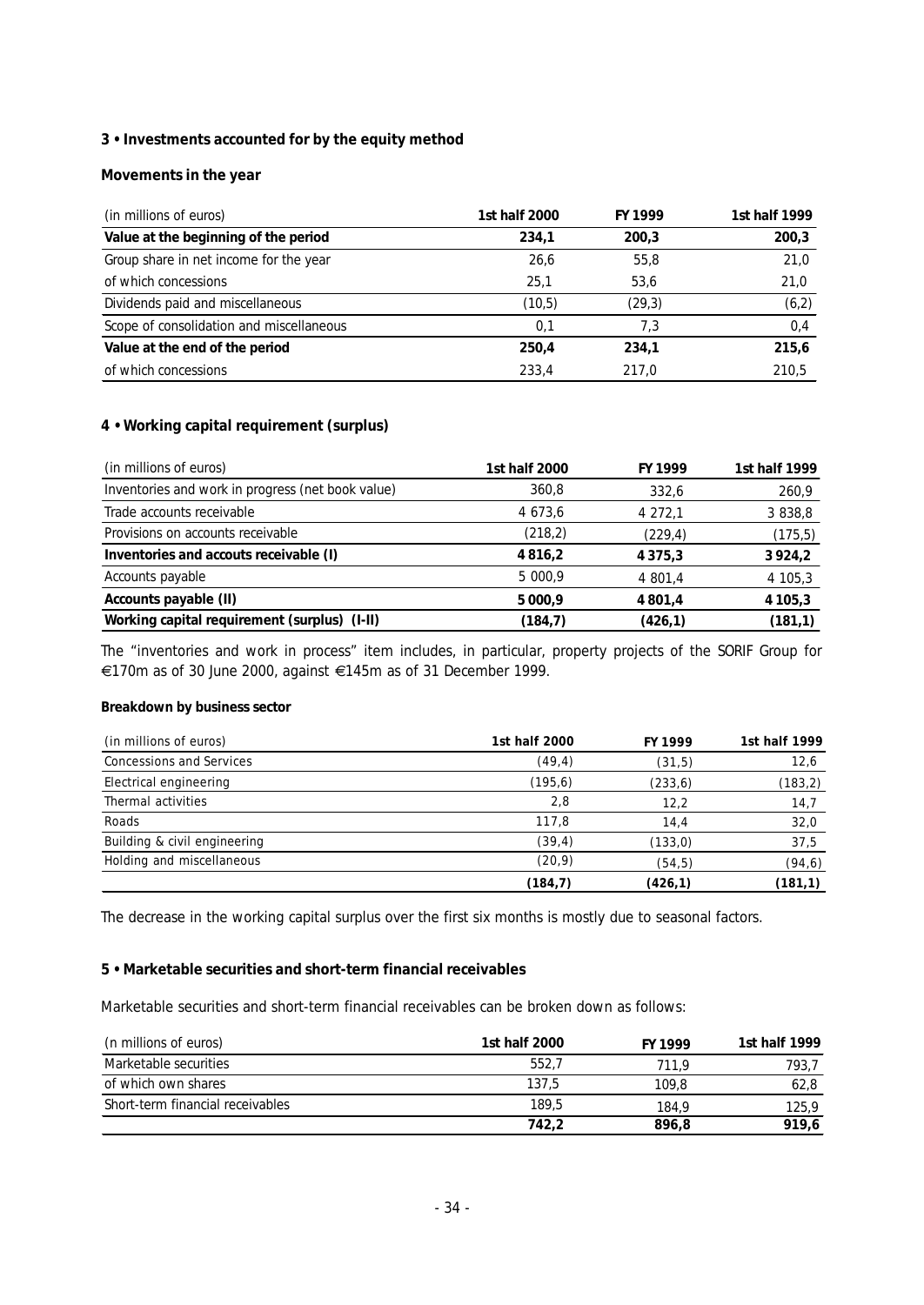## 3 • Investments accounted for by the equity method

### Movements in the year

| (in millions of euros) | 1st half 2000 | FY 1999 | 1st half 1999 |
|---|---|---|---|
| **Value at the beginning of the period** | **234,1** | **200,3** | **200,3** |
| Group share in net income for the year | 26,6 | 55,8 | 21,0 |
| of which concessions | 25,1 | 53,6 | 21,0 |
| Dividends paid and miscellaneous | (10,5) | (29,3) | (6,2) |
| Scope of consolidation and miscellaneous | 0,1 | 7,3 | 0,4 |
| **Value at the end of the period** | **250,4** | **234,1** | **215,6** |
| of which concessions | 233,4 | 217,0 | 210,5 |

## 4 • Working capital requirement (surplus)

| (in millions of euros) | 1st half 2000 | FY 1999 | 1st half 1999 |
|---|---|---|---|
| Inventories and work in progress (net book value) | 360,8 | 332,6 | 260,9 |
| Trade accounts receivable | 4 673,6 | 4 272,1 | 3 838,8 |
| Provisions on accounts receivable | (218,2) | (229,4) | (175,5) |
| **Inventories and accouts receivable (I)** | **4 816,2** | **4 375,3** | **3 924,2** |
| Accounts payable | 5 000,9 | 4 801,4 | 4 105,3 |
| **Accounts payable (II)** | **5 000,9** | **4 801,4** | **4 105,3** |
| **Working capital requirement (surplus) (I-II)** | **(184,7)** | **(426,1)** | **(181,1)** |

The "inventories and work in process" item includes, in particular, property projects of the SORIF Group for €170m as of 30 June 2000, against €145m as of 31 December 1999.

**Breakdown by business sector**

| (in millions of euros) | 1st half 2000 | FY 1999 | 1st half 1999 |
|---|---|---|---|
| Concessions and Services | (49,4) | (31,5) | 12,6 |
| Electrical engineering | (195,6) | (233,6) | (183,2) |
| Thermal activities | 2,8 | 12,2 | 14,7 |
| Roads | 117,8 | 14,4 | 32,0 |
| Building & civil engineering | (39,4) | (133,0) | 37,5 |
| Holding and miscellaneous | (20,9) | (54,5) | (94,6) |
| | **(184,7)** | **(426,1)** | **(181,1)** |

The decrease in the working capital surplus over the first six months is mostly due to seasonal factors.

## 5 • Marketable securities and short-term financial receivables

Marketable securities and short-term financial receivables can be broken down as follows:

| (n millions of euros) | 1st half 2000 | FY 1999 | 1st half 1999 |
|---|---|---|---|
| Marketable securities | 552,7 | 711,9 | 793,7 |
| of which own shares | 137,5 | 109,8 | 62,8 |
| Short-term financial receivables | 189,5 | 184,9 | 125,9 |
| | **742,2** | **896,8** | **919,6** |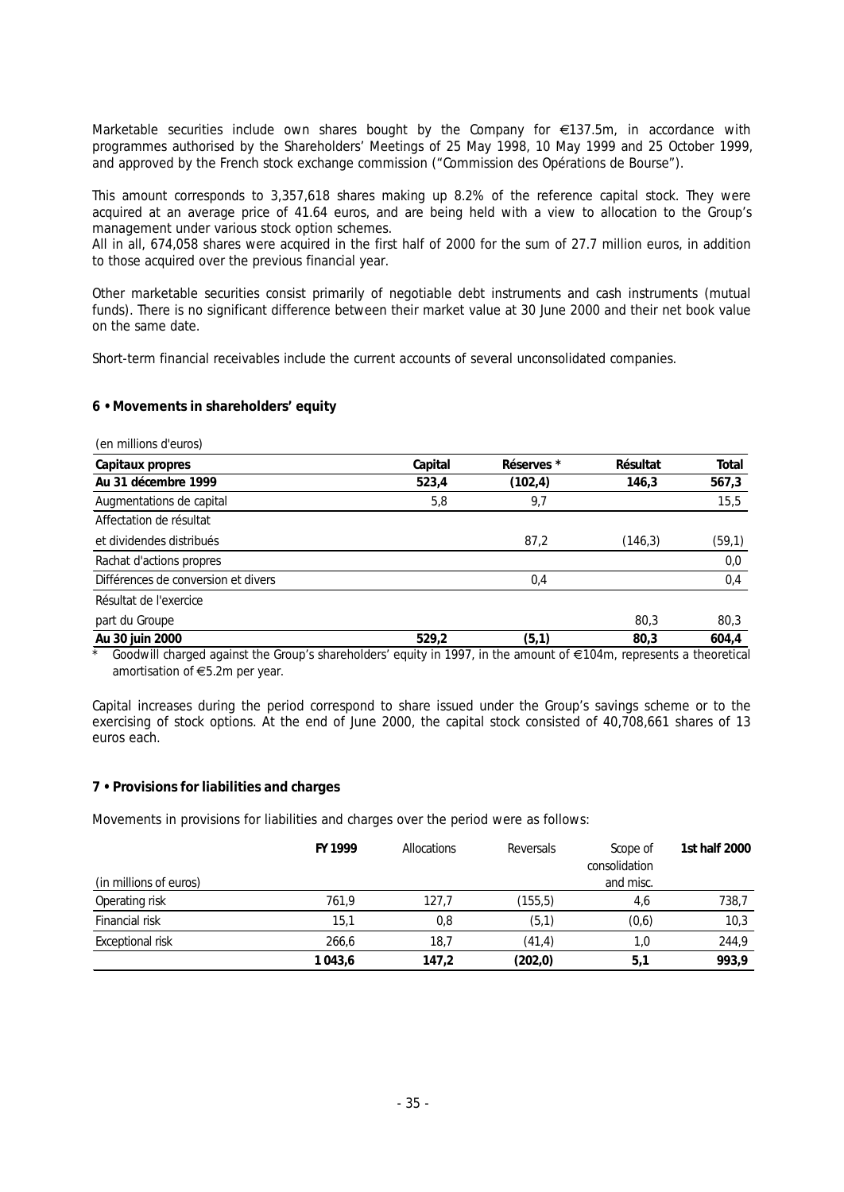Marketable securities include own shares bought by the Company for €137.5m, in accordance with programmes authorised by the Shareholders' Meetings of 25 May 1998, 10 May 1999 and 25 October 1999, and approved by the French stock exchange commission ("Commission des Opérations de Bourse").

This amount corresponds to 3,357,618 shares making up 8.2% of the reference capital stock. They were acquired at an average price of 41.64 euros, and are being held with a view to allocation to the Group's management under various stock option schemes.
All in all, 674,058 shares were acquired in the first half of 2000 for the sum of 27.7 million euros, in addition to those acquired over the previous financial year.

Other marketable securities consist primarily of negotiable debt instruments and cash instruments (mutual funds). There is no significant difference between their market value at 30 June 2000 and their net book value on the same date.

Short-term financial receivables include the current accounts of several unconsolidated companies.

## 6 • Movements in shareholders' equity

(en millions d'euros)

| Capitaux propres | Capital | Réserves * | Résultat | Total |
|---|---|---|---|---|
| **Au 31 décembre 1999** | **523,4** | **(102,4)** | **146,3** | **567,3** |
| Augmentations de capital | 5,8 | 9,7 | | 15,5 |
| Affectation de résultat et dividendes distribués | | 87,2 | (146,3) | (59,1) |
| Rachat d'actions propres | | | | 0,0 |
| Différences de conversion et divers | | 0,4 | | 0,4 |
| Résultat de l'exercice part du Groupe | | | 80,3 | 80,3 |
| **Au 30 juin 2000** | **529,2** | **(5,1)** | **80,3** | **604,4** |

\* Goodwill charged against the Group's shareholders' equity in 1997, in the amount of €104m, represents a theoretical amortisation of €5.2m per year.

Capital increases during the period correspond to share issued under the Group's savings scheme or to the exercising of stock options. At the end of June 2000, the capital stock consisted of 40,708,661 shares of 13 euros each.

## 7 • Provisions for liabilities and charges

Movements in provisions for liabilities and charges over the period were as follows:

| (in millions of euros) | FY 1999 | Allocations | Reversals | Scope of consolidation and misc. | 1st half 2000 |
|---|---|---|---|---|---|
| Operating risk | 761,9 | 127,7 | (155,5) | 4,6 | 738,7 |
| Financial risk | 15,1 | 0,8 | (5,1) | (0,6) | 10,3 |
| Exceptional risk | 266,6 | 18,7 | (41,4) | 1,0 | 244,9 |
| | **1 043,6** | **147,2** | **(202,0)** | **5,1** | **993,9** |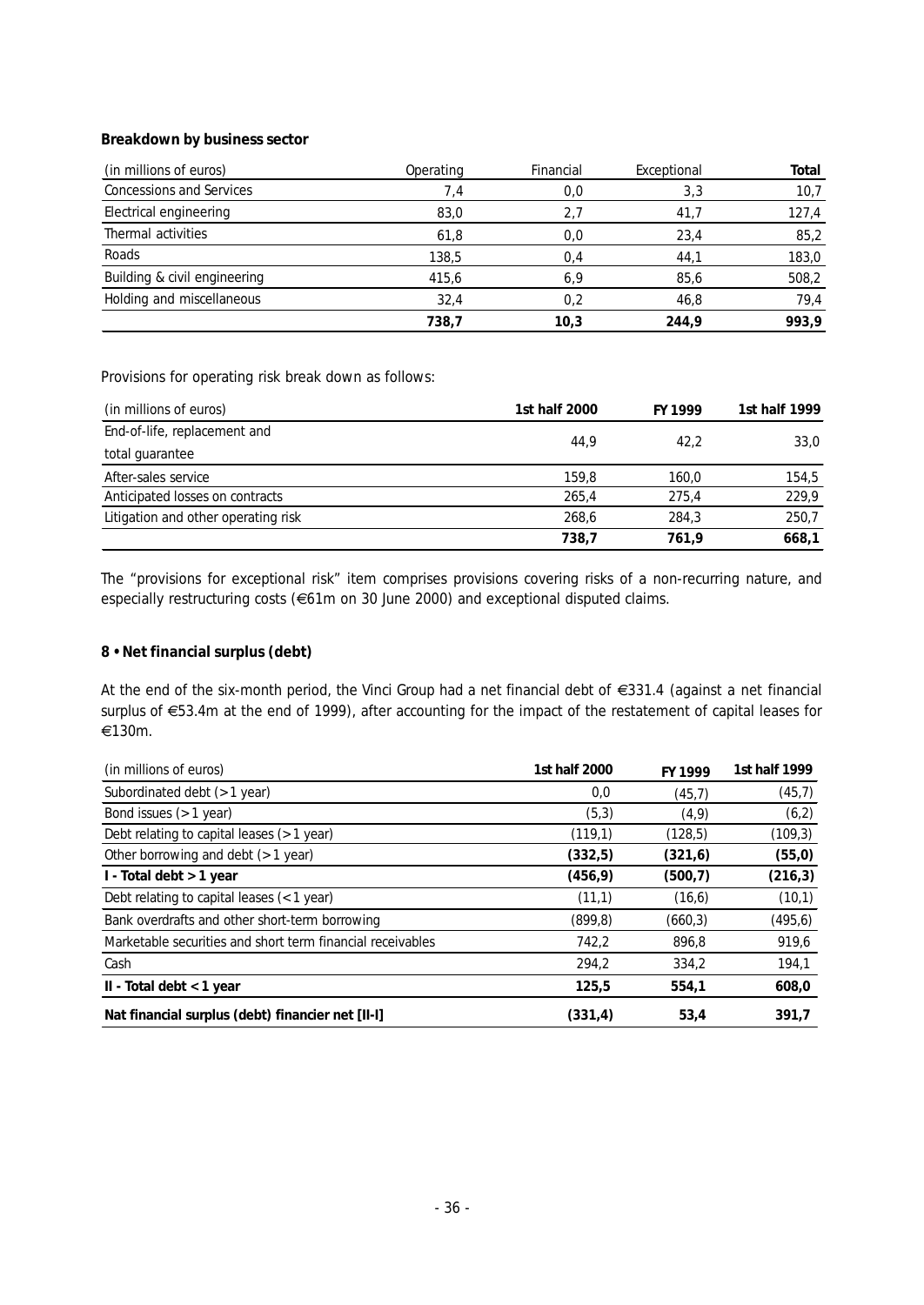**Breakdown by business sector**

| (in millions of euros) | Operating | Financial | Exceptional | **Total** |
|---|---|---|---|---|
| Concessions and Services | 7,4 | 0,0 | 3,3 | 10,7 |
| Electrical engineering | 83,0 | 2,7 | 41,7 | 127,4 |
| Thermal activities | 61,8 | 0,0 | 23,4 | 85,2 |
| Roads | 138,5 | 0,4 | 44,1 | 183,0 |
| Building & civil engineering | 415,6 | 6,9 | 85,6 | 508,2 |
| Holding and miscellaneous | 32,4 | 0,2 | 46,8 | 79,4 |
| | **738,7** | **10,3** | **244,9** | **993,9** |

Provisions for operating risk break down as follows:

| (in millions of euros) | **1st half 2000** | **FY 1999** | **1st half 1999** |
|---|---|---|---|
| End-of-life, replacement and total guarantee | 44,9 | 42,2 | 33,0 |
| After-sales service | 159,8 | 160,0 | 154,5 |
| Anticipated losses on contracts | 265,4 | 275,4 | 229,9 |
| Litigation and other operating risk | 268,6 | 284,3 | 250,7 |
| | **738,7** | **761,9** | **668,1** |

The "provisions for exceptional risk" item comprises provisions covering risks of a non-recurring nature, and especially restructuring costs (€61m on 30 June 2000) and exceptional disputed claims.

## 8 • Net financial surplus (debt)

At the end of the six-month period, the Vinci Group had a net financial debt of €331.4 (against a net financial surplus of €53.4m at the end of 1999), after accounting for the impact of the restatement of capital leases for €130m.

| (in millions of euros) | **1st half 2000** | **FY 1999** | **1st half 1999** |
|---|---|---|---|
| Subordinated debt (> 1 year) | 0,0 | (45,7) | (45,7) |
| Bond issues (> 1 year) | (5,3) | (4,9) | (6,2) |
| Debt relating to capital leases (> 1 year) | (119,1) | (128,5) | (109,3) |
| Other borrowing and debt (> 1 year) | **(332,5)** | **(321,6)** | **(55,0)** |
| **I - Total debt > 1 year** | **(456,9)** | **(500,7)** | **(216,3)** |
| Debt relating to capital leases (< 1 year) | (11,1) | (16,6) | (10,1) |
| Bank overdrafts and other short-term borrowing | (899,8) | (660,3) | (495,6) |
| Marketable securities and short term financial receivables | 742,2 | 896,8 | 919,6 |
| Cash | 294,2 | 334,2 | 194,1 |
| **II - Total debt < 1 year** | **125,5** | **554,1** | **608,0** |
| **Nat financial surplus (debt) financier net [II-I]** | **(331,4)** | **53,4** | **391,7** |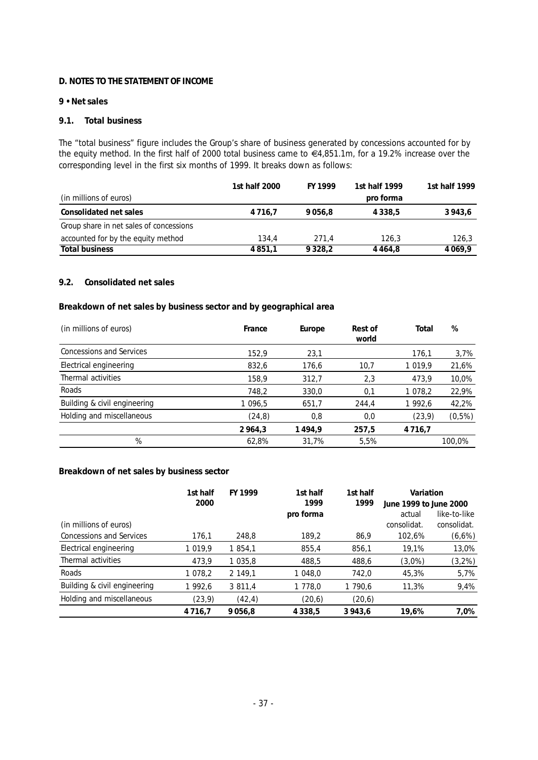## D. NOTES TO THE STATEMENT OF INCOME

### 9 • Net sales

#### 9.1. Total business

The "total business" figure includes the Group's share of business generated by concessions accounted for by the equity method. In the first half of 2000 total business came to €4,851.1m, for a 19.2% increase over the corresponding level in the first six months of 1999. It breaks down as follows:

| (in millions of euros) | 1st half 2000 | FY 1999 | 1st half 1999 pro forma | 1st half 1999 |
|---|---|---|---|---|
| **Consolidated net sales** | **4 716,7** | **9 056,8** | **4 338,5** | **3 943,6** |
| Group share in net sales of concessions accounted for by the equity method | 134,4 | 271,4 | 126,3 | 126,3 |
| **Total business** | **4 851,1** | **9 328,2** | **4 464,8** | **4 069,9** |

#### 9.2. Consolidated net sales

**Breakdown of net sales by business sector and by geographical area**

| (in millions of euros) | France | Europe | Rest of world | Total | % |
|---|---|---|---|---|---|
| Concessions and Services | 152,9 | 23,1 | | 176,1 | 3,7% |
| Electrical engineering | 832,6 | 176,6 | 10,7 | 1 019,9 | 21,6% |
| Thermal activities | 158,9 | 312,7 | 2,3 | 473,9 | 10,0% |
| Roads | 748,2 | 330,0 | 0,1 | 1 078,2 | 22,9% |
| Building & civil engineering | 1 096,5 | 651,7 | 244,4 | 1 992,6 | 42,2% |
| Holding and miscellaneous | (24,8) | 0,8 | 0,0 | (23,9) | (0,5%) |
| | **2 964,3** | **1 494,9** | **257,5** | **4 716,7** | |
| % | 62,8% | 31,7% | 5,5% | | 100,0% |

**Breakdown of net sales by business sector**

| | 1st half 2000 | FY 1999 | 1st half 1999 pro forma | 1st half 1999 | Variation June 1999 to June 2000 | |
|---|---|---|---|---|---|---|
| (in millions of euros) | | | | | actual consolidat. | like-to-like consolidat. |
| Concessions and Services | 176,1 | 248,8 | 189,2 | 86,9 | 102,6% | (6,6%) |
| Electrical engineering | 1 019,9 | 1 854,1 | 855,4 | 856,1 | 19,1% | 13,0% |
| Thermal activities | 473,9 | 1 035,8 | 488,5 | 488,6 | (3,0%) | (3,2%) |
| Roads | 1 078,2 | 2 149,1 | 1 048,0 | 742,0 | 45,3% | 5,7% |
| Building & civil engineering | 1 992,6 | 3 811,4 | 1 778,0 | 1 790,6 | 11,3% | 9,4% |
| Holding and miscellaneous | (23,9) | (42,4) | (20,6) | (20,6) | | |
| | **4 716,7** | **9 056,8** | **4 338,5** | **3 943,6** | **19,6%** | **7,0%** |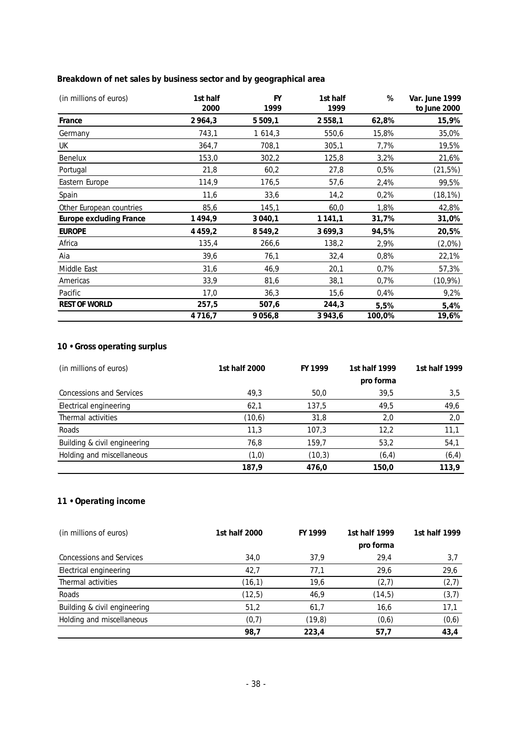**Breakdown of net sales by business sector and by geographical area**

| (in millions of euros) | 1st half 2000 | FY 1999 | 1st half 1999 | % | Var. June 1999 to June 2000 |
|---|---|---|---|---|---|
| **France** | **2 964,3** | **5 509,1** | **2 558,1** | **62,8%** | **15,9%** |
| Germany | 743,1 | 1 614,3 | 550,6 | 15,8% | 35,0% |
| UK | 364,7 | 708,1 | 305,1 | 7,7% | 19,5% |
| Benelux | 153,0 | 302,2 | 125,8 | 3,2% | 21,6% |
| Portugal | 21,8 | 60,2 | 27,8 | 0,5% | (21,5%) |
| Eastern Europe | 114,9 | 176,5 | 57,6 | 2,4% | 99,5% |
| Spain | 11,6 | 33,6 | 14,2 | 0,2% | (18,1%) |
| Other European countries | 85,6 | 145,1 | 60,0 | 1,8% | 42,8% |
| **Europe excluding France** | **1 494,9** | **3 040,1** | **1 141,1** | **31,7%** | **31,0%** |
| **EUROPE** | **4 459,2** | **8 549,2** | **3 699,3** | **94,5%** | **20,5%** |
| Africa | 135,4 | 266,6 | 138,2 | 2,9% | (2,0%) |
| Aia | 39,6 | 76,1 | 32,4 | 0,8% | 22,1% |
| Middle East | 31,6 | 46,9 | 20,1 | 0,7% | 57,3% |
| Americas | 33,9 | 81,6 | 38,1 | 0,7% | (10,9%) |
| Pacific | 17,0 | 36,3 | 15,6 | 0,4% | 9,2% |
| **REST OF WORLD** | **257,5** | **507,6** | **244,3** | **5,5%** | **5,4%** |
| | **4 716,7** | **9 056,8** | **3 943,6** | **100,0%** | **19,6%** |

## 10 • Gross operating surplus

| (in millions of euros) | 1st half 2000 | FY 1999 | 1st half 1999 pro forma | 1st half 1999 |
|---|---|---|---|---|
| Concessions and Services | 49,3 | 50,0 | 39,5 | 3,5 |
| Electrical engineering | 62,1 | 137,5 | 49,5 | 49,6 |
| Thermal activities | (10,6) | 31,8 | 2,0 | 2,0 |
| Roads | 11,3 | 107,3 | 12,2 | 11,1 |
| Building & civil engineering | 76,8 | 159,7 | 53,2 | 54,1 |
| Holding and miscellaneous | (1,0) | (10,3) | (6,4) | (6,4) |
| | **187,9** | **476,0** | **150,0** | **113,9** |

## 11 • Operating income

| (in millions of euros) | 1st half 2000 | FY 1999 | 1st half 1999 pro forma | 1st half 1999 |
|---|---|---|---|---|
| Concessions and Services | 34,0 | 37,9 | 29,4 | 3,7 |
| Electrical engineering | 42,7 | 77,1 | 29,6 | 29,6 |
| Thermal activities | (16,1) | 19,6 | (2,7) | (2,7) |
| Roads | (12,5) | 46,9 | (14,5) | (3,7) |
| Building & civil engineering | 51,2 | 61,7 | 16,6 | 17,1 |
| Holding and miscellaneous | (0,7) | (19,8) | (0,6) | (0,6) |
| | **98,7** | **223,4** | **57,7** | **43,4** |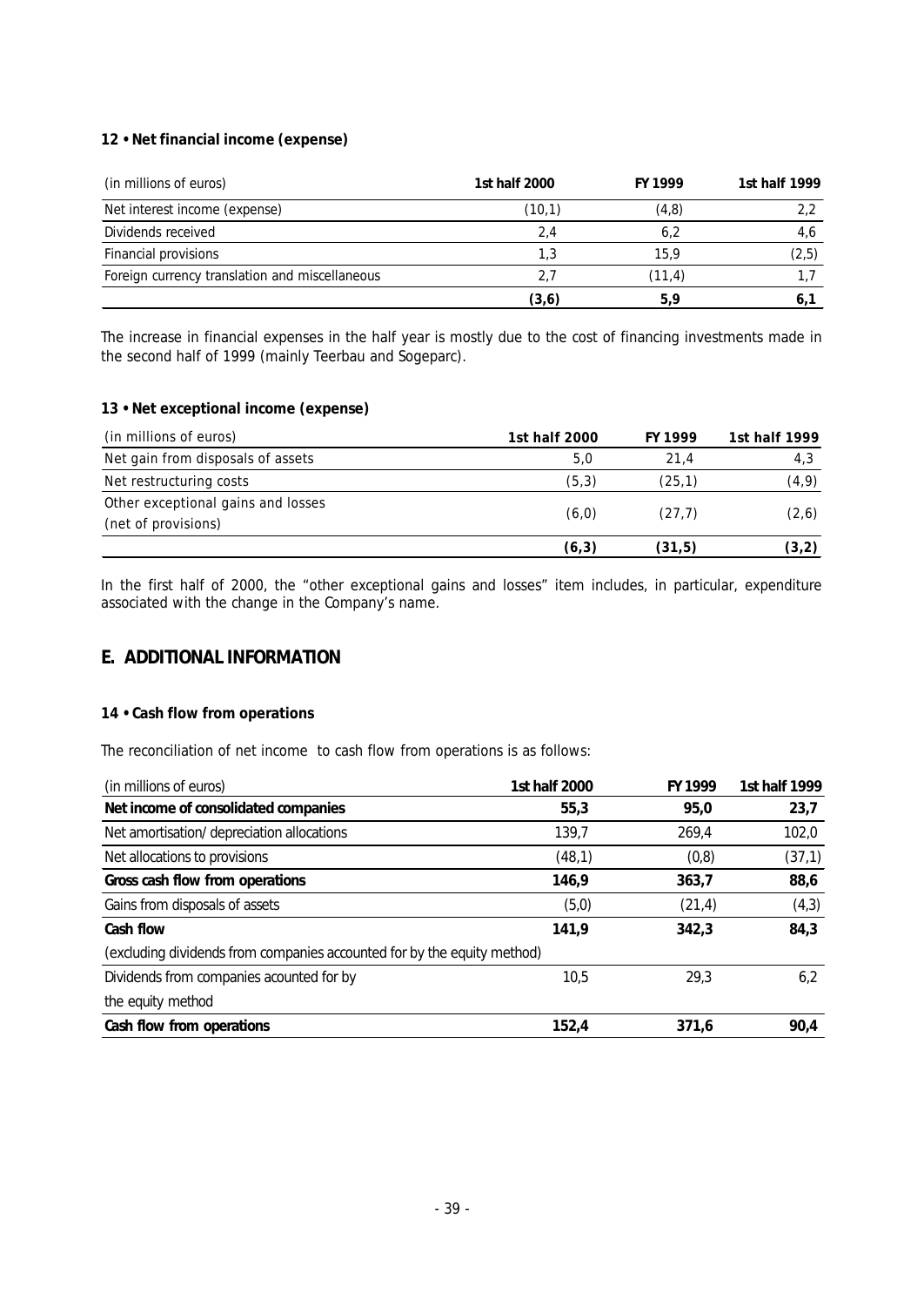### 12 • Net financial income (expense)

| (in millions of euros) | 1st half 2000 | FY 1999 | 1st half 1999 |
|---|---|---|---|
| Net interest income (expense) | (10,1) | (4,8) | 2,2 |
| Dividends received | 2,4 | 6,2 | 4,6 |
| Financial provisions | 1,3 | 15,9 | (2,5) |
| Foreign currency translation and miscellaneous | 2,7 | (11,4) | 1,7 |
| | **(3,6)** | **5,9** | **6,1** |

The increase in financial expenses in the half year is mostly due to the cost of financing investments made in the second half of 1999 (mainly Teerbau and Sogeparc).

### 13 • Net exceptional income (expense)

| (in millions of euros) | 1st half 2000 | FY 1999 | 1st half 1999 |
|---|---|---|---|
| Net gain from disposals of assets | 5,0 | 21,4 | 4,3 |
| Net restructuring costs | (5,3) | (25,1) | (4,9) |
| Other exceptional gains and losses (net of provisions) | (6,0) | (27,7) | (2,6) |
| | **(6,3)** | **(31,5)** | **(3,2)** |

In the first half of 2000, the "other exceptional gains and losses" item includes, in particular, expenditure associated with the change in the Company's name.

## E. ADDITIONAL INFORMATION

### 14 • Cash flow from operations

The reconciliation of net income to cash flow from operations is as follows:

| (in millions of euros) | 1st half 2000 | FY 1999 | 1st half 1999 |
|---|---|---|---|
| **Net income of consolidated companies** | **55,3** | **95,0** | **23,7** |
| Net amortisation/ depreciation allocations | 139,7 | 269,4 | 102,0 |
| Net allocations to provisions | (48,1) | (0,8) | (37,1) |
| **Gross cash flow from operations** | **146,9** | **363,7** | **88,6** |
| Gains from disposals of assets | (5,0) | (21,4) | (4,3) |
| **Cash flow** (excluding dividends from companies accounted for by the equity method) | **141,9** | **342,3** | **84,3** |
| Dividends from companies acounted for by the equity method | 10,5 | 29,3 | 6,2 |
| **Cash flow from operations** | **152,4** | **371,6** | **90,4** |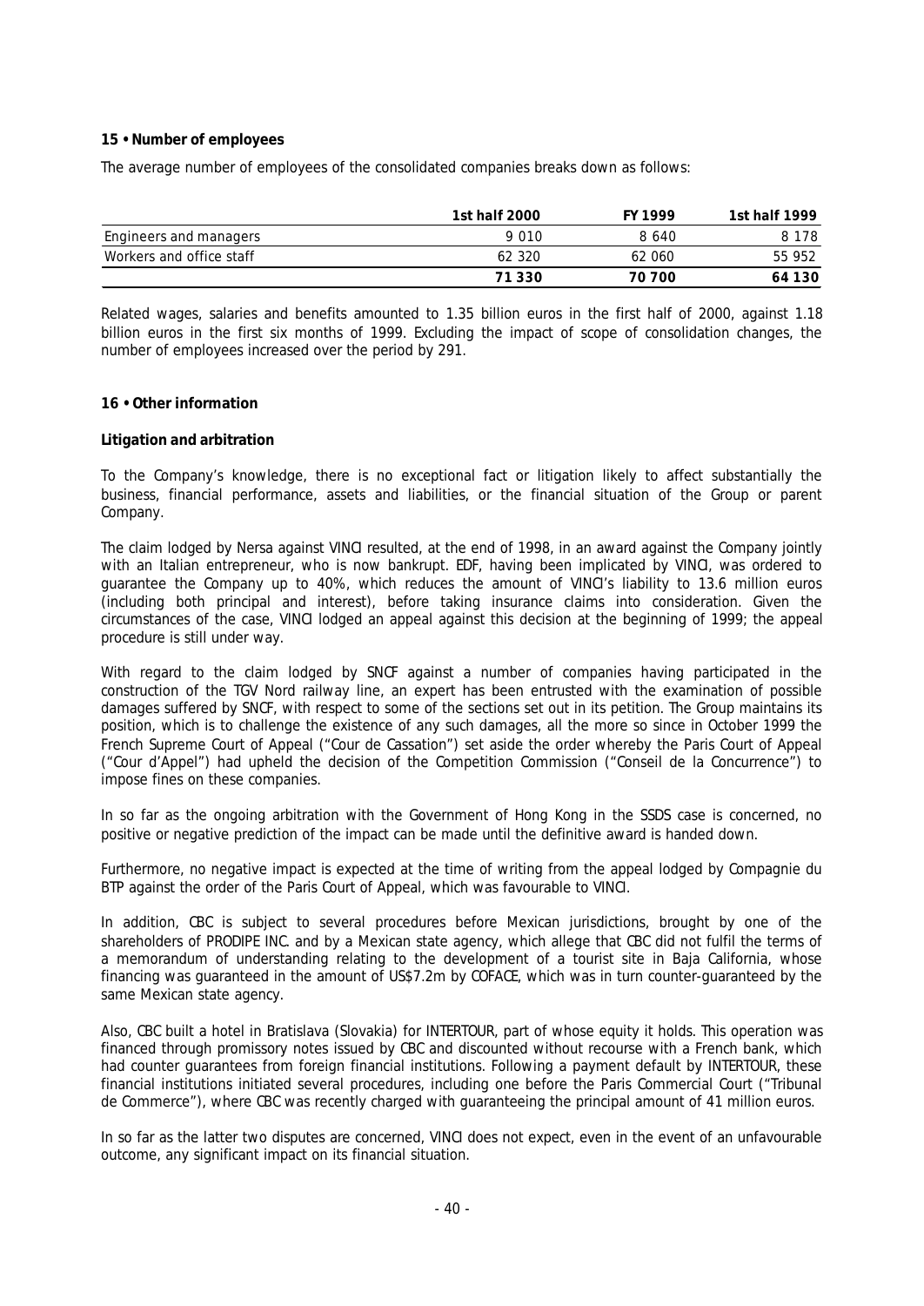**15 • Number of employees**

The average number of employees of the consolidated companies breaks down as follows:

| | 1st half 2000 | FY 1999 | 1st half 1999 |
|---|---|---|---|
| Engineers and managers | 9 010 | 8 640 | 8 178 |
| Workers and office staff | 62 320 | 62 060 | 55 952 |
| | **71 330** | **70 700** | **64 130** |

Related wages, salaries and benefits amounted to 1.35 billion euros in the first half of 2000, against 1.18 billion euros in the first six months of 1999. Excluding the impact of scope of consolidation changes, the number of employees increased over the period by 291.

**16 • Other information**

**Litigation and arbitration**

To the Company's knowledge, there is no exceptional fact or litigation likely to affect substantially the business, financial performance, assets and liabilities, or the financial situation of the Group or parent Company.

The claim lodged by Nersa against VINCI resulted, at the end of 1998, in an award against the Company jointly with an Italian entrepreneur, who is now bankrupt. EDF, having been implicated by VINCI, was ordered to guarantee the Company up to 40%, which reduces the amount of VINCI's liability to 13.6 million euros (including both principal and interest), before taking insurance claims into consideration. Given the circumstances of the case, VINCI lodged an appeal against this decision at the beginning of 1999; the appeal procedure is still under way.

With regard to the claim lodged by SNCF against a number of companies having participated in the construction of the TGV Nord railway line, an expert has been entrusted with the examination of possible damages suffered by SNCF, with respect to some of the sections set out in its petition. The Group maintains its position, which is to challenge the existence of any such damages, all the more so since in October 1999 the French Supreme Court of Appeal ("Cour de Cassation") set aside the order whereby the Paris Court of Appeal ("Cour d'Appel") had upheld the decision of the Competition Commission ("Conseil de la Concurrence") to impose fines on these companies.

In so far as the ongoing arbitration with the Government of Hong Kong in the SSDS case is concerned, no positive or negative prediction of the impact can be made until the definitive award is handed down.

Furthermore, no negative impact is expected at the time of writing from the appeal lodged by Compagnie du BTP against the order of the Paris Court of Appeal, which was favourable to VINCI.

In addition, CBC is subject to several procedures before Mexican jurisdictions, brought by one of the shareholders of PRODIPE INC. and by a Mexican state agency, which allege that CBC did not fulfil the terms of a memorandum of understanding relating to the development of a tourist site in Baja California, whose financing was guaranteed in the amount of US$7.2m by COFACE, which was in turn counter-guaranteed by the same Mexican state agency.

Also, CBC built a hotel in Bratislava (Slovakia) for INTERTOUR, part of whose equity it holds. This operation was financed through promissory notes issued by CBC and discounted without recourse with a French bank, which had counter guarantees from foreign financial institutions. Following a payment default by INTERTOUR, these financial institutions initiated several procedures, including one before the Paris Commercial Court ("Tribunal de Commerce"), where CBC was recently charged with guaranteeing the principal amount of 41 million euros.

In so far as the latter two disputes are concerned, VINCI does not expect, even in the event of an unfavourable outcome, any significant impact on its financial situation.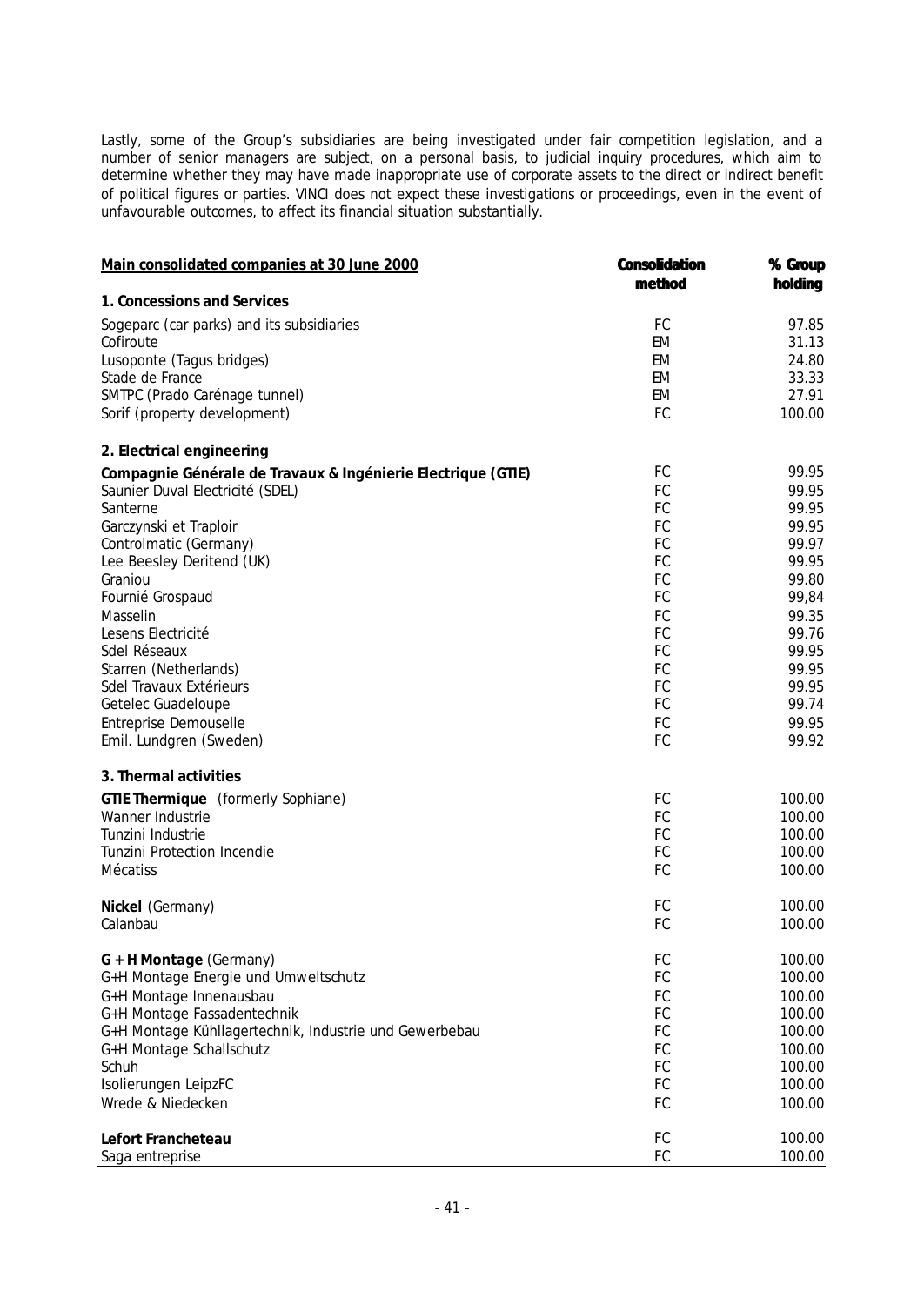Lastly, some of the Group's subsidiaries are being investigated under fair competition legislation, and a number of senior managers are subject, on a personal basis, to judicial inquiry procedures, which aim to determine whether they may have made inappropriate use of corporate assets to the direct or indirect benefit of political figures or parties. VINCI does not expect these investigations or proceedings, even in the event of unfavourable outcomes, to affect its financial situation substantially.

| <u>Main consolidated companies at 30 June 2000</u> | **Consolidation method** | **% Group holding** |
|---|---|---|
| **1. Concessions and Services** | | |
| Sogeparc (car parks) and its subsidiaries | FC | 97.85 |
| Cofiroute | EM | 31.13 |
| Lusoponte (Tagus bridges) | EM | 24.80 |
| Stade de France | EM | 33.33 |
| SMTPC (Prado Carénage tunnel) | EM | 27.91 |
| Sorif (property development) | FC | 100.00 |
| **2. Electrical engineering** | | |
| **Compagnie Générale de Travaux & Ingénierie Electrique (GTIE)** | FC | 99.95 |
| Saunier Duval Electricité (SDEL) | FC | 99.95 |
| Santerne | FC | 99.95 |
| Garczynski et Traploir | FC | 99.95 |
| Controlmatic (Germany) | FC | 99.97 |
| Lee Beesley Deritend (UK) | FC | 99.95 |
| Graniou | FC | 99.80 |
| Fournié Grospaud | FC | 99,84 |
| Masselin | FC | 99.35 |
| Lesens Electricité | FC | 99.76 |
| Sdel Réseaux | FC | 99.95 |
| Starren (Netherlands) | FC | 99.95 |
| Sdel Travaux Extérieurs | FC | 99.95 |
| Getelec Guadeloupe | FC | 99.74 |
| Entreprise Demouselle | FC | 99.95 |
| Emil. Lundgren (Sweden) | FC | 99.92 |
| **3. Thermal activities** | | |
| **GTIE Thermique** (formerly Sophiane) | FC | 100.00 |
| Wanner Industrie | FC | 100.00 |
| Tunzini Industrie | FC | 100.00 |
| Tunzini Protection Incendie | FC | 100.00 |
| Mécatiss | FC | 100.00 |
| **Nickel** (Germany) | FC | 100.00 |
| Calanbau | FC | 100.00 |
| **G + H Montage** (Germany) | FC | 100.00 |
| G+H Montage Energie und Umweltschutz | FC | 100.00 |
| G+H Montage Innenausbau | FC | 100.00 |
| G+H Montage Fassadentechnik | FC | 100.00 |
| G+H Montage Kühllagertechnik, Industrie und Gewerbebau | FC | 100.00 |
| G+H Montage Schallschutz | FC | 100.00 |
| Schuh | FC | 100.00 |
| Isolierungen LeipzFC | FC | 100.00 |
| Wrede & Niedecken | FC | 100.00 |
| **Lefort Francheteau** | FC | 100.00 |
| Saga entreprise | FC | 100.00 |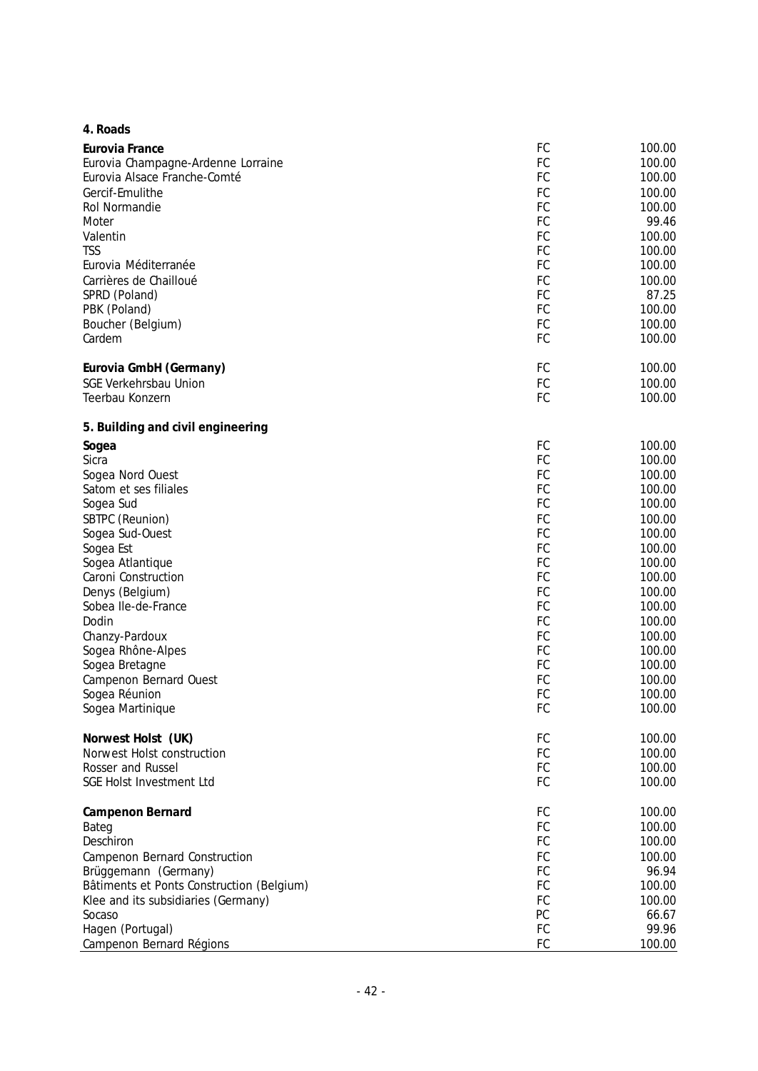**4. Roads**

| | | |
|---|---|---|
| **Eurovia France** | FC | 100.00 |
| Eurovia Champagne-Ardenne Lorraine | FC | 100.00 |
| Eurovia Alsace Franche-Comté | FC | 100.00 |
| Gercif-Emulithe | FC | 100.00 |
| Rol Normandie | FC | 100.00 |
| Moter | FC | 99.46 |
| Valentin | FC | 100.00 |
| TSS | FC | 100.00 |
| Eurovia Méditerranée | FC | 100.00 |
| Carrières de Chailloué | FC | 100.00 |
| SPRD (Poland) | FC | 87.25 |
| PBK (Poland) | FC | 100.00 |
| Boucher (Belgium) | FC | 100.00 |
| Cardem | FC | 100.00 |
| | | |
| **Eurovia GmbH (Germany)** | FC | 100.00 |
| SGE Verkehrsbau Union | FC | 100.00 |
| Teerbau Konzern | FC | 100.00 |

**5. Building and civil engineering**

| | | |
|---|---|---|
| **Sogea** | FC | 100.00 |
| Sicra | FC | 100.00 |
| Sogea Nord Ouest | FC | 100.00 |
| Satom et ses filiales | FC | 100.00 |
| Sogea Sud | FC | 100.00 |
| SBTPC (Reunion) | FC | 100.00 |
| Sogea Sud-Ouest | FC | 100.00 |
| Sogea Est | FC | 100.00 |
| Sogea Atlantique | FC | 100.00 |
| Caroni Construction | FC | 100.00 |
| Denys (Belgium) | FC | 100.00 |
| Sobea Ile-de-France | FC | 100.00 |
| Dodin | FC | 100.00 |
| Chanzy-Pardoux | FC | 100.00 |
| Sogea Rhône-Alpes | FC | 100.00 |
| Sogea Bretagne | FC | 100.00 |
| Campenon Bernard Ouest | FC | 100.00 |
| Sogea Réunion | FC | 100.00 |
| Sogea Martinique | FC | 100.00 |
| | | |
| **Norwest Holst (UK)** | FC | 100.00 |
| Norwest Holst construction | FC | 100.00 |
| Rosser and Russel | FC | 100.00 |
| SGE Holst Investment Ltd | FC | 100.00 |
| | | |
| **Campenon Bernard** | FC | 100.00 |
| Bateg | FC | 100.00 |
| Deschiron | FC | 100.00 |
| Campenon Bernard Construction | FC | 100.00 |
| Brüggemann (Germany) | FC | 96.94 |
| Bâtiments et Ponts Construction (Belgium) | FC | 100.00 |
| Klee and its subsidiaries (Germany) | FC | 100.00 |
| Socaso | PC | 66.67 |
| Hagen (Portugal) | FC | 99.96 |
| Campenon Bernard Régions | FC | 100.00 |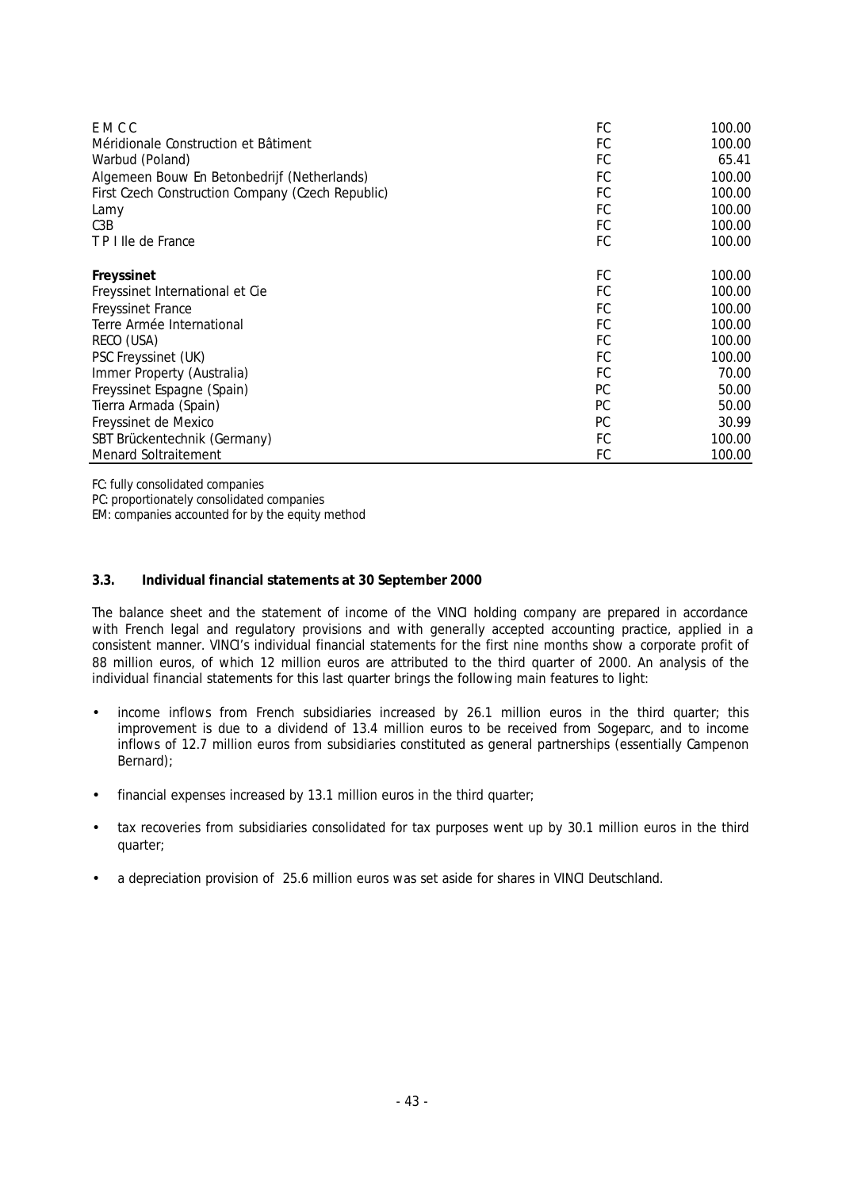| | | |
|---|---|---|
| E M C C | FC | 100.00 |
| Méridionale Construction et Bâtiment | FC | 100.00 |
| Warbud (Poland) | FC | 65.41 |
| Algemeen Bouw En Betonbedrijf (Netherlands) | FC | 100.00 |
| First Czech Construction Company (Czech Republic) | FC | 100.00 |
| Lamy | FC | 100.00 |
| C3B | FC | 100.00 |
| T P I Ile de France | FC | 100.00 |
| **Freyssinet** | FC | 100.00 |
| Freyssinet International et Cie | FC | 100.00 |
| Freyssinet France | FC | 100.00 |
| Terre Armée International | FC | 100.00 |
| RECO (USA) | FC | 100.00 |
| PSC Freyssinet (UK) | FC | 100.00 |
| Immer Property (Australia) | FC | 70.00 |
| Freyssinet Espagne (Spain) | PC | 50.00 |
| Tierra Armada (Spain) | PC | 50.00 |
| Freyssinet de Mexico | PC | 30.99 |
| SBT Brückentechnik (Germany) | FC | 100.00 |
| Menard Soltraitement | FC | 100.00 |

FC: fully consolidated companies
PC: proportionately consolidated companies
EM: companies accounted for by the equity method

### 3.3. Individual financial statements at 30 September 2000

The balance sheet and the statement of income of the VINCI holding company are prepared in accordance with French legal and regulatory provisions and with generally accepted accounting practice, applied in a consistent manner. VINCI's individual financial statements for the first nine months show a corporate profit of 88 million euros, of which 12 million euros are attributed to the third quarter of 2000. An analysis of the individual financial statements for this last quarter brings the following main features to light:

- income inflows from French subsidiaries increased by 26.1 million euros in the third quarter; this improvement is due to a dividend of 13.4 million euros to be received from Sogeparc, and to income inflows of 12.7 million euros from subsidiaries constituted as general partnerships (essentially Campenon Bernard);
- financial expenses increased by 13.1 million euros in the third quarter;
- tax recoveries from subsidiaries consolidated for tax purposes went up by 30.1 million euros in the third quarter;
- a depreciation provision of 25.6 million euros was set aside for shares in VINCI Deutschland.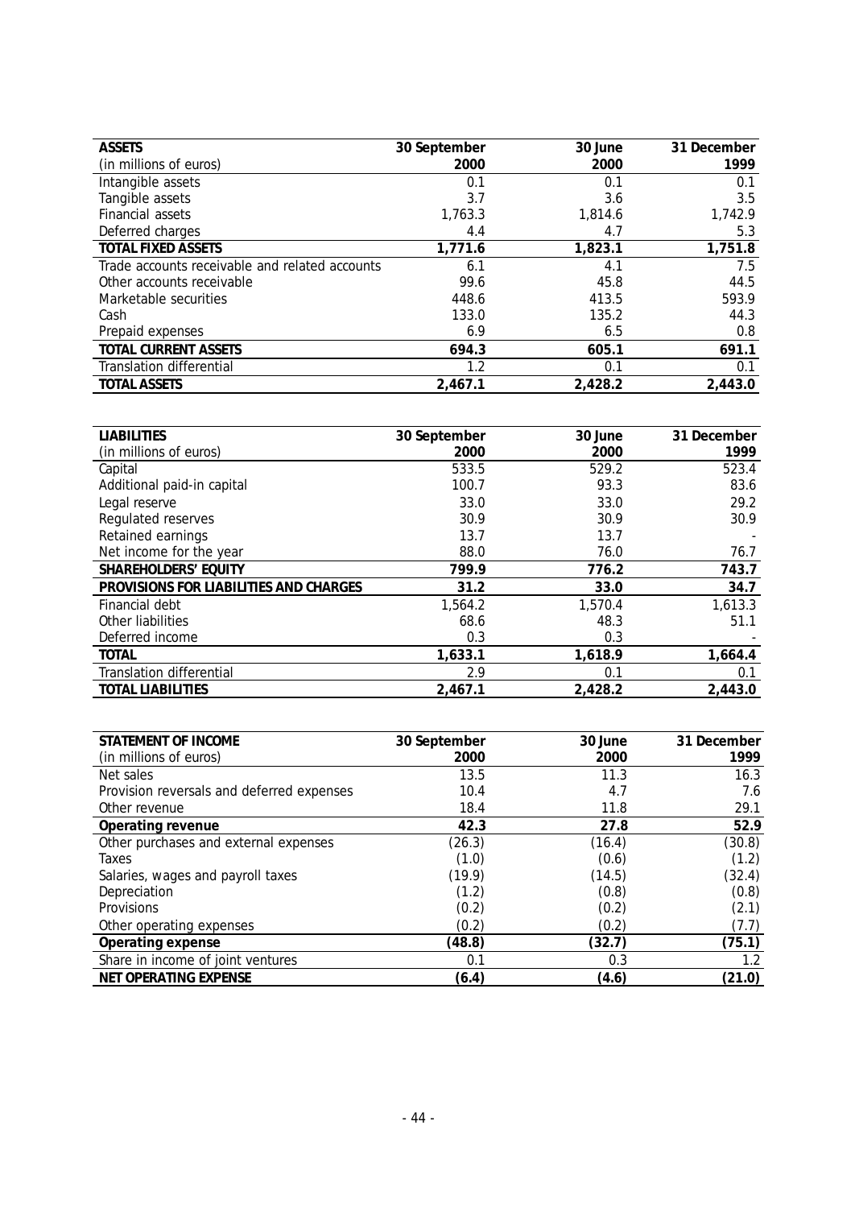| ASSETS (in millions of euros) | 30 September 2000 | 30 June 2000 | 31 December 1999 |
|---|---|---|---|
| Intangible assets | 0.1 | 0.1 | 0.1 |
| Tangible assets | 3.7 | 3.6 | 3.5 |
| Financial assets | 1,763.3 | 1,814.6 | 1,742.9 |
| Deferred charges | 4.4 | 4.7 | 5.3 |
| **TOTAL FIXED ASSETS** | **1,771.6** | **1,823.1** | **1,751.8** |
| Trade accounts receivable and related accounts | 6.1 | 4.1 | 7.5 |
| Other accounts receivable | 99.6 | 45.8 | 44.5 |
| Marketable securities | 448.6 | 413.5 | 593.9 |
| Cash | 133.0 | 135.2 | 44.3 |
| Prepaid expenses | 6.9 | 6.5 | 0.8 |
| **TOTAL CURRENT ASSETS** | **694.3** | **605.1** | **691.1** |
| Translation differential | 1.2 | 0.1 | 0.1 |
| **TOTAL ASSETS** | **2,467.1** | **2,428.2** | **2,443.0** |

| LIABILITIES (in millions of euros) | 30 September 2000 | 30 June 2000 | 31 December 1999 |
|---|---|---|---|
| Capital | 533.5 | 529.2 | 523.4 |
| Additional paid-in capital | 100.7 | 93.3 | 83.6 |
| Legal reserve | 33.0 | 33.0 | 29.2 |
| Regulated reserves | 30.9 | 30.9 | 30.9 |
| Retained earnings | 13.7 | 13.7 | - |
| Net income for the year | 88.0 | 76.0 | 76.7 |
| **SHAREHOLDERS' EQUITY** | **799.9** | **776.2** | **743.7** |
| **PROVISIONS FOR LIABILITIES AND CHARGES** | **31.2** | **33.0** | **34.7** |
| Financial debt | 1,564.2 | 1,570.4 | 1,613.3 |
| Other liabilities | 68.6 | 48.3 | 51.1 |
| Deferred income | 0.3 | 0.3 | - |
| **TOTAL** | **1,633.1** | **1,618.9** | **1,664.4** |
| Translation differential | 2.9 | 0.1 | 0.1 |
| **TOTAL LIABILITIES** | **2,467.1** | **2,428.2** | **2,443.0** |

| STATEMENT OF INCOME (in millions of euros) | 30 September 2000 | 30 June 2000 | 31 December 1999 |
|---|---|---|---|
| Net sales | 13.5 | 11.3 | 16.3 |
| Provision reversals and deferred expenses | 10.4 | 4.7 | 7.6 |
| Other revenue | 18.4 | 11.8 | 29.1 |
| **Operating revenue** | **42.3** | **27.8** | **52.9** |
| Other purchases and external expenses | (26.3) | (16.4) | (30.8) |
| Taxes | (1.0) | (0.6) | (1.2) |
| Salaries, wages and payroll taxes | (19.9) | (14.5) | (32.4) |
| Depreciation | (1.2) | (0.8) | (0.8) |
| Provisions | (0.2) | (0.2) | (2.1) |
| Other operating expenses | (0.2) | (0.2) | (7.7) |
| **Operating expense** | **(48.8)** | **(32.7)** | **(75.1)** |
| Share in income of joint ventures | 0.1 | 0.3 | 1.2 |
| **NET OPERATING EXPENSE** | **(6.4)** | **(4.6)** | **(21.0)** |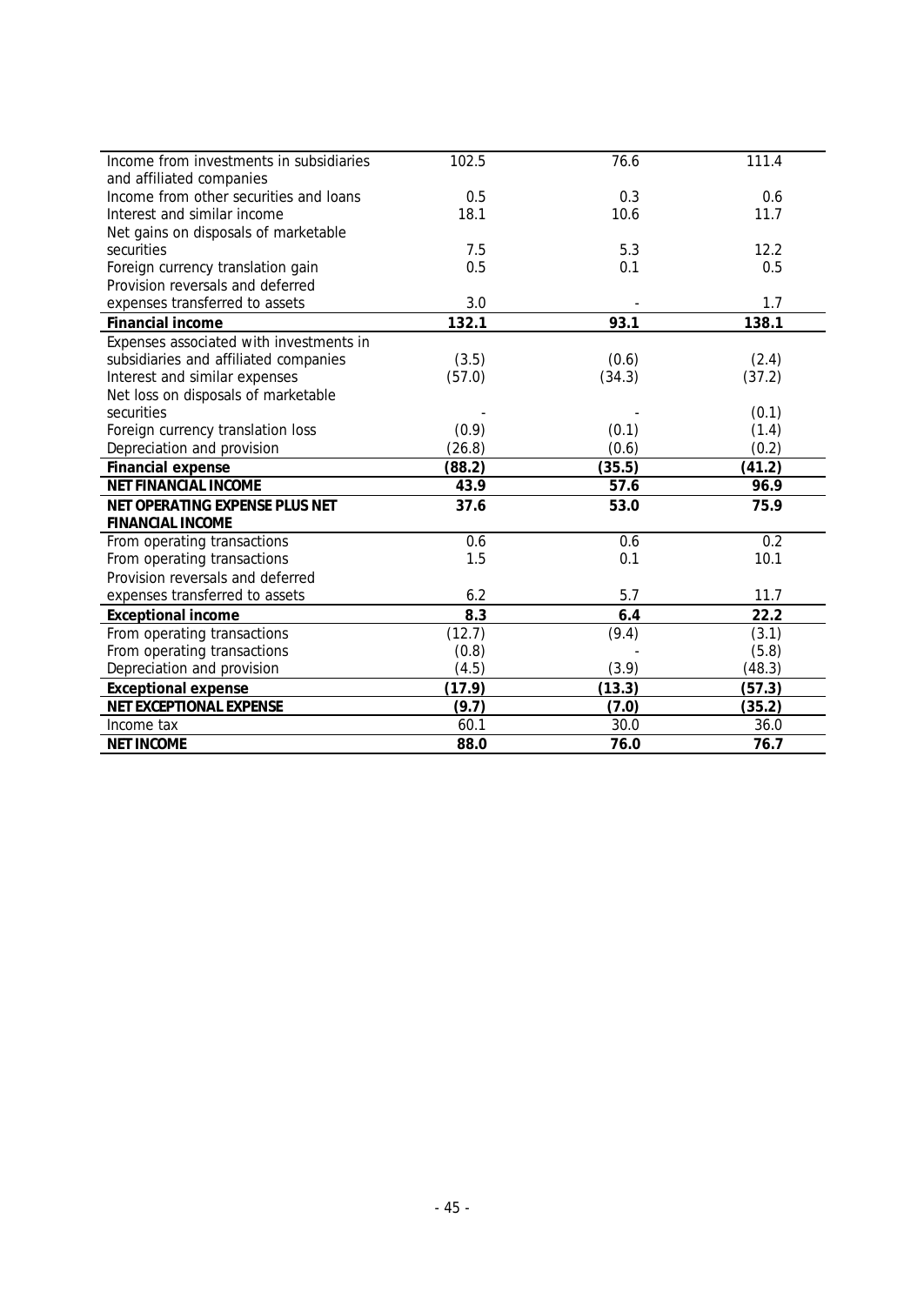| | | | |
|---|---|---|---|
| Income from investments in subsidiaries and affiliated companies | 102.5 | 76.6 | 111.4 |
| Income from other securities and loans | 0.5 | 0.3 | 0.6 |
| Interest and similar income | 18.1 | 10.6 | 11.7 |
| Net gains on disposals of marketable securities | 7.5 | 5.3 | 12.2 |
| Foreign currency translation gain | 0.5 | 0.1 | 0.5 |
| Provision reversals and deferred expenses transferred to assets | 3.0 | - | 1.7 |
| **Financial income** | **132.1** | **93.1** | **138.1** |
| Expenses associated with investments in subsidiaries and affiliated companies | (3.5) | (0.6) | (2.4) |
| Interest and similar expenses | (57.0) | (34.3) | (37.2) |
| Net loss on disposals of marketable securities | - | - | (0.1) |
| Foreign currency translation loss | (0.9) | (0.1) | (1.4) |
| Depreciation and provision | (26.8) | (0.6) | (0.2) |
| **Financial expense** | **(88.2)** | **(35.5)** | **(41.2)** |
| **NET FINANCIAL INCOME** | **43.9** | **57.6** | **96.9** |
| **NET OPERATING EXPENSE PLUS NET FINANCIAL INCOME** | **37.6** | **53.0** | **75.9** |
| From operating transactions | 0.6 | 0.6 | 0.2 |
| From operating transactions | 1.5 | 0.1 | 10.1 |
| Provision reversals and deferred expenses transferred to assets | 6.2 | 5.7 | 11.7 |
| **Exceptional income** | **8.3** | **6.4** | **22.2** |
| From operating transactions | (12.7) | (9.4) | (3.1) |
| From operating transactions | (0.8) | - | (5.8) |
| Depreciation and provision | (4.5) | (3.9) | (48.3) |
| **Exceptional expense** | **(17.9)** | **(13.3)** | **(57.3)** |
| **NET EXCEPTIONAL EXPENSE** | **(9.7)** | **(7.0)** | **(35.2)** |
| Income tax | 60.1 | 30.0 | 36.0 |
| **NET INCOME** | **88.0** | **76.0** | **76.7** |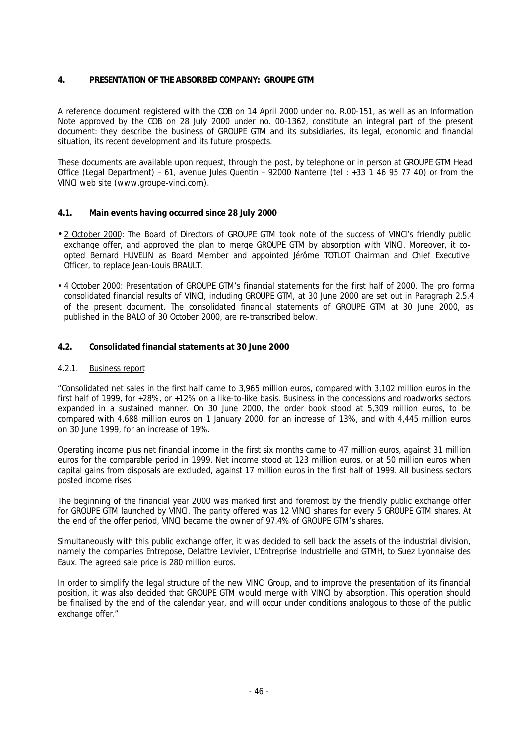## 4. PRESENTATION OF THE ABSORBED COMPANY: GROUPE GTM

A reference document registered with the COB on 14 April 2000 under no. R.00-151, as well as an Information Note approved by the COB on 28 July 2000 under no. 00-1362, constitute an integral part of the present document: they describe the business of GROUPE GTM and its subsidiaries, its legal, economic and financial situation, its recent development and its future prospects.

These documents are available upon request, through the post, by telephone or in person at GROUPE GTM Head Office (Legal Department) – 61, avenue Jules Quentin – 92000 Nanterre (tel : +33 1 46 95 77 40) or from the VINCI web site (www.groupe-vinci.com).

### 4.1. Main events having occurred since 28 July 2000

- 2 October 2000: The Board of Directors of GROUPE GTM took note of the success of VINCI's friendly public exchange offer, and approved the plan to merge GROUPE GTM by absorption with VINCI. Moreover, it co-opted Bernard HUVELIN as Board Member and appointed Jérôme TOTLOT Chairman and Chief Executive Officer, to replace Jean-Louis BRAULT.
- 4 October 2000: Presentation of GROUPE GTM's financial statements for the first half of 2000. The pro forma consolidated financial results of VINCI, including GROUPE GTM, at 30 June 2000 are set out in Paragraph 2.5.4 of the present document. The consolidated financial statements of GROUPE GTM at 30 June 2000, as published in the BALO of 30 October 2000, are re-transcribed below.

### 4.2. Consolidated financial statements at 30 June 2000

#### 4.2.1. Business report

"Consolidated net sales in the first half came to 3,965 million euros, compared with 3,102 million euros in the first half of 1999, for +28%, or +12% on a like-to-like basis. Business in the concessions and roadworks sectors expanded in a sustained manner. On 30 June 2000, the order book stood at 5,309 million euros, to be compared with 4,688 million euros on 1 January 2000, for an increase of 13%, and with 4,445 million euros on 30 June 1999, for an increase of 19%.

Operating income plus net financial income in the first six months came to 47 million euros, against 31 million euros for the comparable period in 1999. Net income stood at 123 million euros, or at 50 million euros when capital gains from disposals are excluded, against 17 million euros in the first half of 1999. All business sectors posted income rises.

The beginning of the financial year 2000 was marked first and foremost by the friendly public exchange offer for GROUPE GTM launched by VINCI. The parity offered was 12 VINCI shares for every 5 GROUPE GTM shares. At the end of the offer period, VINCI became the owner of 97.4% of GROUPE GTM's shares.

Simultaneously with this public exchange offer, it was decided to sell back the assets of the industrial division, namely the companies Entrepose, Delattre Levivier, L'Entreprise Industrielle and GTMH, to Suez Lyonnaise des Eaux. The agreed sale price is 280 million euros.

In order to simplify the legal structure of the new VINCI Group, and to improve the presentation of its financial position, it was also decided that GROUPE GTM would merge with VINCI by absorption. This operation should be finalised by the end of the calendar year, and will occur under conditions analogous to those of the public exchange offer."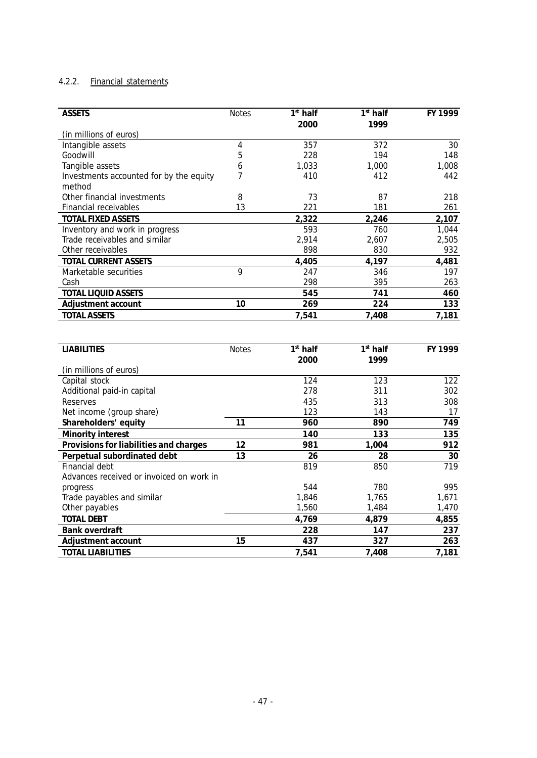### 4.2.2. Financial statements

| ASSETS | Notes | 1st half 2000 | 1st half 1999 | FY 1999 |
|---|---|---|---|---|
| (in millions of euros) | | | | |
| Intangible assets | 4 | 357 | 372 | 30 |
| Goodwill | 5 | 228 | 194 | 148 |
| Tangible assets | 6 | 1,033 | 1,000 | 1,008 |
| Investments accounted for by the equity method | 7 | 410 | 412 | 442 |
| Other financial investments | 8 | 73 | 87 | 218 |
| Financial receivables | 13 | 221 | 181 | 261 |
| **TOTAL FIXED ASSETS** | | **2,322** | **2,246** | **2,107** |
| Inventory and work in progress | | 593 | 760 | 1,044 |
| Trade receivables and similar | | 2,914 | 2,607 | 2,505 |
| Other receivables | | 898 | 830 | 932 |
| **TOTAL CURRENT ASSETS** | | **4,405** | **4,197** | **4,481** |
| Marketable securities | 9 | 247 | 346 | 197 |
| Cash | | 298 | 395 | 263 |
| **TOTAL LIQUID ASSETS** | | **545** | **741** | **460** |
| **Adjustment account** | **10** | **269** | **224** | **133** |
| **TOTAL ASSETS** | | **7,541** | **7,408** | **7,181** |

| LIABILITIES | Notes | 1st half 2000 | 1st half 1999 | FY 1999 |
|---|---|---|---|---|
| (in millions of euros) | | | | |
| Capital stock | | 124 | 123 | 122 |
| Additional paid-in capital | | 278 | 311 | 302 |
| Reserves | | 435 | 313 | 308 |
| Net income (group share) | | 123 | 143 | 17 |
| **Shareholders' equity** | **11** | **960** | **890** | **749** |
| **Minority interest** | | **140** | **133** | **135** |
| **Provisions for liabilities and charges** | **12** | **981** | **1,004** | **912** |
| **Perpetual subordinated debt** | **13** | **26** | **28** | **30** |
| Financial debt | | 819 | 850 | 719 |
| Advances received or invoiced on work in progress | | 544 | 780 | 995 |
| Trade payables and similar | | 1,846 | 1,765 | 1,671 |
| Other payables | | 1,560 | 1,484 | 1,470 |
| **TOTAL DEBT** | | **4,769** | **4,879** | **4,855** |
| **Bank overdraft** | | **228** | **147** | **237** |
| **Adjustment account** | **15** | **437** | **327** | **263** |
| **TOTAL LIABILITIES** | | **7,541** | **7,408** | **7,181** |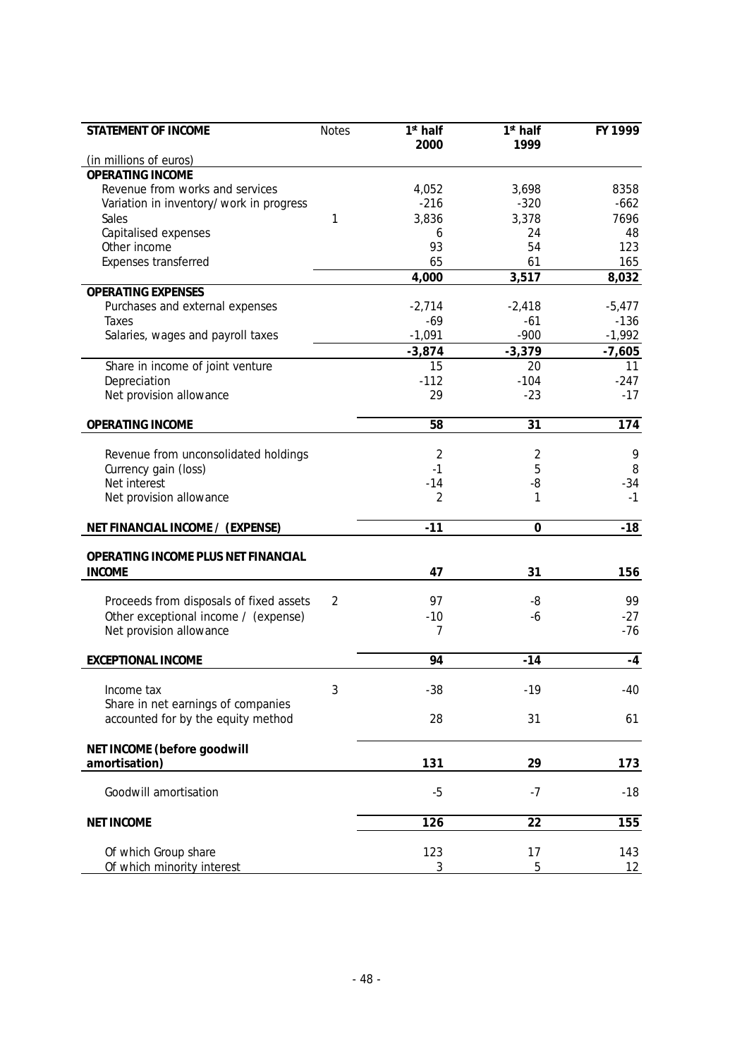| **STATEMENT OF INCOME** | Notes | **1st half 2000** | **1st half 1999** | **FY 1999** |
|---|---|---|---|---|
| (in millions of euros) | | | | |
| **OPERATING INCOME** | | | | |
| Revenue from works and services | | 4,052 | 3,698 | 8358 |
| Variation in inventory/ work in progress | | -216 | -320 | -662 |
| Sales | 1 | 3,836 | 3,378 | 7696 |
| Capitalised expenses | | 6 | 24 | 48 |
| Other income | | 93 | 54 | 123 |
| Expenses transferred | | 65 | 61 | 165 |
| | | **4,000** | **3,517** | **8,032** |
| **OPERATING EXPENSES** | | | | |
| Purchases and external expenses | | -2,714 | -2,418 | -5,477 |
| Taxes | | -69 | -61 | -136 |
| Salaries, wages and payroll taxes | | -1,091 | -900 | -1,992 |
| | | **-3,874** | **-3,379** | **-7,605** |
| Share in income of joint venture | | 15 | 20 | 11 |
| Depreciation | | -112 | -104 | -247 |
| Net provision allowance | | 29 | -23 | -17 |
| **OPERATING INCOME** | | **58** | **31** | **174** |
| Revenue from unconsolidated holdings | | 2 | 2 | 9 |
| Currency gain (loss) | | -1 | 5 | 8 |
| Net interest | | -14 | -8 | -34 |
| Net provision allowance | | 2 | 1 | -1 |
| **NET FINANCIAL INCOME / (EXPENSE)** | | **-11** | **0** | **-18** |
| **OPERATING INCOME PLUS NET FINANCIAL INCOME** | | **47** | **31** | **156** |
| Proceeds from disposals of fixed assets | 2 | 97 | -8 | 99 |
| Other exceptional income / (expense) | | -10 | -6 | -27 |
| Net provision allowance | | 7 | | -76 |
| **EXCEPTIONAL INCOME** | | **94** | **-14** | **-4** |
| Income tax | 3 | -38 | -19 | -40 |
| Share in net earnings of companies accounted for by the equity method | | 28 | 31 | 61 |
| **NET INCOME (before goodwill amortisation)** | | **131** | **29** | **173** |
| Goodwill amortisation | | -5 | -7 | -18 |
| **NET INCOME** | | **126** | **22** | **155** |
| Of which Group share | | 123 | 17 | 143 |
| Of which minority interest | | 3 | 5 | 12 |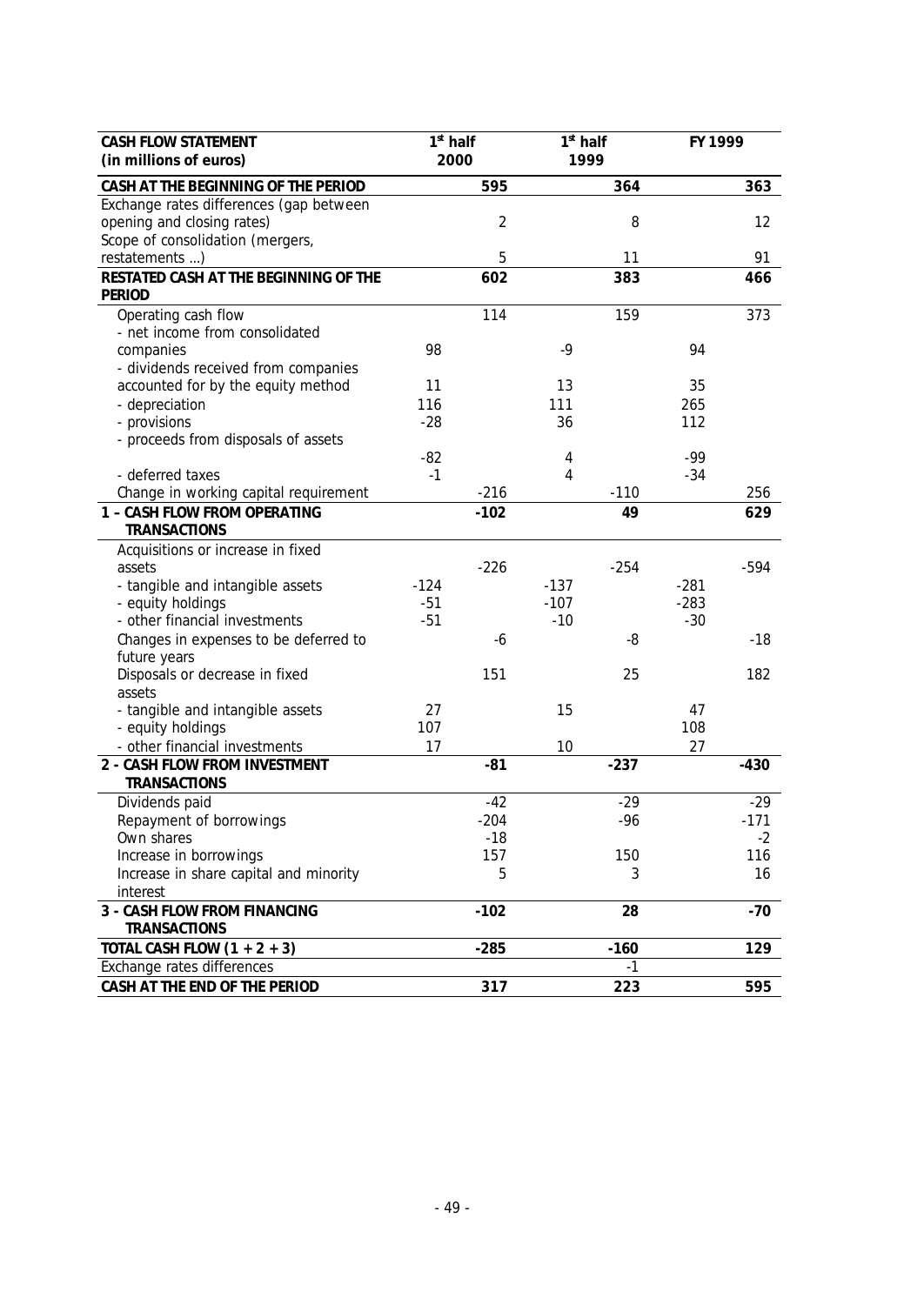| CASH FLOW STATEMENT (in millions of euros) | 1st half 2000 | | 1st half 1999 | | FY 1999 | |
|---|---|---|---|---|---|---|
| **CASH AT THE BEGINNING OF THE PERIOD** | | **595** | | **364** | | **363** |
| Exchange rates differences (gap between opening and closing rates) | | 2 | | 8 | | 12 |
| Scope of consolidation (mergers, restatements ...) | | 5 | | 11 | | 91 |
| **RESTATED CASH AT THE BEGINNING OF THE PERIOD** | | **602** | | **383** | | **466** |
| Operating cash flow | | 114 | | 159 | | 373 |
| - net income from consolidated companies | 98 | | -9 | | 94 | |
| - dividends received from companies accounted for by the equity method | 11 | | 13 | | 35 | |
| - depreciation | 116 | | 111 | | 265 | |
| - provisions | -28 | | 36 | | 112 | |
| - proceeds from disposals of assets | -82 | | 4 | | -99 | |
| - deferred taxes | -1 | | 4 | | -34 | |
| Change in working capital requirement | | -216 | | -110 | | 256 |
| **1 – CASH FLOW FROM OPERATING TRANSACTIONS** | | **-102** | | **49** | | **629** |
| Acquisitions or increase in fixed assets | | -226 | | -254 | | -594 |
| - tangible and intangible assets | -124 | | -137 | | -281 | |
| - equity holdings | -51 | | -107 | | -283 | |
| - other financial investments | -51 | | -10 | | -30 | |
| Changes in expenses to be deferred to future years | | -6 | | -8 | | -18 |
| Disposals or decrease in fixed assets | | 151 | | 25 | | 182 |
| - tangible and intangible assets | 27 | | 15 | | 47 | |
| - equity holdings | 107 | | | | 108 | |
| - other financial investments | 17 | | 10 | | 27 | |
| **2 - CASH FLOW FROM INVESTMENT TRANSACTIONS** | | **-81** | | **-237** | | **-430** |
| Dividends paid | | -42 | | -29 | | -29 |
| Repayment of borrowings | | -204 | | -96 | | -171 |
| Own shares | | -18 | | | | -2 |
| Increase in borrowings | | 157 | | 150 | | 116 |
| Increase in share capital and minority interest | | 5 | | 3 | | 16 |
| **3 - CASH FLOW FROM FINANCING TRANSACTIONS** | | **-102** | | **28** | | **-70** |
| **TOTAL CASH FLOW (1 + 2 + 3)** | | **-285** | | **-160** | | **129** |
| Exchange rates differences | | | | -1 | | |
| **CASH AT THE END OF THE PERIOD** | | **317** | | **223** | | **595** |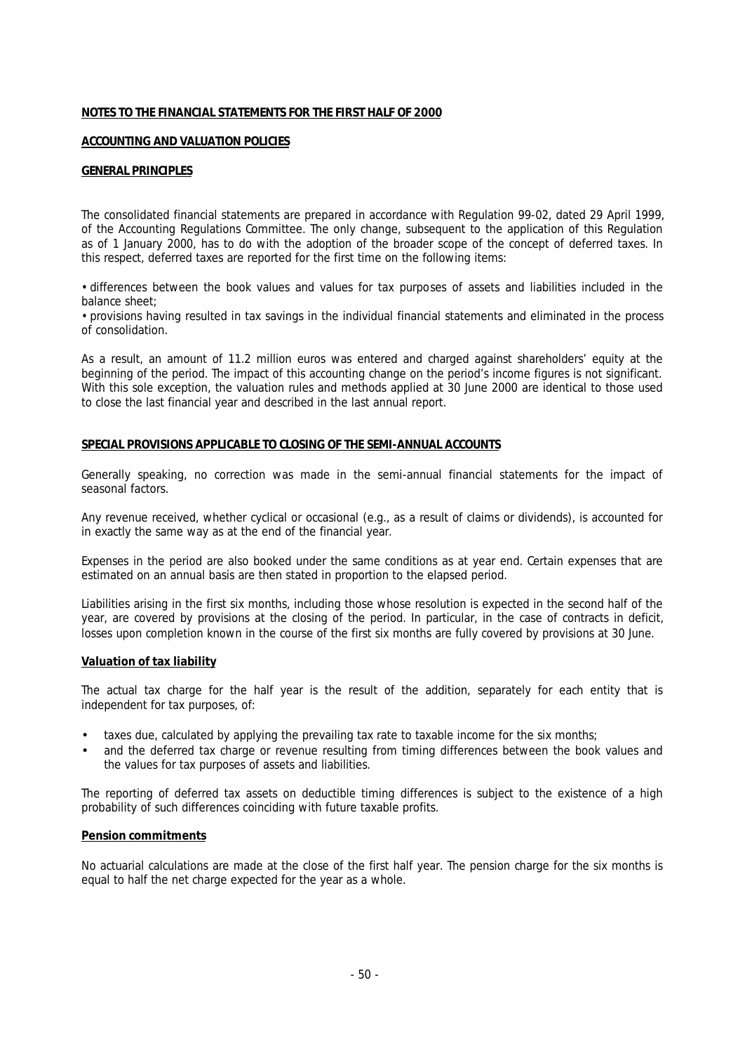## NOTES TO THE FINANCIAL STATEMENTS FOR THE FIRST HALF OF 2000

### ACCOUNTING AND VALUATION POLICIES

### GENERAL PRINCIPLES

The consolidated financial statements are prepared in accordance with Regulation 99-02, dated 29 April 1999, of the Accounting Regulations Committee. The only change, subsequent to the application of this Regulation as of 1 January 2000, has to do with the adoption of the broader scope of the concept of deferred taxes. In this respect, deferred taxes are reported for the first time on the following items:

- differences between the book values and values for tax purposes of assets and liabilities included in the balance sheet;
- provisions having resulted in tax savings in the individual financial statements and eliminated in the process of consolidation.

As a result, an amount of 11.2 million euros was entered and charged against shareholders' equity at the beginning of the period. The impact of this accounting change on the period's income figures is not significant. With this sole exception, the valuation rules and methods applied at 30 June 2000 are identical to those used to close the last financial year and described in the last annual report.

### SPECIAL PROVISIONS APPLICABLE TO CLOSING OF THE SEMI-ANNUAL ACCOUNTS

Generally speaking, no correction was made in the semi-annual financial statements for the impact of seasonal factors.

Any revenue received, whether cyclical or occasional (e.g., as a result of claims or dividends), is accounted for in exactly the same way as at the end of the financial year.

Expenses in the period are also booked under the same conditions as at year end. Certain expenses that are estimated on an annual basis are then stated in proportion to the elapsed period.

Liabilities arising in the first six months, including those whose resolution is expected in the second half of the year, are covered by provisions at the closing of the period. In particular, in the case of contracts in deficit, losses upon completion known in the course of the first six months are fully covered by provisions at 30 June.

#### Valuation of tax liability

The actual tax charge for the half year is the result of the addition, separately for each entity that is independent for tax purposes, of:

- taxes due, calculated by applying the prevailing tax rate to taxable income for the six months;
- and the deferred tax charge or revenue resulting from timing differences between the book values and the values for tax purposes of assets and liabilities.

The reporting of deferred tax assets on deductible timing differences is subject to the existence of a high probability of such differences coinciding with future taxable profits.

#### Pension commitments

No actuarial calculations are made at the close of the first half year. The pension charge for the six months is equal to half the net charge expected for the year as a whole.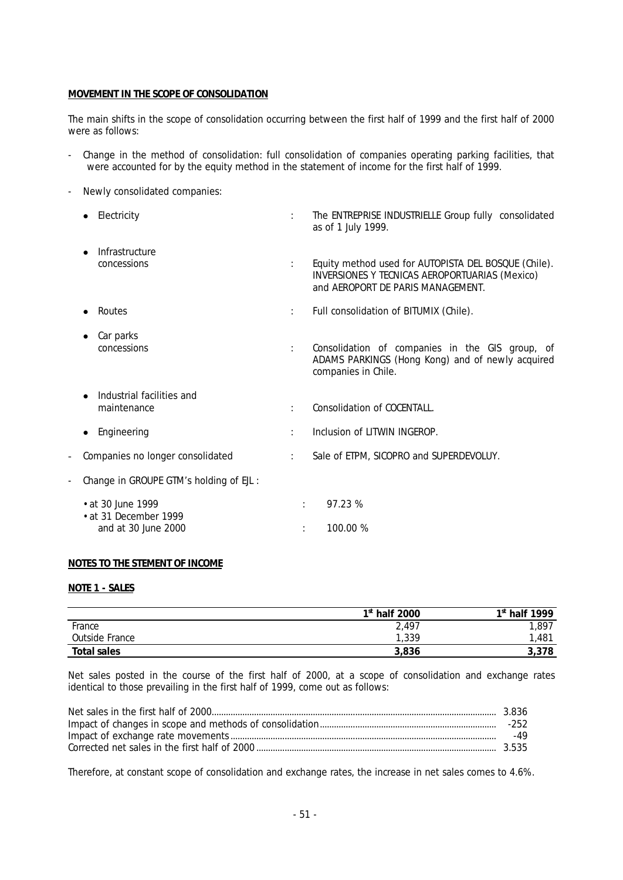**MOVEMENT IN THE SCOPE OF CONSOLIDATION**

The main shifts in the scope of consolidation occurring between the first half of 1999 and the first half of 2000 were as follows:

- Change in the method of consolidation: full consolidation of companies operating parking facilities, that were accounted for by the equity method in the statement of income for the first half of 1999.

- Newly consolidated companies:

  - Electricity : The ENTREPRISE INDUSTRIELLE Group fully consolidated as of 1 July 1999.
  - Infrastructure concessions : Equity method used for AUTOPISTA DEL BOSQUE (Chile). INVERSIONES Y TECNICAS AEROPORTUARIAS (Mexico) and AEROPORT DE PARIS MANAGEMENT.
  - Routes : Full consolidation of BITUMIX (Chile).
  - Car parks concessions : Consolidation of companies in the GIS group, of ADAMS PARKINGS (Hong Kong) and of newly acquired companies in Chile.
  - Industrial facilities and maintenance : Consolidation of COCENTALL.
  - Engineering : Inclusion of LITWIN INGEROP.

- Companies no longer consolidated : Sale of ETPM, SICOPRO and SUPERDEVOLUY.

- Change in GROUPE GTM's holding of EJL :
  - at 30 June 1999 : 97.23 %
  - at 31 December 1999 and at 30 June 2000 : 100.00 %

**NOTES TO THE STEMENT OF INCOME**

**NOTE 1 - SALES**

| | 1st half 2000 | 1st half 1999 |
|---|---|---|
| France | 2,497 | 1,897 |
| Outside France | 1,339 | 1,481 |
| **Total sales** | **3,836** | **3,378** |

Net sales posted in the course of the first half of 2000, at a scope of consolidation and exchange rates identical to those prevailing in the first half of 1999, come out as follows:

| | |
|---|---|
| Net sales in the first half of 2000 | 3.836 |
| Impact of changes in scope and methods of consolidation | -252 |
| Impact of exchange rate movements | -49 |
| Corrected net sales in the first half of 2000 | 3.535 |

Therefore, at constant scope of consolidation and exchange rates, the increase in net sales comes to 4.6%.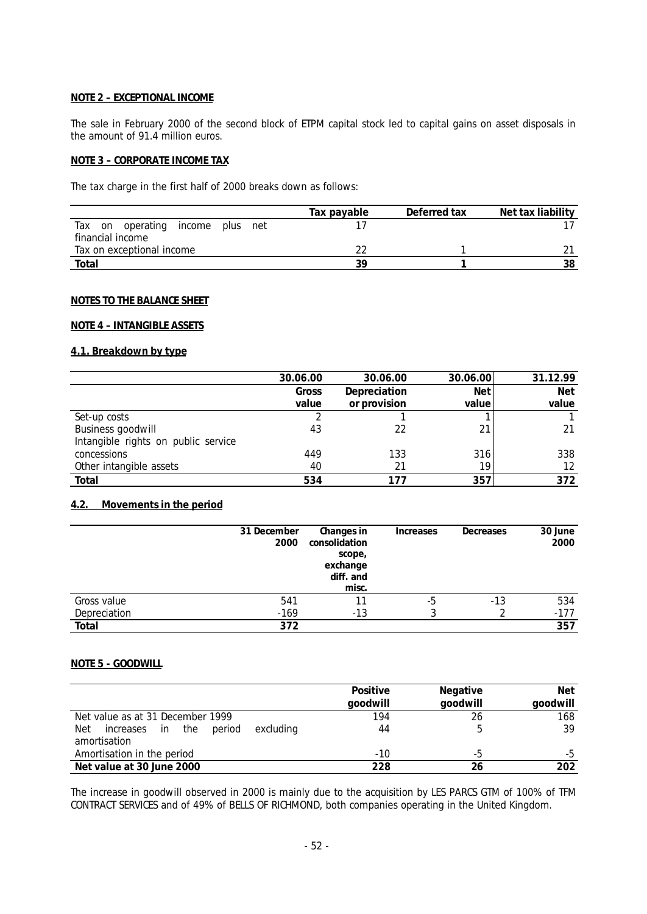**NOTE 2 – EXCEPTIONAL INCOME**

The sale in February 2000 of the second block of ETPM capital stock led to capital gains on asset disposals in the amount of 91.4 million euros.

**NOTE 3 – CORPORATE INCOME TAX**

The tax charge in the first half of 2000 breaks down as follows:

| | Tax payable | Deferred tax | Net tax liability |
|---|---|---|---|
| Tax on operating income plus net financial income | 17 | | 17 |
| Tax on exceptional income | 22 | 1 | 21 |
| **Total** | **39** | **1** | **38** |

**NOTES TO THE BALANCE SHEET**

**NOTE 4 – INTANGIBLE ASSETS**

**4.1. Breakdown by type**

| | 30.06.00 Gross value | 30.06.00 Depreciation or provision | 30.06.00 Net value | 31.12.99 Net value |
|---|---|---|---|---|
| Set-up costs | 2 | 1 | 1 | 1 |
| Business goodwill | 43 | 22 | 21 | 21 |
| Intangible rights on public service concessions | 449 | 133 | 316 | 338 |
| Other intangible assets | 40 | 21 | 19 | 12 |
| **Total** | **534** | **177** | **357** | **372** |

**4.2. Movements in the period**

| | 31 December 2000 | Changes in consolidation scope, exchange diff. and misc. | Increases | Decreases | 30 June 2000 |
|---|---|---|---|---|---|
| Gross value | 541 | 11 | -5 | -13 | 534 |
| Depreciation | -169 | -13 | 3 | 2 | -177 |
| **Total** | **372** | | | | **357** |

**NOTE 5 - GOODWILL**

| | Positive goodwill | Negative goodwill | Net goodwill |
|---|---|---|---|
| Net value as at 31 December 1999 | 194 | 26 | 168 |
| Net increases in the period excluding amortisation | 44 | 5 | 39 |
| Amortisation in the period | -10 | -5 | -5 |
| **Net value at 30 June 2000** | **228** | **26** | **202** |

The increase in goodwill observed in 2000 is mainly due to the acquisition by LES PARCS GTM of 100% of TFM CONTRACT SERVICES and of 49% of BELLS OF RICHMOND, both companies operating in the United Kingdom.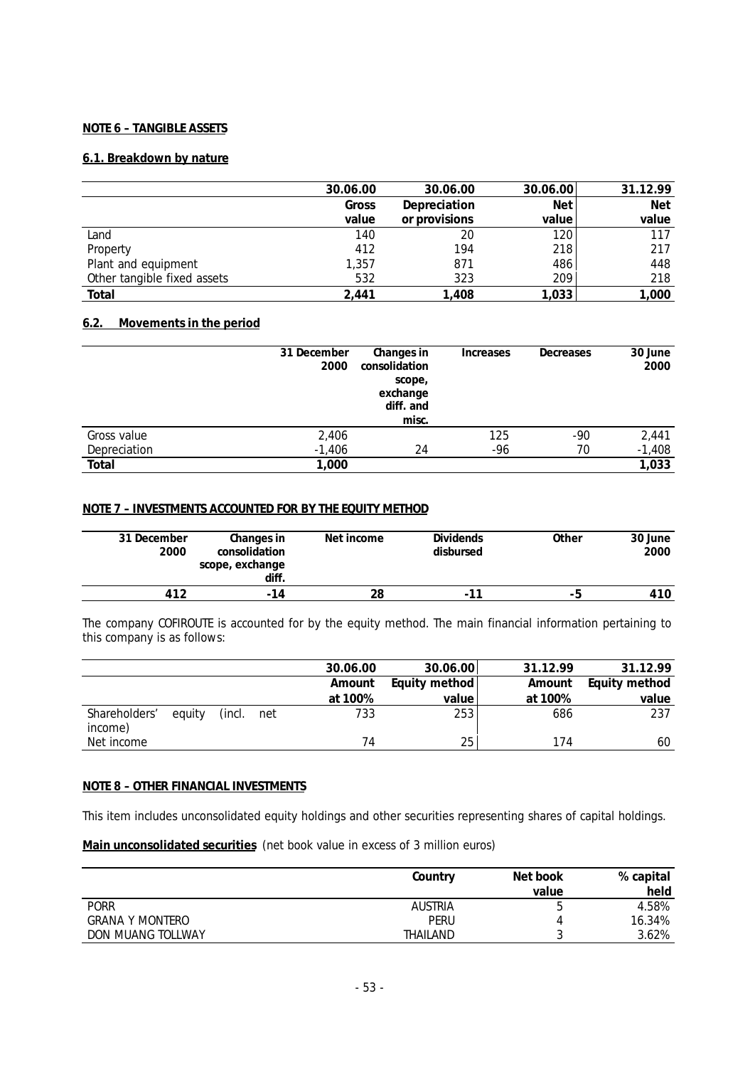**NOTE 6 – TANGIBLE ASSETS**

**6.1. Breakdown by nature**

| | 30.06.00 | 30.06.00 | 30.06.00 | 31.12.99 |
|---|---|---|---|---|
| | Gross value | Depreciation or provisions | Net value | Net value |
| Land | 140 | 20 | 120 | 117 |
| Property | 412 | 194 | 218 | 217 |
| Plant and equipment | 1,357 | 871 | 486 | 448 |
| Other tangible fixed assets | 532 | 323 | 209 | 218 |
| **Total** | **2,441** | **1,408** | **1,033** | **1,000** |

**6.2. Movements in the period**

| | 31 December 2000 | Changes in consolidation scope, exchange diff. and misc. | Increases | Decreases | 30 June 2000 |
|---|---|---|---|---|---|
| Gross value | 2,406 | | 125 | -90 | 2,441 |
| Depreciation | -1,406 | 24 | -96 | 70 | -1,408 |
| **Total** | **1,000** | | | | **1,033** |

**NOTE 7 – INVESTMENTS ACCOUNTED FOR BY THE EQUITY METHOD**

| 31 December 2000 | Changes in consolidation scope, exchange diff. | Net income | Dividends disbursed | Other | 30 June 2000 |
|---|---|---|---|---|---|
| 412 | -14 | 28 | -11 | -5 | 410 |

The company COFIROUTE is accounted for by the equity method. The main financial information pertaining to this company is as follows:

| | 30.06.00 | 30.06.00 | 31.12.99 | 31.12.99 |
|---|---|---|---|---|
| | Amount at 100% | Equity method value | Amount at 100% | Equity method value |
| Shareholders' equity (incl. net income) | 733 | 253 | 686 | 237 |
| Net income | 74 | 25 | 174 | 60 |

**NOTE 8 – OTHER FINANCIAL INVESTMENTS**

This item includes unconsolidated equity holdings and other securities representing shares of capital holdings.

**Main unconsolidated securities** (net book value in excess of 3 million euros)

| | Country | Net book value | % capital held |
|---|---|---|---|
| PORR | AUSTRIA | 5 | 4.58% |
| GRANA Y MONTERO | PERU | 4 | 16.34% |
| DON MUANG TOLLWAY | THAILAND | 3 | 3.62% |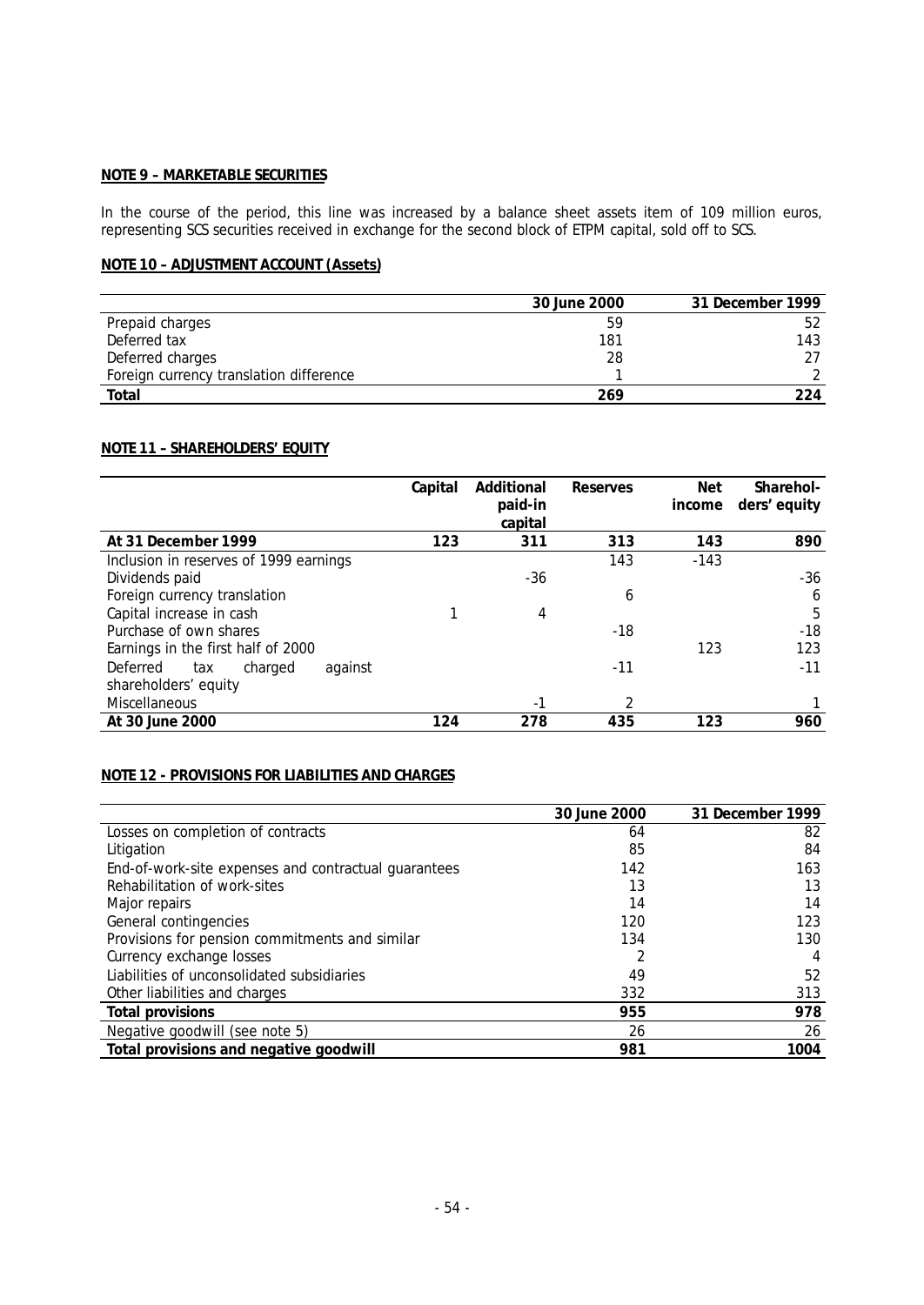**NOTE 9 – MARKETABLE SECURITIES**

In the course of the period, this line was increased by a balance sheet assets item of 109 million euros, representing SCS securities received in exchange for the second block of ETPM capital, sold off to SCS.

**NOTE 10 – ADJUSTMENT ACCOUNT (Assets)**

| | 30 June 2000 | 31 December 1999 |
|---|---|---|
| Prepaid charges | 59 | 52 |
| Deferred tax | 181 | 143 |
| Deferred charges | 28 | 27 |
| Foreign currency translation difference | 1 | 2 |
| **Total** | **269** | **224** |

**NOTE 11 – SHAREHOLDERS' EQUITY**

| | Capital | Additional paid-in capital | Reserves | Net income | Shareholders' equity |
|---|---|---|---|---|---|
| **At 31 December 1999** | **123** | **311** | **313** | **143** | **890** |
| Inclusion in reserves of 1999 earnings | | | 143 | -143 | |
| Dividends paid | | -36 | | | -36 |
| Foreign currency translation | | | 6 | | 6 |
| Capital increase in cash | 1 | 4 | | | 5 |
| Purchase of own shares | | | -18 | | -18 |
| Earnings in the first half of 2000 | | | | 123 | 123 |
| Deferred tax charged against shareholders' equity | | | -11 | | -11 |
| Miscellaneous | | -1 | 2 | | 1 |
| **At 30 June 2000** | **124** | **278** | **435** | **123** | **960** |

**NOTE 12 - PROVISIONS FOR LIABILITIES AND CHARGES**

| | 30 June 2000 | 31 December 1999 |
|---|---|---|
| Losses on completion of contracts | 64 | 82 |
| Litigation | 85 | 84 |
| End-of-work-site expenses and contractual guarantees | 142 | 163 |
| Rehabilitation of work-sites | 13 | 13 |
| Major repairs | 14 | 14 |
| General contingencies | 120 | 123 |
| Provisions for pension commitments and similar | 134 | 130 |
| Currency exchange losses | 2 | 4 |
| Liabilities of unconsolidated subsidiaries | 49 | 52 |
| Other liabilities and charges | 332 | 313 |
| **Total provisions** | **955** | **978** |
| Negative goodwill (see note 5) | 26 | 26 |
| **Total provisions and negative goodwill** | **981** | **1004** |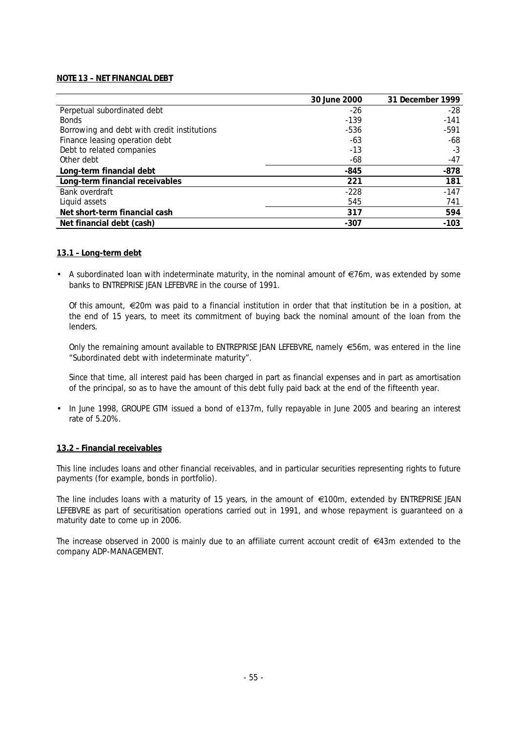**NOTE 13 – NET FINANCIAL DEBT**

| | 30 June 2000 | 31 December 1999 |
|---|---|---|
| Perpetual subordinated debt | -26 | -28 |
| Bonds | -139 | -141 |
| Borrowing and debt with credit institutions | -536 | -591 |
| Finance leasing operation debt | -63 | -68 |
| Debt to related companies | -13 | -3 |
| Other debt | -68 | -47 |
| **Long-term financial debt** | **-845** | **-878** |
| **Long-term financial receivables** | **221** | **181** |
| Bank overdraft | -228 | -147 |
| Liquid assets | 545 | 741 |
| **Net short-term financial cash** | **317** | **594** |
| **Net financial debt (cash)** | **-307** | **-103** |

**13.1 – Long-term debt**

- A subordinated loan with indeterminate maturity, in the nominal amount of €76m, was extended by some banks to ENTREPRISE JEAN LEFEBVRE in the course of 1991.

  Of this amount, €20m was paid to a financial institution in order that that institution be in a position, at the end of 15 years, to meet its commitment of buying back the nominal amount of the loan from the lenders.

  Only the remaining amount available to ENTREPRISE JEAN LEFEBVRE, namely €56m, was entered in the line "Subordinated debt with indeterminate maturity".

  Since that time, all interest paid has been charged in part as financial expenses and in part as amortisation of the principal, so as to have the amount of this debt fully paid back at the end of the fifteenth year.

- In June 1998, GROUPE GTM issued a bond of e137m, fully repayable in June 2005 and bearing an interest rate of 5.20%.

**13.2 – Financial receivables**

This line includes loans and other financial receivables, and in particular securities representing rights to future payments (for example, bonds in portfolio).

The line includes loans with a maturity of 15 years, in the amount of €100m, extended by ENTREPRISE JEAN LEFEBVRE as part of securitisation operations carried out in 1991, and whose repayment is guaranteed on a maturity date to come up in 2006.

The increase observed in 2000 is mainly due to an affiliate current account credit of €43m extended to the company ADP-MANAGEMENT.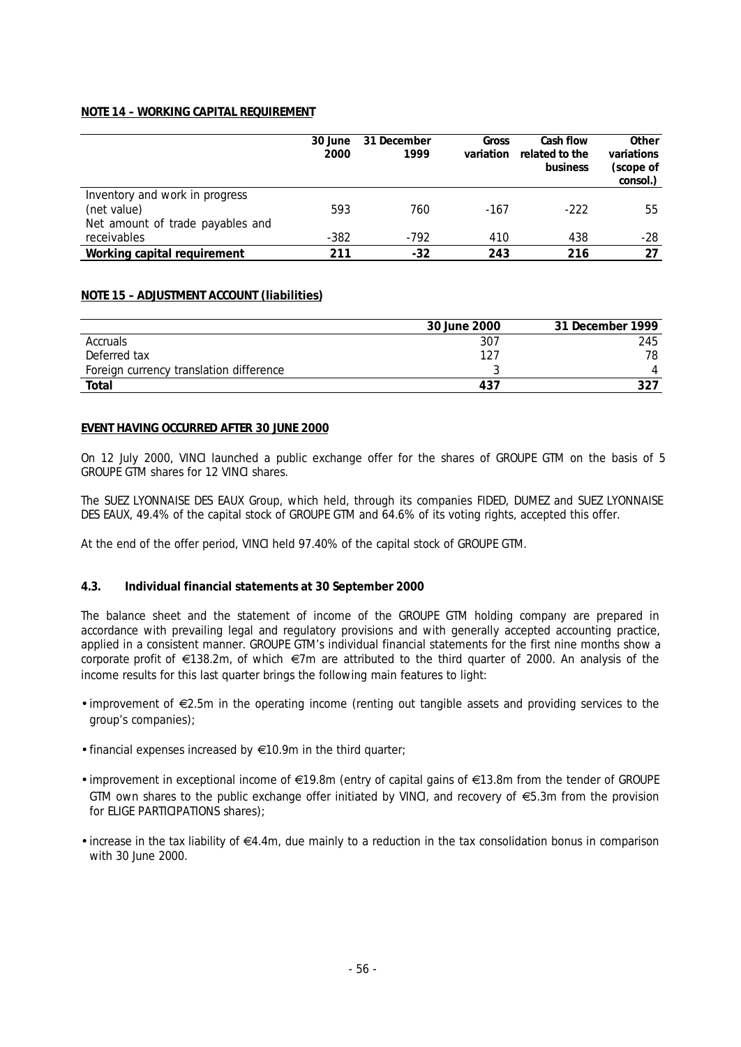**NOTE 14 – WORKING CAPITAL REQUIREMENT**

| | 30 June 2000 | 31 December 1999 | Gross variation | Cash flow related to the business | Other variations (scope of consol.) |
|---|---|---|---|---|---|
| Inventory and work in progress (net value) | 593 | 760 | -167 | -222 | 55 |
| Net amount of trade payables and receivables | -382 | -792 | 410 | 438 | -28 |
| **Working capital requirement** | **211** | **-32** | **243** | **216** | **27** |

**NOTE 15 – ADJUSTMENT ACCOUNT (liabilities)**

| | 30 June 2000 | 31 December 1999 |
|---|---|---|
| Accruals | 307 | 245 |
| Deferred tax | 127 | 78 |
| Foreign currency translation difference | 3 | 4 |
| **Total** | **437** | **327** |

**EVENT HAVING OCCURRED AFTER 30 JUNE 2000**

On 12 July 2000, VINCI launched a public exchange offer for the shares of GROUPE GTM on the basis of 5 GROUPE GTM shares for 12 VINCI shares.

The SUEZ LYONNAISE DES EAUX Group, which held, through its companies FIDED, DUMEZ and SUEZ LYONNAISE DES EAUX, 49.4% of the capital stock of GROUPE GTM and 64.6% of its voting rights, accepted this offer.

At the end of the offer period, VINCI held 97.40% of the capital stock of GROUPE GTM.

### 4.3. Individual financial statements at 30 September 2000

The balance sheet and the statement of income of the GROUPE GTM holding company are prepared in accordance with prevailing legal and regulatory provisions and with generally accepted accounting practice, applied in a consistent manner. GROUPE GTM's individual financial statements for the first nine months show a corporate profit of €138.2m, of which €7m are attributed to the third quarter of 2000. An analysis of the income results for this last quarter brings the following main features to light:

- improvement of €2.5m in the operating income (renting out tangible assets and providing services to the group's companies);
- financial expenses increased by €10.9m in the third quarter;
- improvement in exceptional income of €19.8m (entry of capital gains of €13.8m from the tender of GROUPE GTM own shares to the public exchange offer initiated by VINCI, and recovery of €5.3m from the provision for ELIGE PARTICIPATIONS shares);
- increase in the tax liability of €4.4m, due mainly to a reduction in the tax consolidation bonus in comparison with 30 June 2000.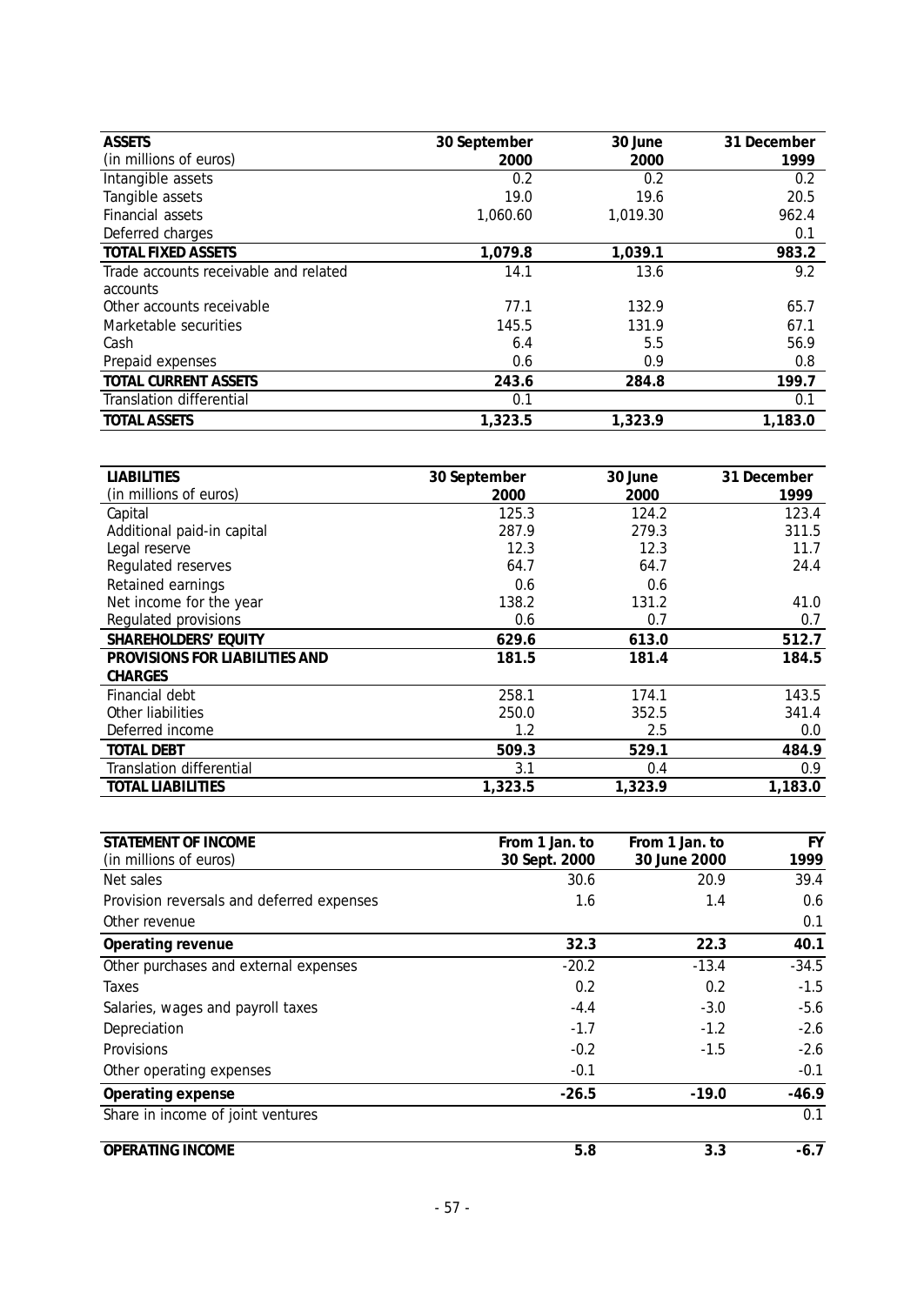| ASSETS<br>(in millions of euros) | 30 September<br>2000 | 30 June<br>2000 | 31 December<br>1999 |
|---|---|---|---|
| Intangible assets | 0.2 | 0.2 | 0.2 |
| Tangible assets | 19.0 | 19.6 | 20.5 |
| Financial assets | 1,060.60 | 1,019.30 | 962.4 |
| Deferred charges | | | 0.1 |
| **TOTAL FIXED ASSETS** | **1,079.8** | **1,039.1** | **983.2** |
| Trade accounts receivable and related accounts | 14.1 | 13.6 | 9.2 |
| Other accounts receivable | 77.1 | 132.9 | 65.7 |
| Marketable securities | 145.5 | 131.9 | 67.1 |
| Cash | 6.4 | 5.5 | 56.9 |
| Prepaid expenses | 0.6 | 0.9 | 0.8 |
| **TOTAL CURRENT ASSETS** | **243.6** | **284.8** | **199.7** |
| Translation differential | 0.1 | | 0.1 |
| **TOTAL ASSETS** | **1,323.5** | **1,323.9** | **1,183.0** |

| LIABILITIES<br>(in millions of euros) | 30 September<br>2000 | 30 June<br>2000 | 31 December<br>1999 |
|---|---|---|---|
| Capital | 125.3 | 124.2 | 123.4 |
| Additional paid-in capital | 287.9 | 279.3 | 311.5 |
| Legal reserve | 12.3 | 12.3 | 11.7 |
| Regulated reserves | 64.7 | 64.7 | 24.4 |
| Retained earnings | 0.6 | 0.6 | |
| Net income for the year | 138.2 | 131.2 | 41.0 |
| Regulated provisions | 0.6 | 0.7 | 0.7 |
| **SHAREHOLDERS' EQUITY** | **629.6** | **613.0** | **512.7** |
| **PROVISIONS FOR LIABILITIES AND CHARGES** | **181.5** | **181.4** | **184.5** |
| Financial debt | 258.1 | 174.1 | 143.5 |
| Other liabilities | 250.0 | 352.5 | 341.4 |
| Deferred income | 1.2 | 2.5 | 0.0 |
| **TOTAL DEBT** | **509.3** | **529.1** | **484.9** |
| Translation differential | 3.1 | 0.4 | 0.9 |
| **TOTAL LIABILITIES** | **1,323.5** | **1,323.9** | **1,183.0** |

| STATEMENT OF INCOME<br>(in millions of euros) | From 1 Jan. to<br>30 Sept. 2000 | From 1 Jan. to<br>30 June 2000 | FY<br>1999 |
|---|---|---|---|
| Net sales | 30.6 | 20.9 | 39.4 |
| Provision reversals and deferred expenses | 1.6 | 1.4 | 0.6 |
| Other revenue | | | 0.1 |
| **Operating revenue** | **32.3** | **22.3** | **40.1** |
| Other purchases and external expenses | -20.2 | -13.4 | -34.5 |
| Taxes | 0.2 | 0.2 | -1.5 |
| Salaries, wages and payroll taxes | -4.4 | -3.0 | -5.6 |
| Depreciation | -1.7 | -1.2 | -2.6 |
| Provisions | -0.2 | -1.5 | -2.6 |
| Other operating expenses | -0.1 | | -0.1 |
| **Operating expense** | **-26.5** | **-19.0** | **-46.9** |
| Share in income of joint ventures | | | 0.1 |
| **OPERATING INCOME** | **5.8** | **3.3** | **-6.7** |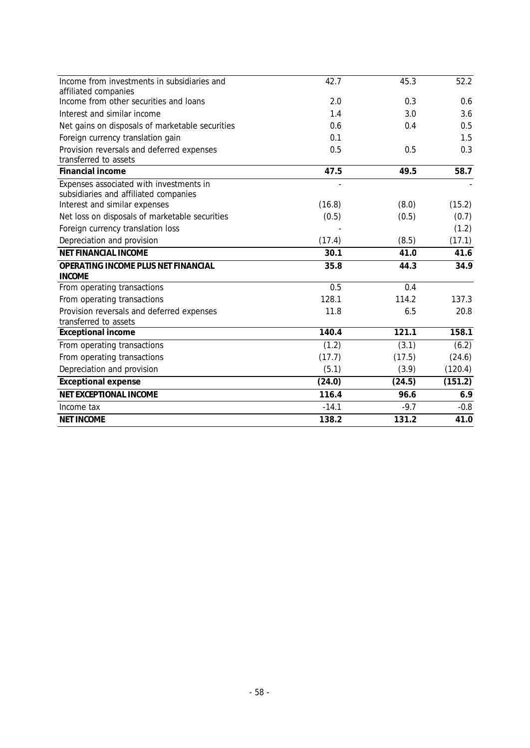| | | | |
|---|---|---|---|
| Income from investments in subsidiaries and affiliated companies | 42.7 | 45.3 | 52.2 |
| Income from other securities and loans | 2.0 | 0.3 | 0.6 |
| Interest and similar income | 1.4 | 3.0 | 3.6 |
| Net gains on disposals of marketable securities | 0.6 | 0.4 | 0.5 |
| Foreign currency translation gain | 0.1 | | 1.5 |
| Provision reversals and deferred expenses transferred to assets | 0.5 | 0.5 | 0.3 |
| **Financial income** | **47.5** | **49.5** | **58.7** |
| Expenses associated with investments in subsidiaries and affiliated companies | - | | - |
| Interest and similar expenses | (16.8) | (8.0) | (15.2) |
| Net loss on disposals of marketable securities | (0.5) | (0.5) | (0.7) |
| Foreign currency translation loss | - | | (1.2) |
| Depreciation and provision | (17.4) | (8.5) | (17.1) |
| **NET FINANCIAL INCOME** | **30.1** | **41.0** | **41.6** |
| **OPERATING INCOME PLUS NET FINANCIAL INCOME** | **35.8** | **44.3** | **34.9** |
| From operating transactions | 0.5 | 0.4 | |
| From operating transactions | 128.1 | 114.2 | 137.3 |
| Provision reversals and deferred expenses transferred to assets | 11.8 | 6.5 | 20.8 |
| **Exceptional income** | **140.4** | **121.1** | **158.1** |
| From operating transactions | (1.2) | (3.1) | (6.2) |
| From operating transactions | (17.7) | (17.5) | (24.6) |
| Depreciation and provision | (5.1) | (3.9) | (120.4) |
| **Exceptional expense** | **(24.0)** | **(24.5)** | **(151.2)** |
| **NET EXCEPTIONAL INCOME** | **116.4** | **96.6** | **6.9** |
| Income tax | -14.1 | -9.7 | -0.8 |
| **NET INCOME** | **138.2** | **131.2** | **41.0** |